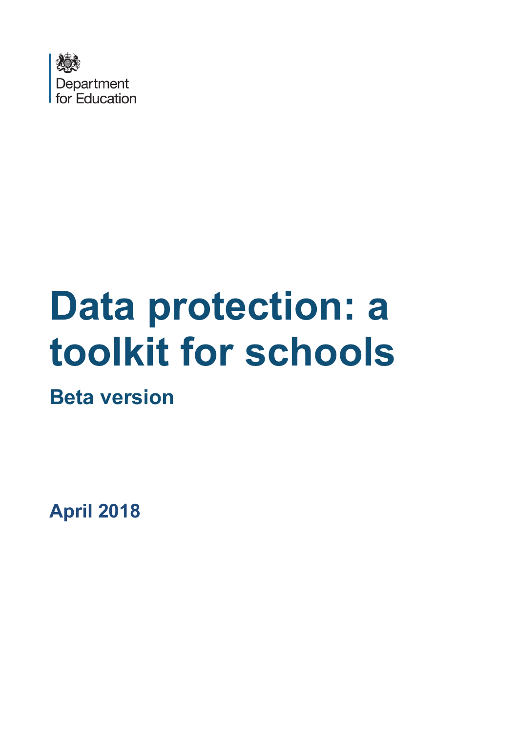Department for Education

# Data protection: a toolkit for schools

## Beta version

**April 2018**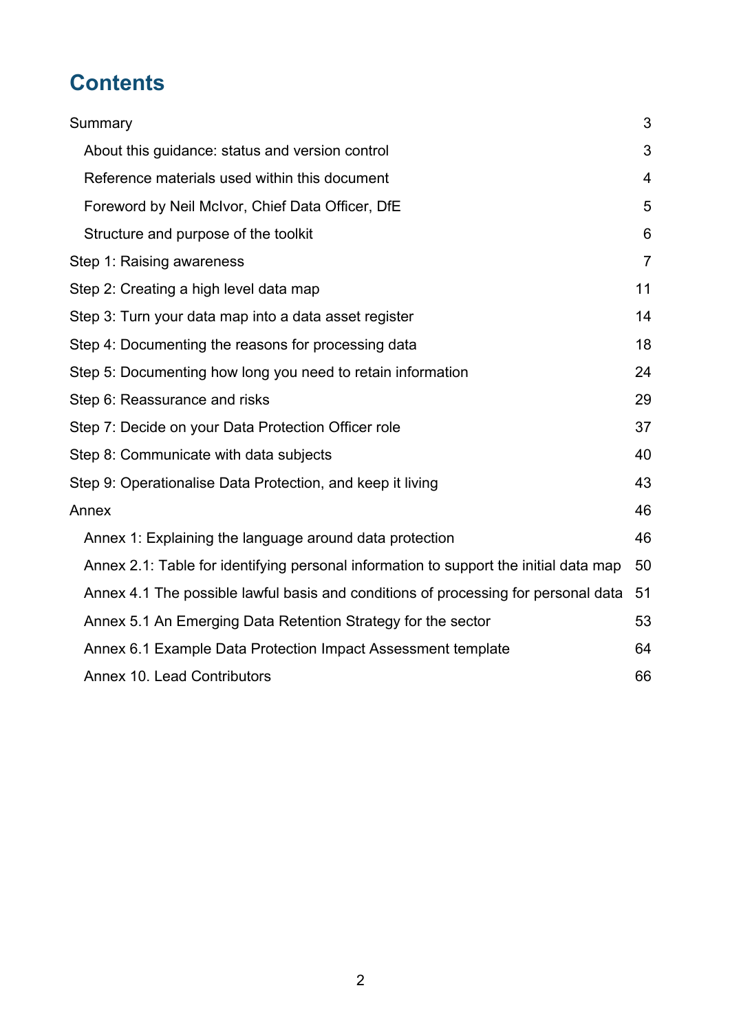# Contents

Summary 3

- About this guidance: status and version control 3
- Reference materials used within this document 4
- Foreword by Neil McIvor, Chief Data Officer, DfE 5
- Structure and purpose of the toolkit 6

Step 1: Raising awareness 7

Step 2: Creating a high level data map 11

Step 3: Turn your data map into a data asset register 14

Step 4: Documenting the reasons for processing data 18

Step 5: Documenting how long you need to retain information 24

Step 6: Reassurance and risks 29

Step 7: Decide on your Data Protection Officer role 37

Step 8: Communicate with data subjects 40

Step 9: Operationalise Data Protection, and keep it living 43

Annex 46

- Annex 1: Explaining the language around data protection 46
- Annex 2.1: Table for identifying personal information to support the initial data map 50
- Annex 4.1 The possible lawful basis and conditions of processing for personal data 51
- Annex 5.1 An Emerging Data Retention Strategy for the sector 53
- Annex 6.1 Example Data Protection Impact Assessment template 64
- Annex 10. Lead Contributors 66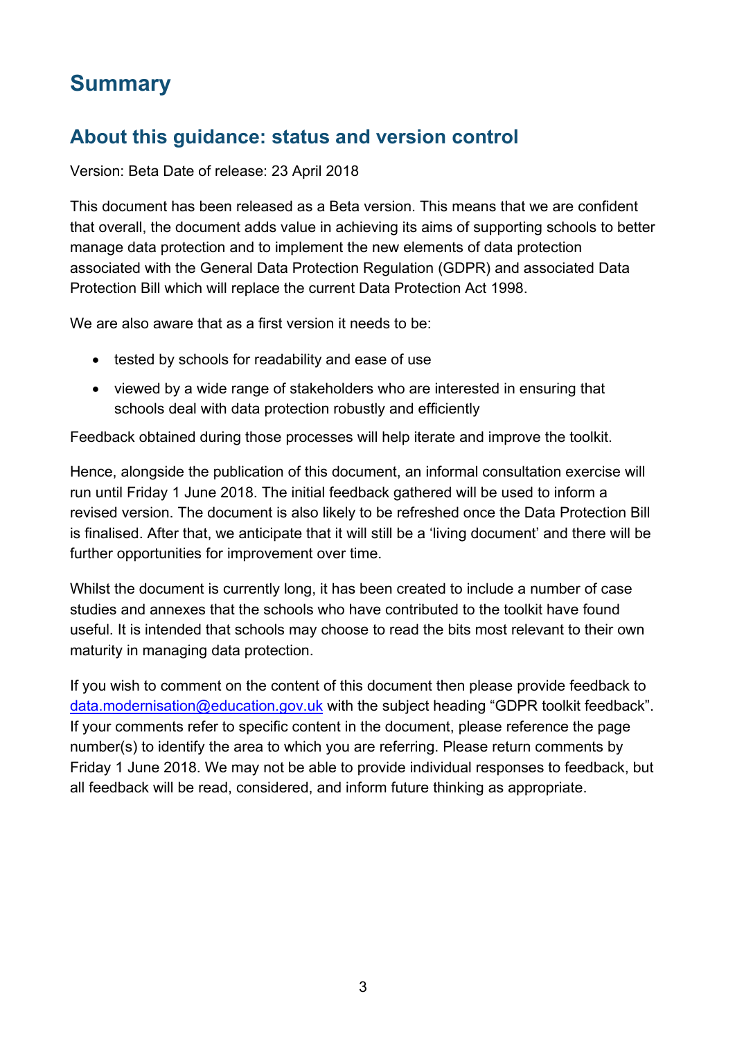# Summary

## About this guidance: status and version control

Version: Beta Date of release: 23 April 2018

This document has been released as a Beta version. This means that we are confident that overall, the document adds value in achieving its aims of supporting schools to better manage data protection and to implement the new elements of data protection associated with the General Data Protection Regulation (GDPR) and associated Data Protection Bill which will replace the current Data Protection Act 1998.

We are also aware that as a first version it needs to be:

- tested by schools for readability and ease of use
- viewed by a wide range of stakeholders who are interested in ensuring that schools deal with data protection robustly and efficiently

Feedback obtained during those processes will help iterate and improve the toolkit.

Hence, alongside the publication of this document, an informal consultation exercise will run until Friday 1 June 2018. The initial feedback gathered will be used to inform a revised version. The document is also likely to be refreshed once the Data Protection Bill is finalised. After that, we anticipate that it will still be a 'living document' and there will be further opportunities for improvement over time.

Whilst the document is currently long, it has been created to include a number of case studies and annexes that the schools who have contributed to the toolkit have found useful. It is intended that schools may choose to read the bits most relevant to their own maturity in managing data protection.

If you wish to comment on the content of this document then please provide feedback to [data.modernisation@education.gov.uk](mailto:data.modernisation@education.gov.uk) with the subject heading "GDPR toolkit feedback". If your comments refer to specific content in the document, please reference the page number(s) to identify the area to which you are referring. Please return comments by Friday 1 June 2018. We may not be able to provide individual responses to feedback, but all feedback will be read, considered, and inform future thinking as appropriate.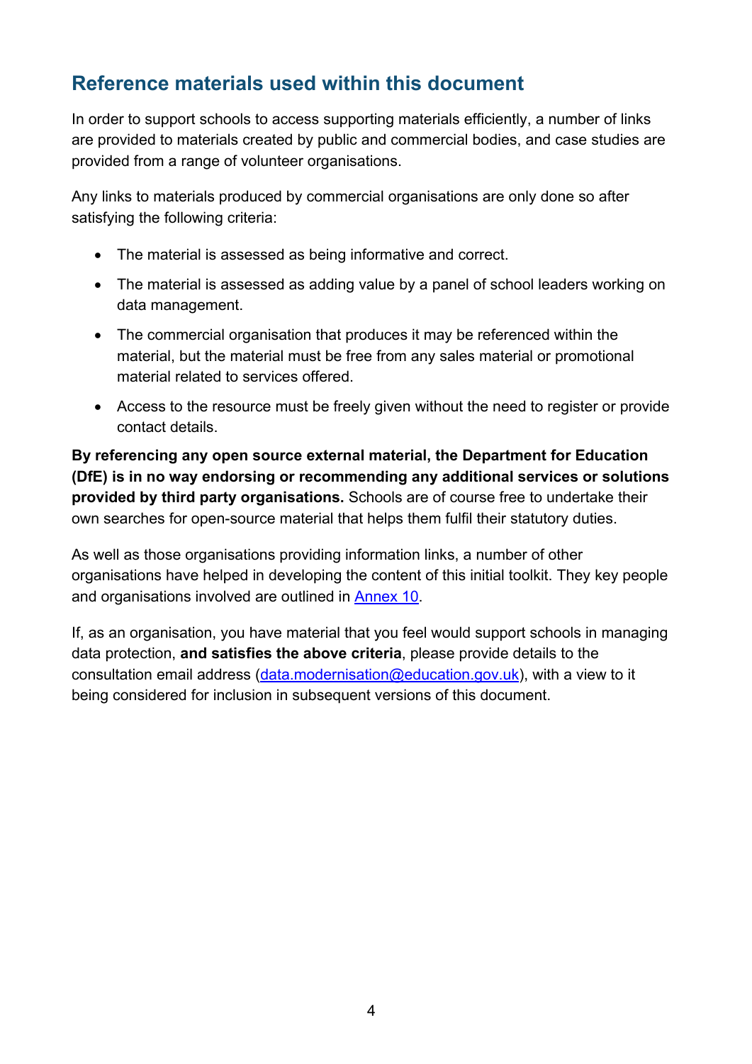## Reference materials used within this document

In order to support schools to access supporting materials efficiently, a number of links are provided to materials created by public and commercial bodies, and case studies are provided from a range of volunteer organisations.

Any links to materials produced by commercial organisations are only done so after satisfying the following criteria:

- The material is assessed as being informative and correct.
- The material is assessed as adding value by a panel of school leaders working on data management.
- The commercial organisation that produces it may be referenced within the material, but the material must be free from any sales material or promotional material related to services offered.
- Access to the resource must be freely given without the need to register or provide contact details.

**By referencing any open source external material, the Department for Education (DfE) is in no way endorsing or recommending any additional services or solutions provided by third party organisations.** Schools are of course free to undertake their own searches for open-source material that helps them fulfil their statutory duties.

As well as those organisations providing information links, a number of other organisations have helped in developing the content of this initial toolkit. They key people and organisations involved are outlined in [Annex 10](#).

If, as an organisation, you have material that you feel would support schools in managing data protection, **and satisfies the above criteria**, please provide details to the consultation email address ([data.modernisation@education.gov.uk](mailto:data.modernisation@education.gov.uk)), with a view to it being considered for inclusion in subsequent versions of this document.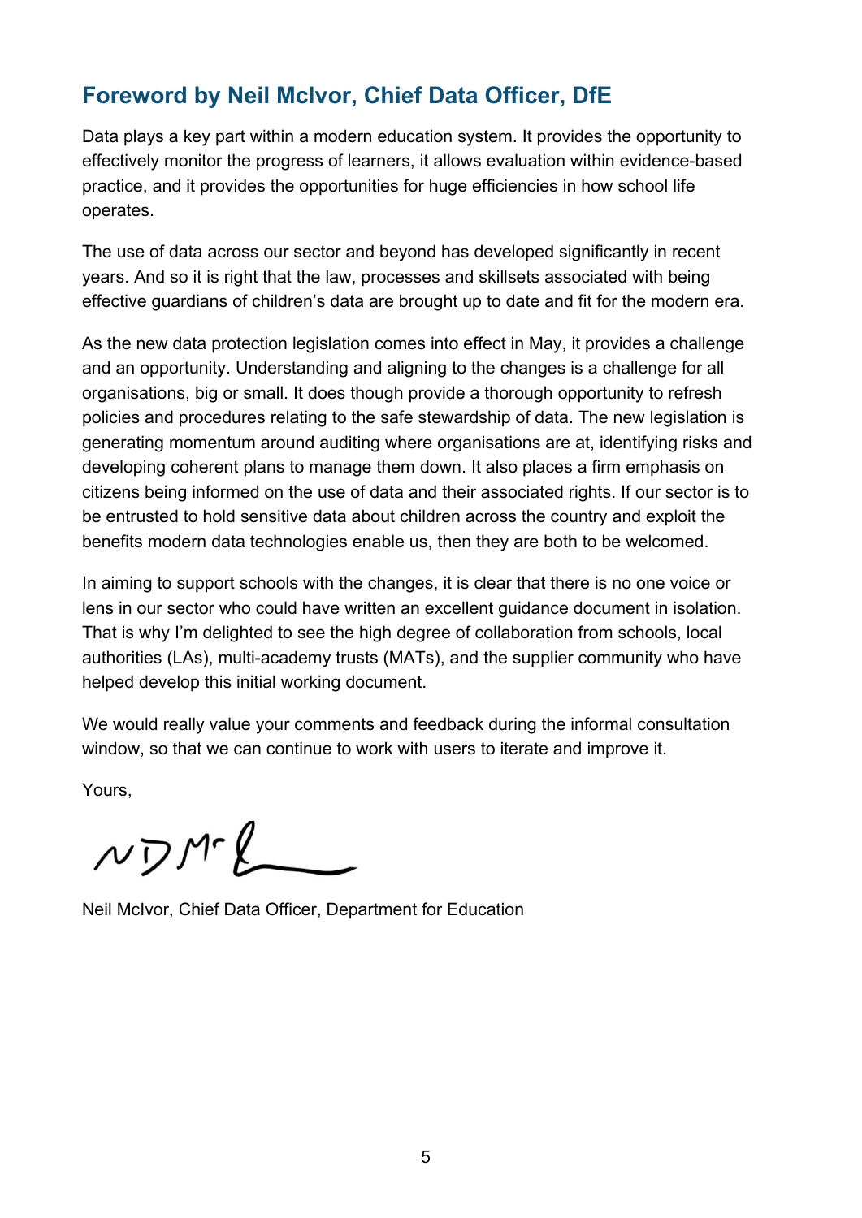## Foreword by Neil McIvor, Chief Data Officer, DfE

Data plays a key part within a modern education system. It provides the opportunity to effectively monitor the progress of learners, it allows evaluation within evidence-based practice, and it provides the opportunities for huge efficiencies in how school life operates.

The use of data across our sector and beyond has developed significantly in recent years. And so it is right that the law, processes and skillsets associated with being effective guardians of children's data are brought up to date and fit for the modern era.

As the new data protection legislation comes into effect in May, it provides a challenge and an opportunity. Understanding and aligning to the changes is a challenge for all organisations, big or small. It does though provide a thorough opportunity to refresh policies and procedures relating to the safe stewardship of data. The new legislation is generating momentum around auditing where organisations are at, identifying risks and developing coherent plans to manage them down. It also places a firm emphasis on citizens being informed on the use of data and their associated rights. If our sector is to be entrusted to hold sensitive data about children across the country and exploit the benefits modern data technologies enable us, then they are both to be welcomed.

In aiming to support schools with the changes, it is clear that there is no one voice or lens in our sector who could have written an excellent guidance document in isolation. That is why I'm delighted to see the high degree of collaboration from schools, local authorities (LAs), multi-academy trusts (MATs), and the supplier community who have helped develop this initial working document.

We would really value your comments and feedback during the informal consultation window, so that we can continue to work with users to iterate and improve it.

Yours,

Neil McIvor, Chief Data Officer, Department for Education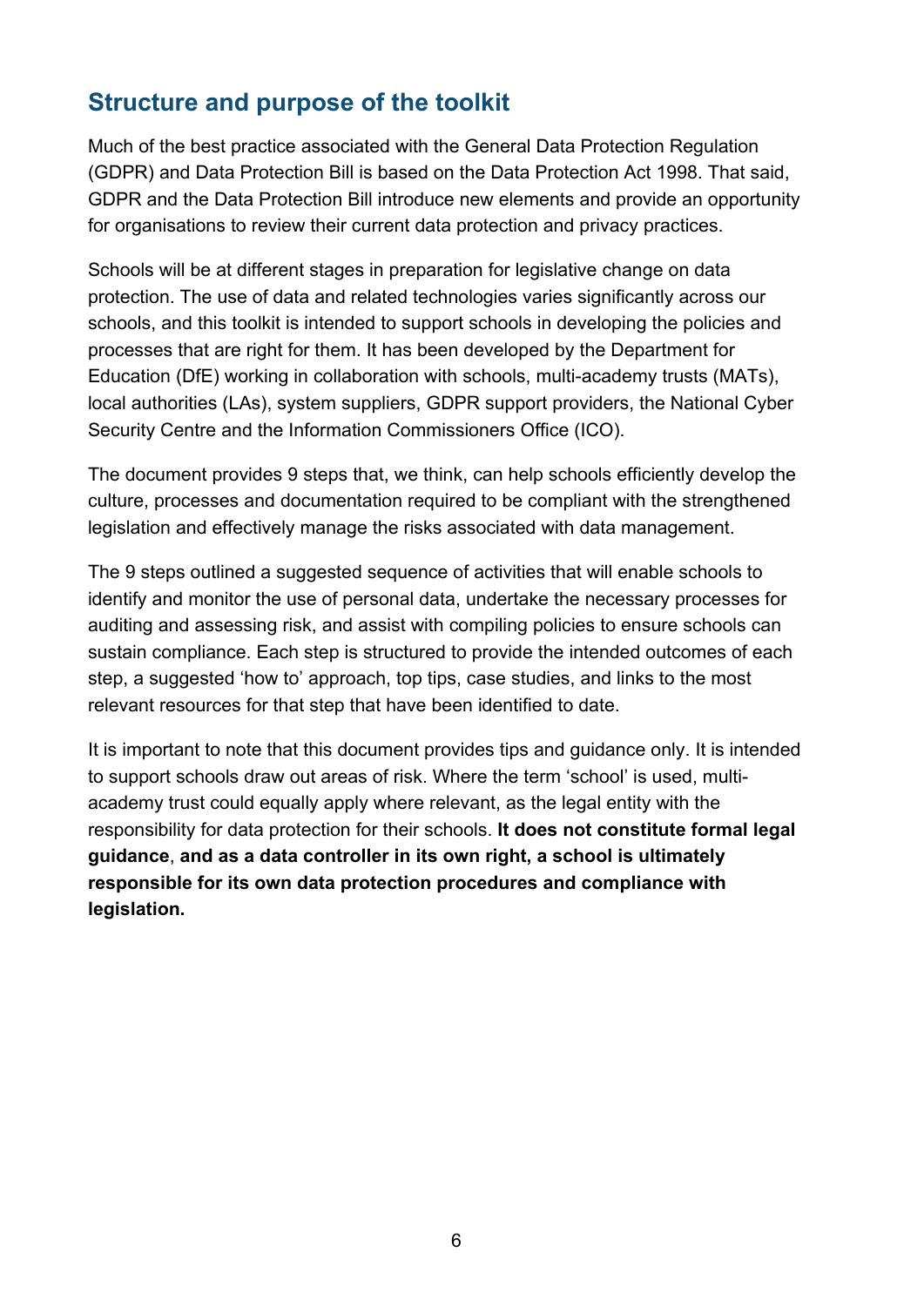## Structure and purpose of the toolkit

Much of the best practice associated with the General Data Protection Regulation (GDPR) and Data Protection Bill is based on the Data Protection Act 1998. That said, GDPR and the Data Protection Bill introduce new elements and provide an opportunity for organisations to review their current data protection and privacy practices.

Schools will be at different stages in preparation for legislative change on data protection. The use of data and related technologies varies significantly across our schools, and this toolkit is intended to support schools in developing the policies and processes that are right for them. It has been developed by the Department for Education (DfE) working in collaboration with schools, multi-academy trusts (MATs), local authorities (LAs), system suppliers, GDPR support providers, the National Cyber Security Centre and the Information Commissioners Office (ICO).

The document provides 9 steps that, we think, can help schools efficiently develop the culture, processes and documentation required to be compliant with the strengthened legislation and effectively manage the risks associated with data management.

The 9 steps outlined a suggested sequence of activities that will enable schools to identify and monitor the use of personal data, undertake the necessary processes for auditing and assessing risk, and assist with compiling policies to ensure schools can sustain compliance. Each step is structured to provide the intended outcomes of each step, a suggested 'how to' approach, top tips, case studies, and links to the most relevant resources for that step that have been identified to date.

It is important to note that this document provides tips and guidance only. It is intended to support schools draw out areas of risk. Where the term 'school' is used, multi-academy trust could equally apply where relevant, as the legal entity with the responsibility for data protection for their schools. **It does not constitute formal legal guidance**, **and as a data controller in its own right, a school is ultimately responsible for its own data protection procedures and compliance with legislation.**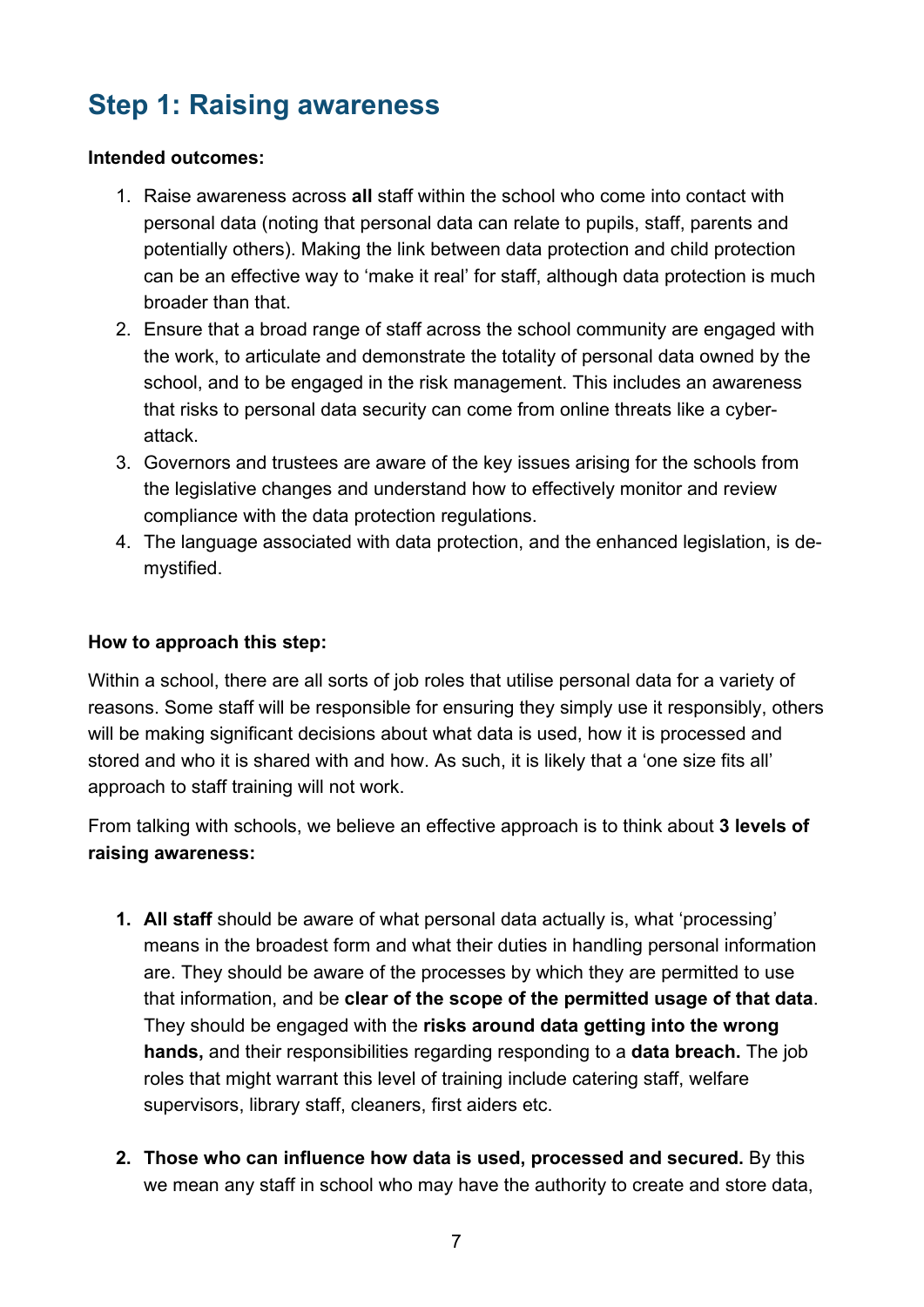## Step 1: Raising awareness

**Intended outcomes:**

1. Raise awareness across **all** staff within the school who come into contact with personal data (noting that personal data can relate to pupils, staff, parents and potentially others). Making the link between data protection and child protection can be an effective way to 'make it real' for staff, although data protection is much broader than that.
2. Ensure that a broad range of staff across the school community are engaged with the work, to articulate and demonstrate the totality of personal data owned by the school, and to be engaged in the risk management. This includes an awareness that risks to personal data security can come from online threats like a cyber-attack.
3. Governors and trustees are aware of the key issues arising for the schools from the legislative changes and understand how to effectively monitor and review compliance with the data protection regulations.
4. The language associated with data protection, and the enhanced legislation, is de-mystified.

**How to approach this step:**

Within a school, there are all sorts of job roles that utilise personal data for a variety of reasons. Some staff will be responsible for ensuring they simply use it responsibly, others will be making significant decisions about what data is used, how it is processed and stored and who it is shared with and how. As such, it is likely that a 'one size fits all' approach to staff training will not work.

From talking with schools, we believe an effective approach is to think about **3 levels of raising awareness:**

1. **All staff** should be aware of what personal data actually is, what 'processing' means in the broadest form and what their duties in handling personal information are. They should be aware of the processes by which they are permitted to use that information, and be **clear of the scope of the permitted usage of that data**. They should be engaged with the **risks around data getting into the wrong hands,** and their responsibilities regarding responding to a **data breach.** The job roles that might warrant this level of training include catering staff, welfare supervisors, library staff, cleaners, first aiders etc.
2. **Those who can influence how data is used, processed and secured.** By this we mean any staff in school who may have the authority to create and store data,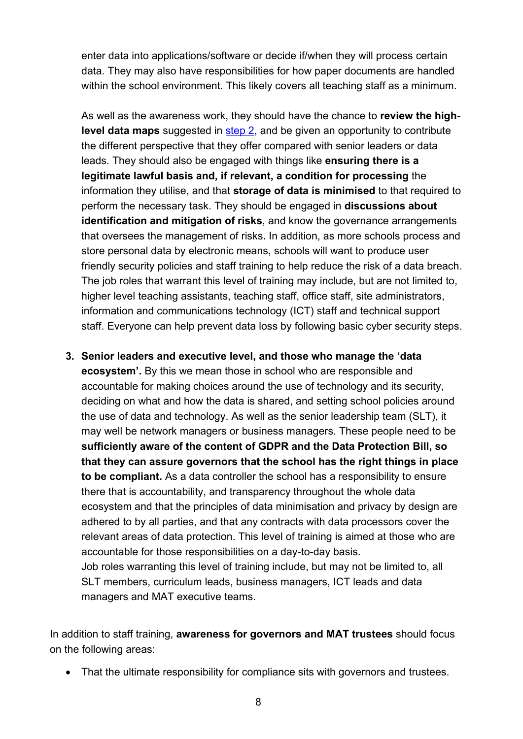enter data into applications/software or decide if/when they will process certain data. They may also have responsibilities for how paper documents are handled within the school environment. This likely covers all teaching staff as a minimum.

As well as the awareness work, they should have the chance to **review the high-level data maps** suggested in step 2, and be given an opportunity to contribute the different perspective that they offer compared with senior leaders or data leads. They should also be engaged with things like **ensuring there is a legitimate lawful basis and, if relevant, a condition for processing** the information they utilise, and that **storage of data is minimised** to that required to perform the necessary task. They should be engaged in **discussions about identification and mitigation of risks**, and know the governance arrangements that oversees the management of risks**.** In addition, as more schools process and store personal data by electronic means, schools will want to produce user friendly security policies and staff training to help reduce the risk of a data breach. The job roles that warrant this level of training may include, but are not limited to, higher level teaching assistants, teaching staff, office staff, site administrators, information and communications technology (ICT) staff and technical support staff. Everyone can help prevent data loss by following basic cyber security steps.

3. **Senior leaders and executive level, and those who manage the 'data ecosystem'.** By this we mean those in school who are responsible and accountable for making choices around the use of technology and its security, deciding on what and how the data is shared, and setting school policies around the use of data and technology. As well as the senior leadership team (SLT), it may well be network managers or business managers. These people need to be **sufficiently aware of the content of GDPR and the Data Protection Bill, so that they can assure governors that the school has the right things in place to be compliant.** As a data controller the school has a responsibility to ensure there that is accountability, and transparency throughout the whole data ecosystem and that the principles of data minimisation and privacy by design are adhered to by all parties, and that any contracts with data processors cover the relevant areas of data protection. This level of training is aimed at those who are accountable for those responsibilities on a day-to-day basis.
   Job roles warranting this level of training include, but may not be limited to, all SLT members, curriculum leads, business managers, ICT leads and data managers and MAT executive teams.

In addition to staff training, **awareness for governors and MAT trustees** should focus on the following areas:

- That the ultimate responsibility for compliance sits with governors and trustees.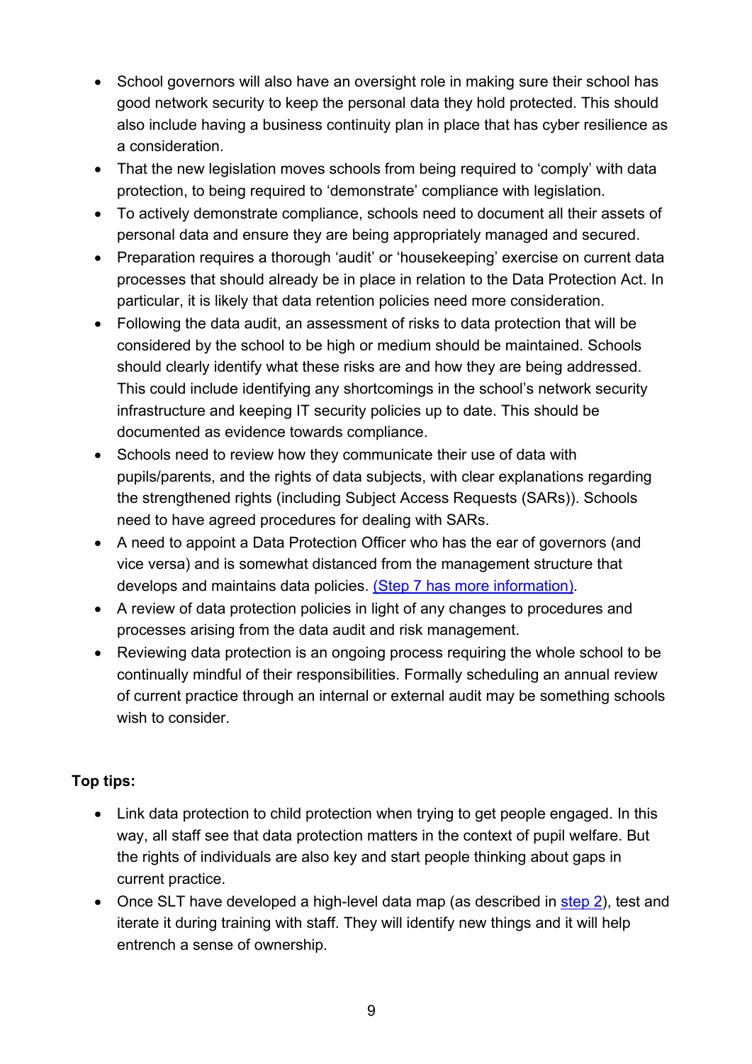- School governors will also have an oversight role in making sure their school has good network security to keep the personal data they hold protected. This should also include having a business continuity plan in place that has cyber resilience as a consideration.
- That the new legislation moves schools from being required to 'comply' with data protection, to being required to 'demonstrate' compliance with legislation.
- To actively demonstrate compliance, schools need to document all their assets of personal data and ensure they are being appropriately managed and secured.
- Preparation requires a thorough 'audit' or 'housekeeping' exercise on current data processes that should already be in place in relation to the Data Protection Act. In particular, it is likely that data retention policies need more consideration.
- Following the data audit, an assessment of risks to data protection that will be considered by the school to be high or medium should be maintained. Schools should clearly identify what these risks are and how they are being addressed. This could include identifying any shortcomings in the school's network security infrastructure and keeping IT security policies up to date. This should be documented as evidence towards compliance.
- Schools need to review how they communicate their use of data with pupils/parents, and the rights of data subjects, with clear explanations regarding the strengthened rights (including Subject Access Requests (SARs)). Schools need to have agreed procedures for dealing with SARs.
- A need to appoint a Data Protection Officer who has the ear of governors (and vice versa) and is somewhat distanced from the management structure that develops and maintains data policies. (Step 7 has more information).
- A review of data protection policies in light of any changes to procedures and processes arising from the data audit and risk management.
- Reviewing data protection is an ongoing process requiring the whole school to be continually mindful of their responsibilities. Formally scheduling an annual review of current practice through an internal or external audit may be something schools wish to consider.

**Top tips:**

- Link data protection to child protection when trying to get people engaged. In this way, all staff see that data protection matters in the context of pupil welfare. But the rights of individuals are also key and start people thinking about gaps in current practice.
- Once SLT have developed a high-level data map (as described in step 2), test and iterate it during training with staff. They will identify new things and it will help entrench a sense of ownership.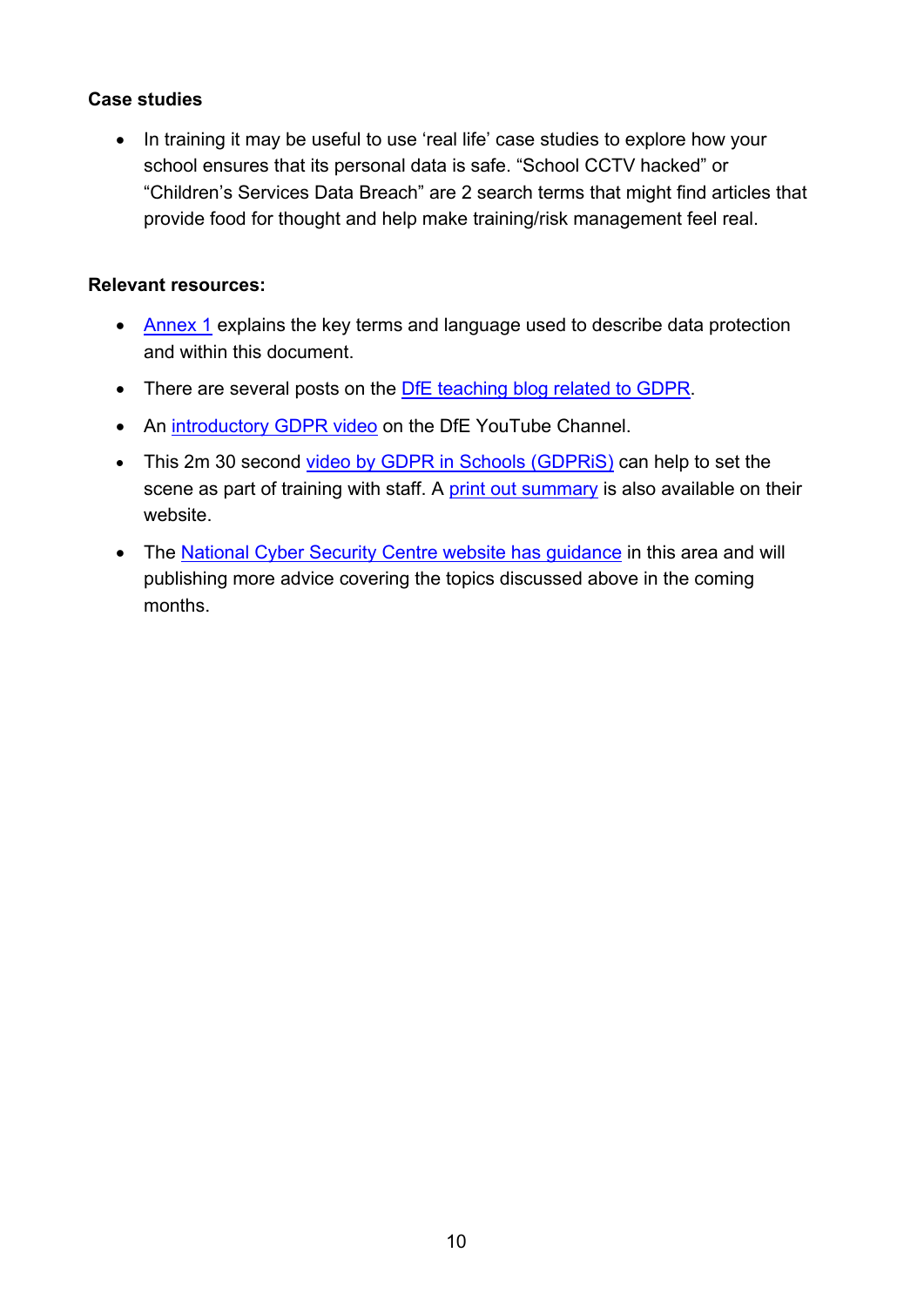**Case studies**

- In training it may be useful to use 'real life' case studies to explore how your school ensures that its personal data is safe. "School CCTV hacked" or "Children's Services Data Breach" are 2 search terms that might find articles that provide food for thought and help make training/risk management feel real.

**Relevant resources:**

- Annex 1 explains the key terms and language used to describe data protection and within this document.
- There are several posts on the DfE teaching blog related to GDPR.
- An introductory GDPR video on the DfE YouTube Channel.
- This 2m 30 second video by GDPR in Schools (GDPRiS) can help to set the scene as part of training with staff. A print out summary is also available on their website.
- The National Cyber Security Centre website has guidance in this area and will publishing more advice covering the topics discussed above in the coming months.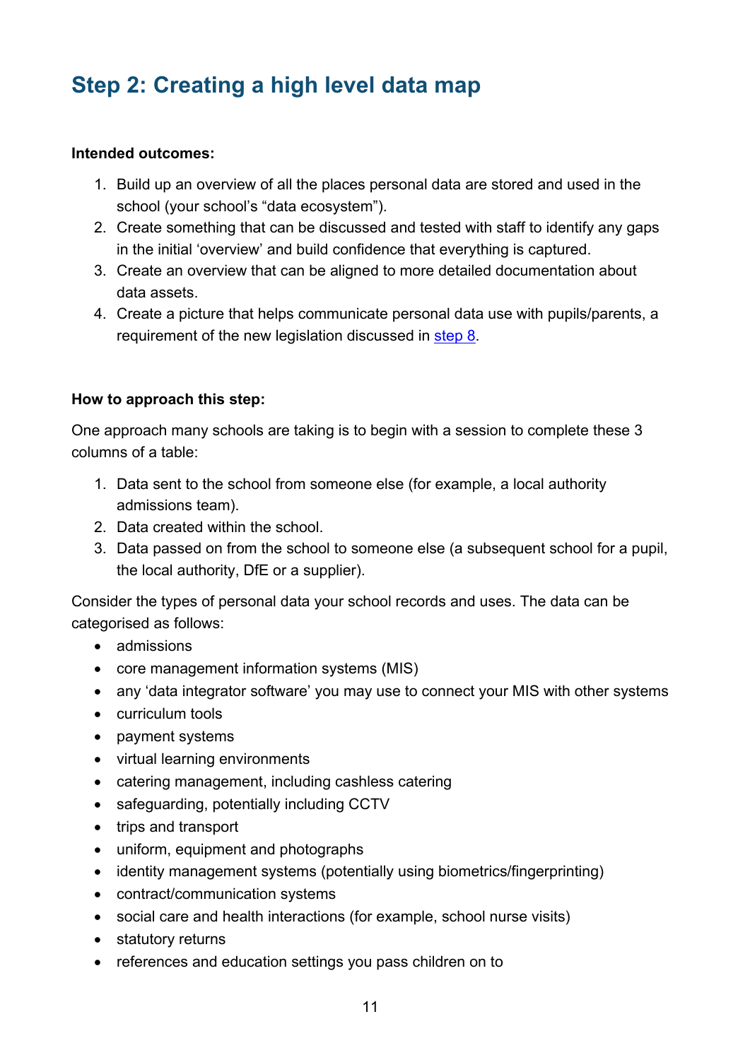## Step 2: Creating a high level data map

**Intended outcomes:**

1. Build up an overview of all the places personal data are stored and used in the school (your school's "data ecosystem").
2. Create something that can be discussed and tested with staff to identify any gaps in the initial 'overview' and build confidence that everything is captured.
3. Create an overview that can be aligned to more detailed documentation about data assets.
4. Create a picture that helps communicate personal data use with pupils/parents, a requirement of the new legislation discussed in step 8.

**How to approach this step:**

One approach many schools are taking is to begin with a session to complete these 3 columns of a table:

1. Data sent to the school from someone else (for example, a local authority admissions team).
2. Data created within the school.
3. Data passed on from the school to someone else (a subsequent school for a pupil, the local authority, DfE or a supplier).

Consider the types of personal data your school records and uses. The data can be categorised as follows:

- admissions
- core management information systems (MIS)
- any 'data integrator software' you may use to connect your MIS with other systems
- curriculum tools
- payment systems
- virtual learning environments
- catering management, including cashless catering
- safeguarding, potentially including CCTV
- trips and transport
- uniform, equipment and photographs
- identity management systems (potentially using biometrics/fingerprinting)
- contract/communication systems
- social care and health interactions (for example, school nurse visits)
- statutory returns
- references and education settings you pass children on to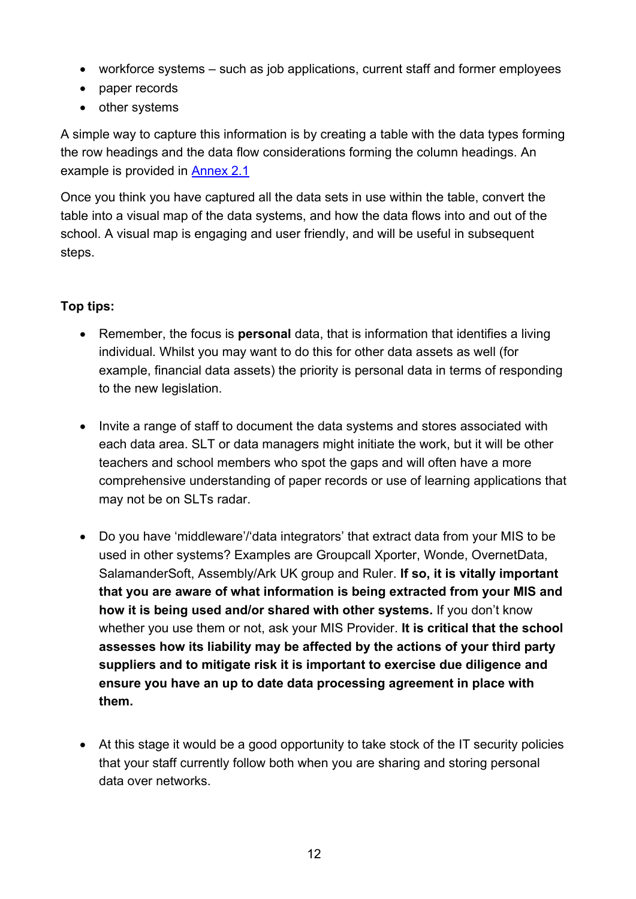- workforce systems – such as job applications, current staff and former employees
- paper records
- other systems

A simple way to capture this information is by creating a table with the data types forming the row headings and the data flow considerations forming the column headings. An example is provided in [Annex 2.1](#)

Once you think you have captured all the data sets in use within the table, convert the table into a visual map of the data systems, and how the data flows into and out of the school. A visual map is engaging and user friendly, and will be useful in subsequent steps.

**Top tips:**

- Remember, the focus is **personal** data, that is information that identifies a living individual. Whilst you may want to do this for other data assets as well (for example, financial data assets) the priority is personal data in terms of responding to the new legislation.

- Invite a range of staff to document the data systems and stores associated with each data area. SLT or data managers might initiate the work, but it will be other teachers and school members who spot the gaps and will often have a more comprehensive understanding of paper records or use of learning applications that may not be on SLTs radar.

- Do you have 'middleware'/'data integrators' that extract data from your MIS to be used in other systems? Examples are Groupcall Xporter, Wonde, OvernetData, SalamanderSoft, Assembly/Ark UK group and Ruler. **If so, it is vitally important that you are aware of what information is being extracted from your MIS and how it is being used and/or shared with other systems.** If you don't know whether you use them or not, ask your MIS Provider. **It is critical that the school assesses how its liability may be affected by the actions of your third party suppliers and to mitigate risk it is important to exercise due diligence and ensure you have an up to date data processing agreement in place with them.**

- At this stage it would be a good opportunity to take stock of the IT security policies that your staff currently follow both when you are sharing and storing personal data over networks.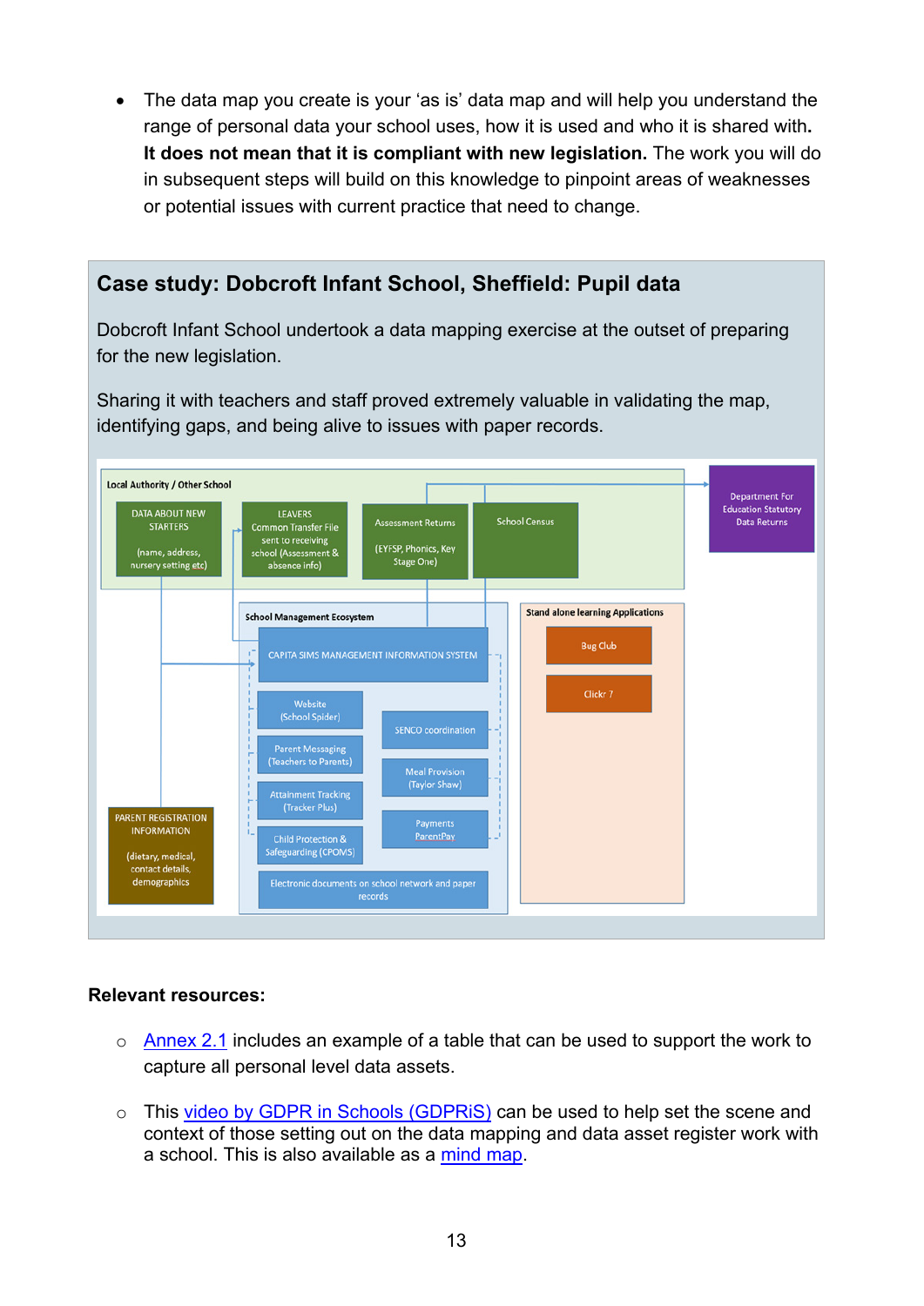- The data map you create is your 'as is' data map and will help you understand the range of personal data your school uses, how it is used and who it is shared with. **It does not mean that it is compliant with new legislation.** The work you will do in subsequent steps will build on this knowledge to pinpoint areas of weaknesses or potential issues with current practice that need to change.

## Case study: Dobcroft Infant School, Sheffield: Pupil data

Dobcroft Infant School undertook a data mapping exercise at the outset of preparing for the new legislation.

Sharing it with teachers and staff proved extremely valuable in validating the map, identifying gaps, and being alive to issues with paper records.

Local Authority / Other School

- DATA ABOUT NEW STARTERS (name, address, nursery setting etc)
- LEAVERS Common Transfer File sent to receiving school (Assessment & absence info)
- Assessment Returns (EYFSP, Phonics, Key Stage One)
- School Census

Department For Education Statutory Data Returns

School Management Ecosystem

- CAPITA SIMS MANAGEMENT INFORMATION SYSTEM
- Website (School Spider)
- Parent Messaging (Teachers to Parents)
- Attainment Tracking (Tracker Plus)
- Child Protection & Safeguarding (CPOMS)
- SENCO coordination
- Meal Provision (Taylor Shaw)
- Payments ParentPay
- Electronic documents on school network and paper records

Stand alone learning Applications

- Bug Club
- Clickr 7

PARENT REGISTRATION INFORMATION (dietary, medical, contact details, demographics

**Relevant resources:**

- Annex 2.1 includes an example of a table that can be used to support the work to capture all personal level data assets.
- This video by GDPR in Schools (GDPRiS) can be used to help set the scene and context of those setting out on the data mapping and data asset register work with a school. This is also available as a mind map.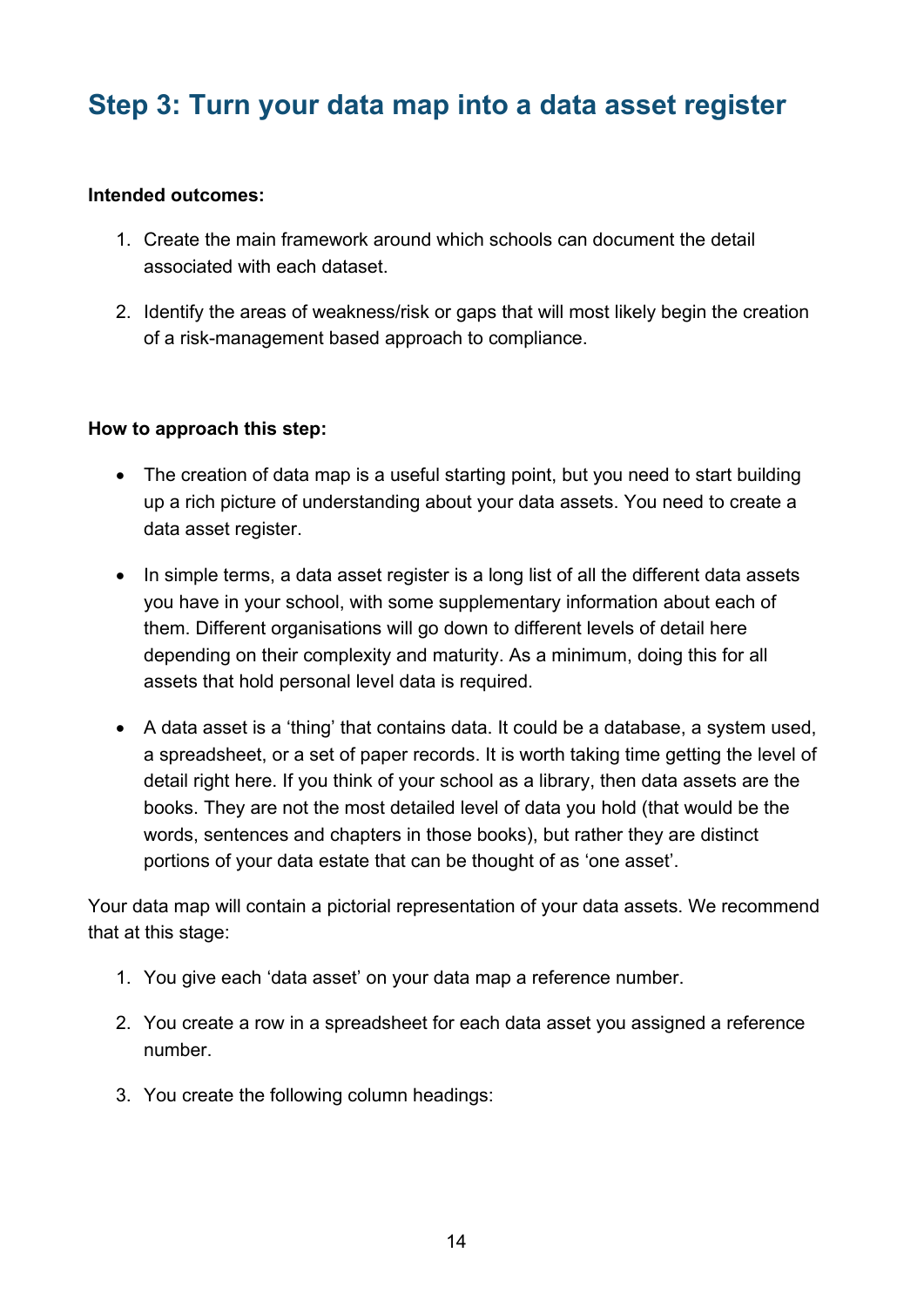## Step 3: Turn your data map into a data asset register

**Intended outcomes:**

1. Create the main framework around which schools can document the detail associated with each dataset.
2. Identify the areas of weakness/risk or gaps that will most likely begin the creation of a risk-management based approach to compliance.

**How to approach this step:**

- The creation of data map is a useful starting point, but you need to start building up a rich picture of understanding about your data assets. You need to create a data asset register.
- In simple terms, a data asset register is a long list of all the different data assets you have in your school, with some supplementary information about each of them. Different organisations will go down to different levels of detail here depending on their complexity and maturity. As a minimum, doing this for all assets that hold personal level data is required.
- A data asset is a 'thing' that contains data. It could be a database, a system used, a spreadsheet, or a set of paper records. It is worth taking time getting the level of detail right here. If you think of your school as a library, then data assets are the books. They are not the most detailed level of data you hold (that would be the words, sentences and chapters in those books), but rather they are distinct portions of your data estate that can be thought of as 'one asset'.

Your data map will contain a pictorial representation of your data assets. We recommend that at this stage:

1. You give each 'data asset' on your data map a reference number.
2. You create a row in a spreadsheet for each data asset you assigned a reference number.
3. You create the following column headings: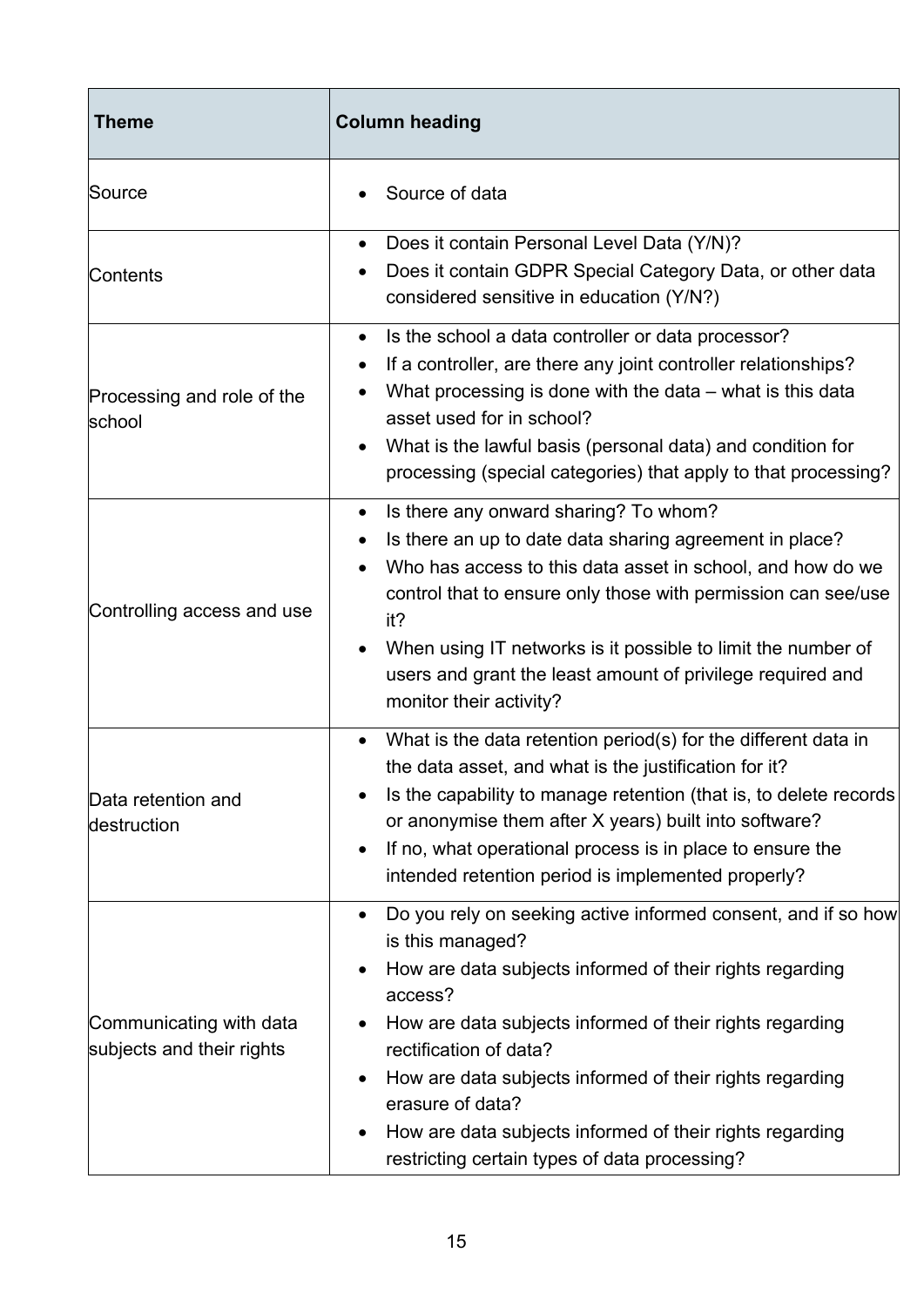| Theme | Column heading |
|---|---|
| Source | • Source of data |
| Contents | • Does it contain Personal Level Data (Y/N)?<br>• Does it contain GDPR Special Category Data, or other data considered sensitive in education (Y/N?) |
| Processing and role of the school | • Is the school a data controller or data processor?<br>• If a controller, are there any joint controller relationships?<br>• What processing is done with the data – what is this data asset used for in school?<br>• What is the lawful basis (personal data) and condition for processing (special categories) that apply to that processing? |
| Controlling access and use | • Is there any onward sharing? To whom?<br>• Is there an up to date data sharing agreement in place?<br>• Who has access to this data asset in school, and how do we control that to ensure only those with permission can see/use it?<br>• When using IT networks is it possible to limit the number of users and grant the least amount of privilege required and monitor their activity? |
| Data retention and destruction | • What is the data retention period(s) for the different data in the data asset, and what is the justification for it?<br>• Is the capability to manage retention (that is, to delete records or anonymise them after X years) built into software?<br>• If no, what operational process is in place to ensure the intended retention period is implemented properly? |
| Communicating with data subjects and their rights | • Do you rely on seeking active informed consent, and if so how is this managed?<br>• How are data subjects informed of their rights regarding access?<br>• How are data subjects informed of their rights regarding rectification of data?<br>• How are data subjects informed of their rights regarding erasure of data?<br>• How are data subjects informed of their rights regarding restricting certain types of data processing? |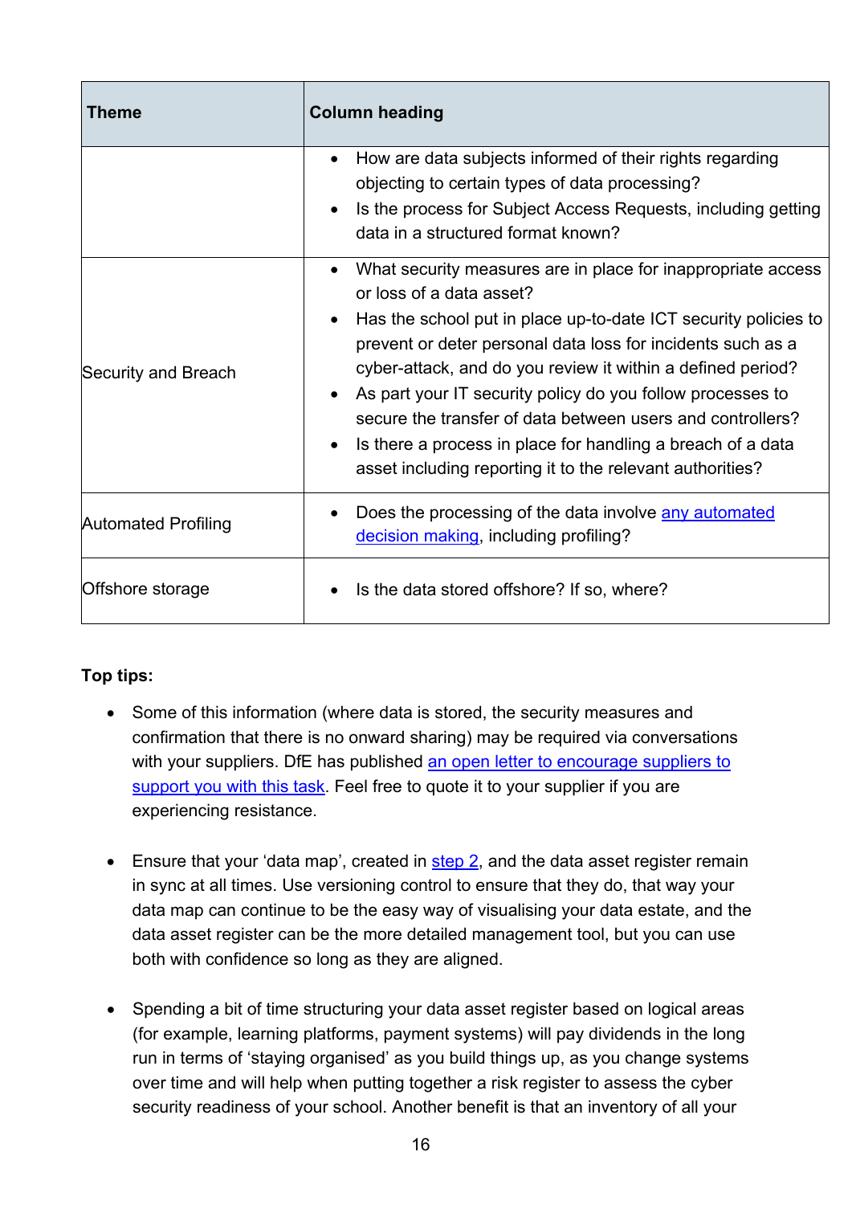| Theme | Column heading |
| --- | --- |
| | • How are data subjects informed of their rights regarding objecting to certain types of data processing?<br>• Is the process for Subject Access Requests, including getting data in a structured format known? |
| Security and Breach | • What security measures are in place for inappropriate access or loss of a data asset?<br>• Has the school put in place up-to-date ICT security policies to prevent or deter personal data loss for incidents such as a cyber-attack, and do you review it within a defined period?<br>• As part your IT security policy do you follow processes to secure the transfer of data between users and controllers?<br>• Is there a process in place for handling a breach of a data asset including reporting it to the relevant authorities? |
| Automated Profiling | • Does the processing of the data involve any automated decision making, including profiling? |
| Offshore storage | • Is the data stored offshore? If so, where? |

**Top tips:**

- Some of this information (where data is stored, the security measures and confirmation that there is no onward sharing) may be required via conversations with your suppliers. DfE has published an open letter to encourage suppliers to support you with this task. Feel free to quote it to your supplier if you are experiencing resistance.

- Ensure that your 'data map', created in step 2, and the data asset register remain in sync at all times. Use versioning control to ensure that they do, that way your data map can continue to be the easy way of visualising your data estate, and the data asset register can be the more detailed management tool, but you can use both with confidence so long as they are aligned.

- Spending a bit of time structuring your data asset register based on logical areas (for example, learning platforms, payment systems) will pay dividends in the long run in terms of 'staying organised' as you build things up, as you change systems over time and will help when putting together a risk register to assess the cyber security readiness of your school. Another benefit is that an inventory of all your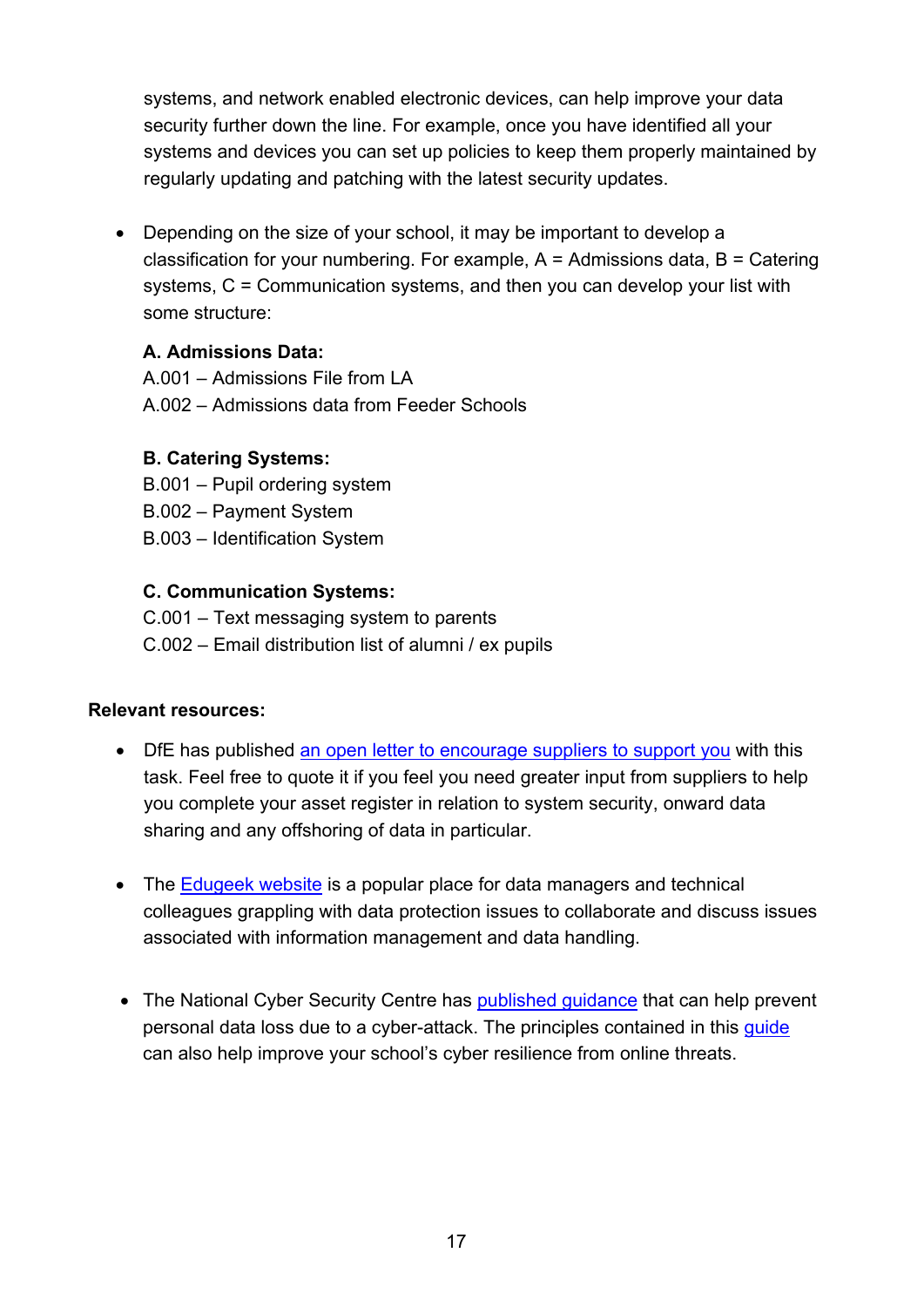systems, and network enabled electronic devices, can help improve your data security further down the line. For example, once you have identified all your systems and devices you can set up policies to keep them properly maintained by regularly updating and patching with the latest security updates.

- Depending on the size of your school, it may be important to develop a classification for your numbering. For example, A = Admissions data, B = Catering systems, C = Communication systems, and then you can develop your list with some structure:

  **A. Admissions Data:**
  A.001 – Admissions File from LA
  A.002 – Admissions data from Feeder Schools

  **B. Catering Systems:**
  B.001 – Pupil ordering system
  B.002 – Payment System
  B.003 – Identification System

  **C. Communication Systems:**
  C.001 – Text messaging system to parents
  C.002 – Email distribution list of alumni / ex pupils

**Relevant resources:**

- DfE has published an open letter to encourage suppliers to support you with this task. Feel free to quote it if you feel you need greater input from suppliers to help you complete your asset register in relation to system security, onward data sharing and any offshoring of data in particular.

- The Edugeek website is a popular place for data managers and technical colleagues grappling with data protection issues to collaborate and discuss issues associated with information management and data handling.

- The National Cyber Security Centre has published guidance that can help prevent personal data loss due to a cyber-attack. The principles contained in this guide can also help improve your school's cyber resilience from online threats.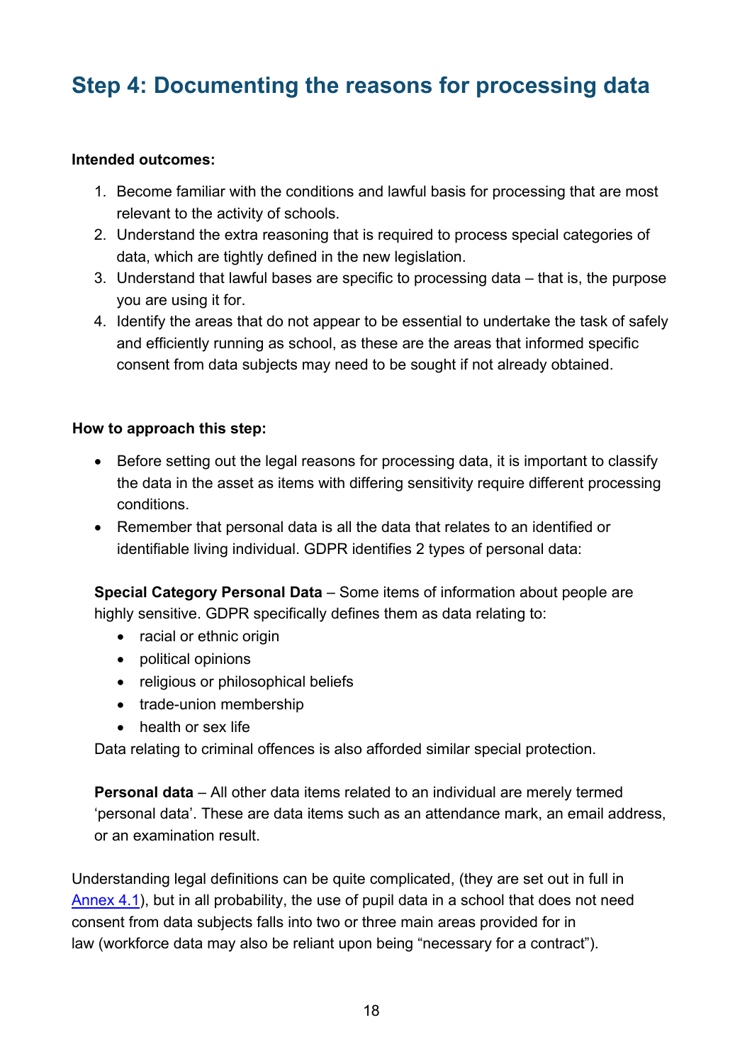## Step 4: Documenting the reasons for processing data

**Intended outcomes:**

1. Become familiar with the conditions and lawful basis for processing that are most relevant to the activity of schools.
2. Understand the extra reasoning that is required to process special categories of data, which are tightly defined in the new legislation.
3. Understand that lawful bases are specific to processing data – that is, the purpose you are using it for.
4. Identify the areas that do not appear to be essential to undertake the task of safely and efficiently running as school, as these are the areas that informed specific consent from data subjects may need to be sought if not already obtained.

**How to approach this step:**

- Before setting out the legal reasons for processing data, it is important to classify the data in the asset as items with differing sensitivity require different processing conditions.
- Remember that personal data is all the data that relates to an identified or identifiable living individual. GDPR identifies 2 types of personal data:

**Special Category Personal Data** – Some items of information about people are highly sensitive. GDPR specifically defines them as data relating to:

- racial or ethnic origin
- political opinions
- religious or philosophical beliefs
- trade-union membership
- health or sex life

Data relating to criminal offences is also afforded similar special protection.

**Personal data** – All other data items related to an individual are merely termed 'personal data'. These are data items such as an attendance mark, an email address, or an examination result.

Understanding legal definitions can be quite complicated, (they are set out in full in Annex 4.1), but in all probability, the use of pupil data in a school that does not need consent from data subjects falls into two or three main areas provided for in law (workforce data may also be reliant upon being "necessary for a contract").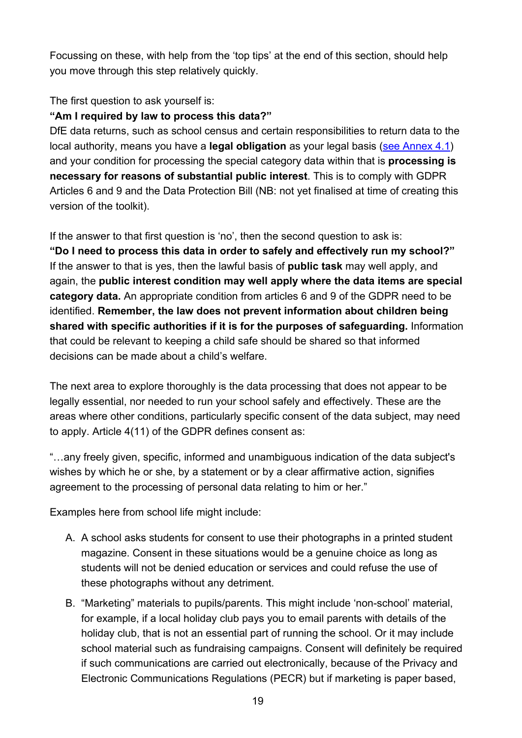Focussing on these, with help from the 'top tips' at the end of this section, should help you move through this step relatively quickly.

The first question to ask yourself is:

**"Am I required by law to process this data?"**

DfE data returns, such as school census and certain responsibilities to return data to the local authority, means you have a **legal obligation** as your legal basis (see Annex 4.1) and your condition for processing the special category data within that is **processing is necessary for reasons of substantial public interest**. This is to comply with GDPR Articles 6 and 9 and the Data Protection Bill (NB: not yet finalised at time of creating this version of the toolkit).

If the answer to that first question is 'no', then the second question to ask is:

**"Do I need to process this data in order to safely and effectively run my school?"**

If the answer to that is yes, then the lawful basis of **public task** may well apply, and again, the **public interest condition may well apply where the data items are special category data.** An appropriate condition from articles 6 and 9 of the GDPR need to be identified. **Remember, the law does not prevent information about children being shared with specific authorities if it is for the purposes of safeguarding.** Information that could be relevant to keeping a child safe should be shared so that informed decisions can be made about a child's welfare.

The next area to explore thoroughly is the data processing that does not appear to be legally essential, nor needed to run your school safely and effectively. These are the areas where other conditions, particularly specific consent of the data subject, may need to apply. Article 4(11) of the GDPR defines consent as:

"…any freely given, specific, informed and unambiguous indication of the data subject's wishes by which he or she, by a statement or by a clear affirmative action, signifies agreement to the processing of personal data relating to him or her."

Examples here from school life might include:

A. A school asks students for consent to use their photographs in a printed student magazine. Consent in these situations would be a genuine choice as long as students will not be denied education or services and could refuse the use of these photographs without any detriment.

B. "Marketing" materials to pupils/parents. This might include 'non-school' material, for example, if a local holiday club pays you to email parents with details of the holiday club, that is not an essential part of running the school. Or it may include school material such as fundraising campaigns. Consent will definitely be required if such communications are carried out electronically, because of the Privacy and Electronic Communications Regulations (PECR) but if marketing is paper based,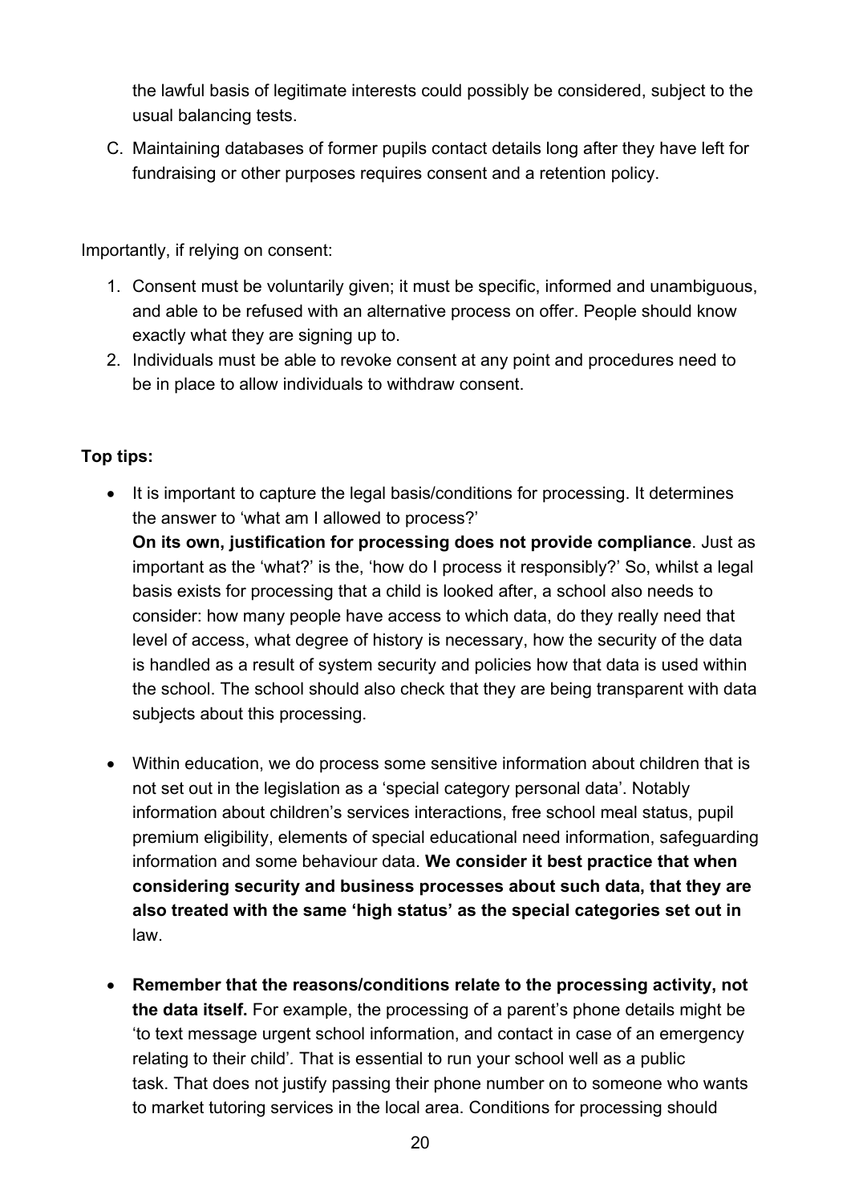the lawful basis of legitimate interests could possibly be considered, subject to the usual balancing tests.

C. Maintaining databases of former pupils contact details long after they have left for fundraising or other purposes requires consent and a retention policy.

Importantly, if relying on consent:

1. Consent must be voluntarily given; it must be specific, informed and unambiguous, and able to be refused with an alternative process on offer. People should know exactly what they are signing up to.
2. Individuals must be able to revoke consent at any point and procedures need to be in place to allow individuals to withdraw consent.

**Top tips:**

- It is important to capture the legal basis/conditions for processing. It determines the answer to 'what am I allowed to process?'
  **On its own, justification for processing does not provide compliance**. Just as important as the 'what?' is the, 'how do I process it responsibly?' So, whilst a legal basis exists for processing that a child is looked after, a school also needs to consider: how many people have access to which data, do they really need that level of access, what degree of history is necessary, how the security of the data is handled as a result of system security and policies how that data is used within the school. The school should also check that they are being transparent with data subjects about this processing.

- Within education, we do process some sensitive information about children that is not set out in the legislation as a 'special category personal data'. Notably information about children's services interactions, free school meal status, pupil premium eligibility, elements of special educational need information, safeguarding information and some behaviour data. **We consider it best practice that when considering security and business processes about such data, that they are also treated with the same 'high status' as the special categories set out in** law.

- **Remember that the reasons/conditions relate to the processing activity, not the data itself.** For example, the processing of a parent's phone details might be 'to text message urgent school information, and contact in case of an emergency relating to their child'. That is essential to run your school well as a public task. That does not justify passing their phone number on to someone who wants to market tutoring services in the local area. Conditions for processing should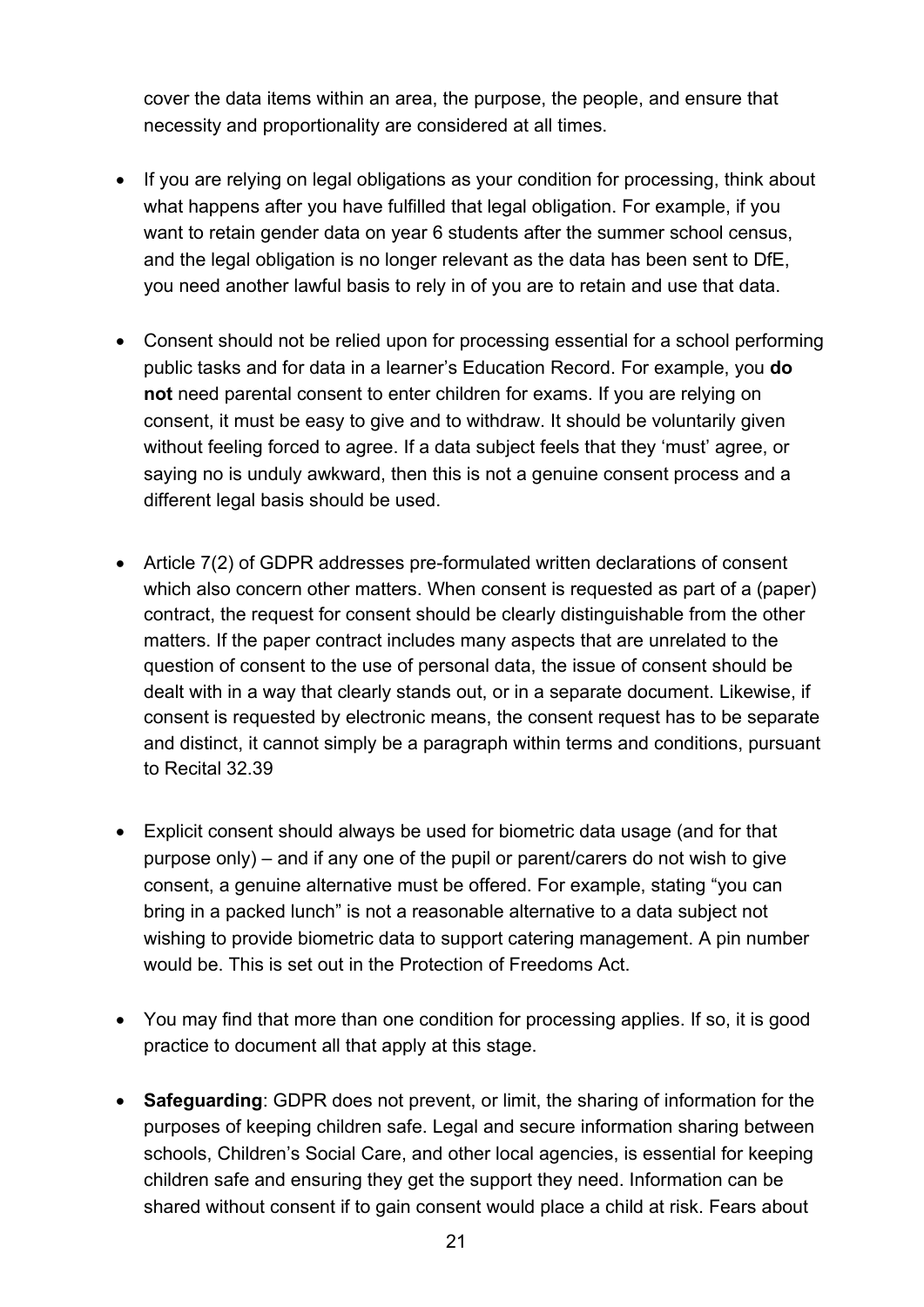cover the data items within an area, the purpose, the people, and ensure that necessity and proportionality are considered at all times.

- If you are relying on legal obligations as your condition for processing, think about what happens after you have fulfilled that legal obligation. For example, if you want to retain gender data on year 6 students after the summer school census, and the legal obligation is no longer relevant as the data has been sent to DfE, you need another lawful basis to rely in of you are to retain and use that data.

- Consent should not be relied upon for processing essential for a school performing public tasks and for data in a learner's Education Record. For example, you **do not** need parental consent to enter children for exams. If you are relying on consent, it must be easy to give and to withdraw. It should be voluntarily given without feeling forced to agree. If a data subject feels that they 'must' agree, or saying no is unduly awkward, then this is not a genuine consent process and a different legal basis should be used.

- Article 7(2) of GDPR addresses pre-formulated written declarations of consent which also concern other matters. When consent is requested as part of a (paper) contract, the request for consent should be clearly distinguishable from the other matters. If the paper contract includes many aspects that are unrelated to the question of consent to the use of personal data, the issue of consent should be dealt with in a way that clearly stands out, or in a separate document. Likewise, if consent is requested by electronic means, the consent request has to be separate and distinct, it cannot simply be a paragraph within terms and conditions, pursuant to Recital 32.39

- Explicit consent should always be used for biometric data usage (and for that purpose only) – and if any one of the pupil or parent/carers do not wish to give consent, a genuine alternative must be offered. For example, stating "you can bring in a packed lunch" is not a reasonable alternative to a data subject not wishing to provide biometric data to support catering management. A pin number would be. This is set out in the Protection of Freedoms Act.

- You may find that more than one condition for processing applies. If so, it is good practice to document all that apply at this stage.

- **Safeguarding**: GDPR does not prevent, or limit, the sharing of information for the purposes of keeping children safe. Legal and secure information sharing between schools, Children's Social Care, and other local agencies, is essential for keeping children safe and ensuring they get the support they need. Information can be shared without consent if to gain consent would place a child at risk. Fears about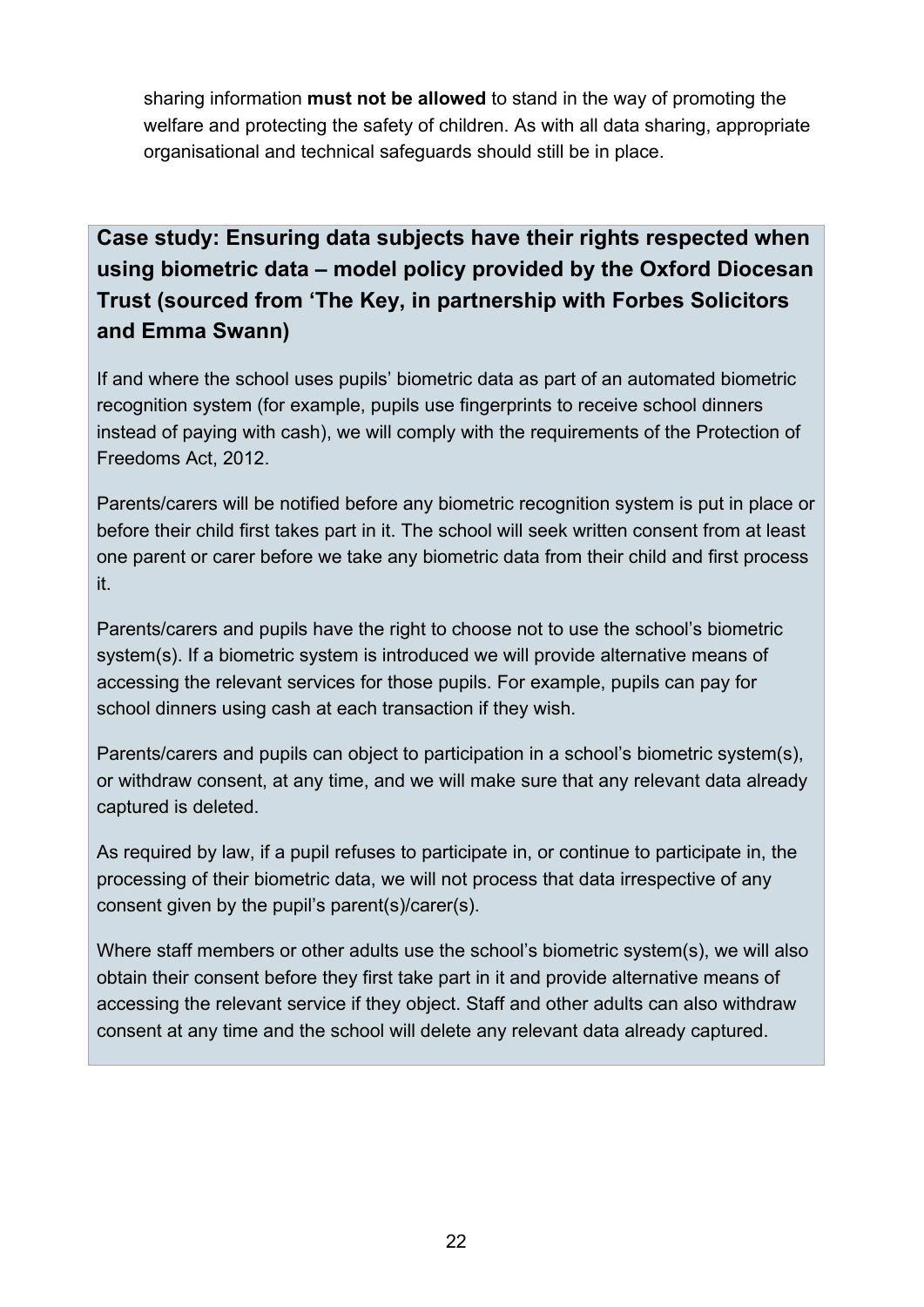sharing information **must not be allowed** to stand in the way of promoting the welfare and protecting the safety of children. As with all data sharing, appropriate organisational and technical safeguards should still be in place.

### Case study: Ensuring data subjects have their rights respected when using biometric data – model policy provided by the Oxford Diocesan Trust (sourced from 'The Key, in partnership with Forbes Solicitors and Emma Swann)

If and where the school uses pupils' biometric data as part of an automated biometric recognition system (for example, pupils use fingerprints to receive school dinners instead of paying with cash), we will comply with the requirements of the Protection of Freedoms Act, 2012.

Parents/carers will be notified before any biometric recognition system is put in place or before their child first takes part in it. The school will seek written consent from at least one parent or carer before we take any biometric data from their child and first process it.

Parents/carers and pupils have the right to choose not to use the school's biometric system(s). If a biometric system is introduced we will provide alternative means of accessing the relevant services for those pupils. For example, pupils can pay for school dinners using cash at each transaction if they wish.

Parents/carers and pupils can object to participation in a school's biometric system(s), or withdraw consent, at any time, and we will make sure that any relevant data already captured is deleted.

As required by law, if a pupil refuses to participate in, or continue to participate in, the processing of their biometric data, we will not process that data irrespective of any consent given by the pupil's parent(s)/carer(s).

Where staff members or other adults use the school's biometric system(s), we will also obtain their consent before they first take part in it and provide alternative means of accessing the relevant service if they object. Staff and other adults can also withdraw consent at any time and the school will delete any relevant data already captured.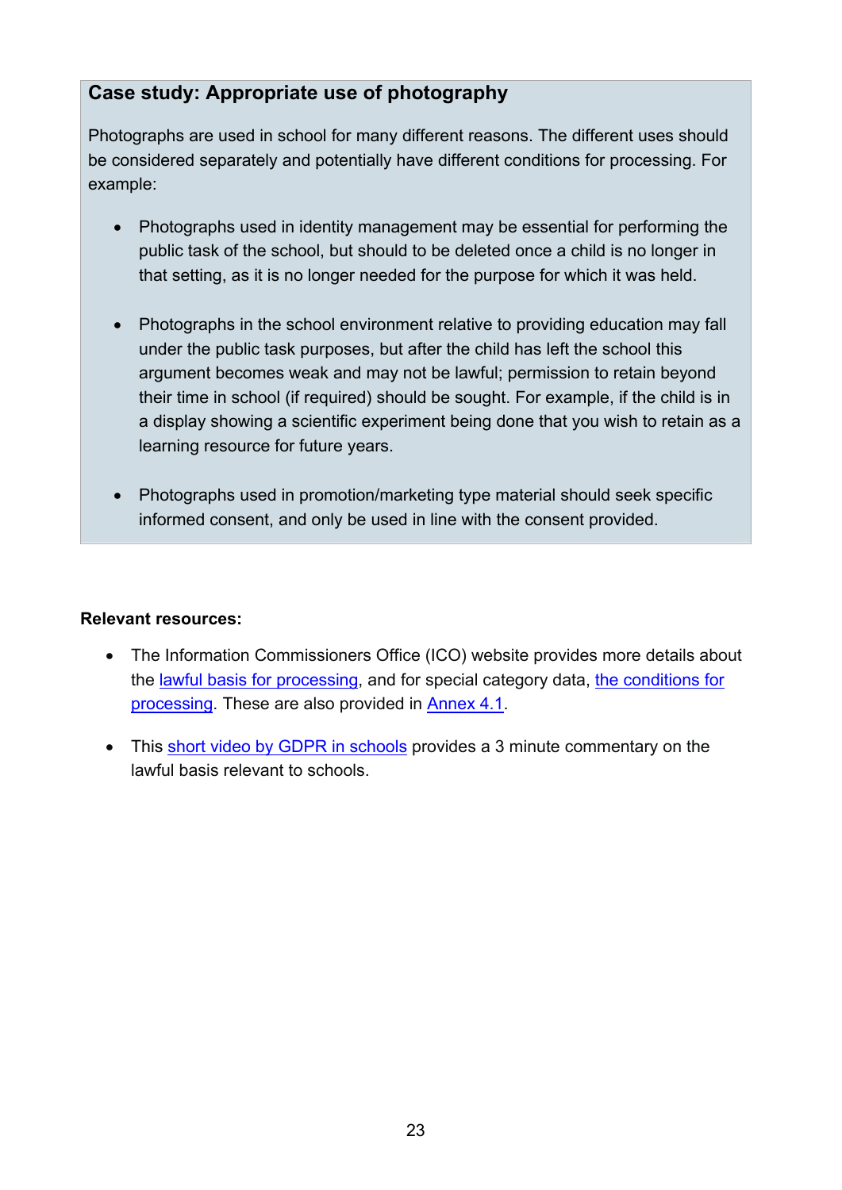### Case study: Appropriate use of photography

Photographs are used in school for many different reasons. The different uses should be considered separately and potentially have different conditions for processing. For example:

- Photographs used in identity management may be essential for performing the public task of the school, but should to be deleted once a child is no longer in that setting, as it is no longer needed for the purpose for which it was held.

- Photographs in the school environment relative to providing education may fall under the public task purposes, but after the child has left the school this argument becomes weak and may not be lawful; permission to retain beyond their time in school (if required) should be sought. For example, if the child is in a display showing a scientific experiment being done that you wish to retain as a learning resource for future years.

- Photographs used in promotion/marketing type material should seek specific informed consent, and only be used in line with the consent provided.

**Relevant resources:**

- The Information Commissioners Office (ICO) website provides more details about the lawful basis for processing, and for special category data, the conditions for processing. These are also provided in Annex 4.1.

- This short video by GDPR in schools provides a 3 minute commentary on the lawful basis relevant to schools.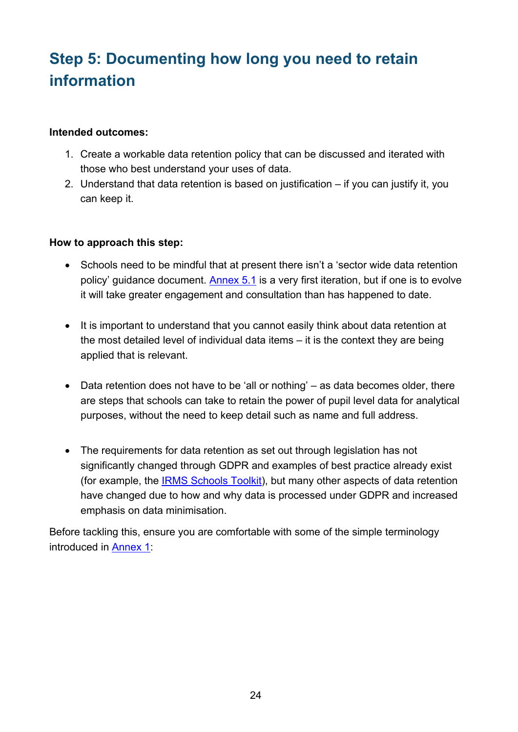## Step 5: Documenting how long you need to retain information

**Intended outcomes:**

1. Create a workable data retention policy that can be discussed and iterated with those who best understand your uses of data.
2. Understand that data retention is based on justification – if you can justify it, you can keep it.

**How to approach this step:**

- Schools need to be mindful that at present there isn't a 'sector wide data retention policy' guidance document. Annex 5.1 is a very first iteration, but if one is to evolve it will take greater engagement and consultation than has happened to date.

- It is important to understand that you cannot easily think about data retention at the most detailed level of individual data items – it is the context they are being applied that is relevant.

- Data retention does not have to be 'all or nothing' – as data becomes older, there are steps that schools can take to retain the power of pupil level data for analytical purposes, without the need to keep detail such as name and full address.

- The requirements for data retention as set out through legislation has not significantly changed through GDPR and examples of best practice already exist (for example, the IRMS Schools Toolkit), but many other aspects of data retention have changed due to how and why data is processed under GDPR and increased emphasis on data minimisation.

Before tackling this, ensure you are comfortable with some of the simple terminology introduced in Annex 1: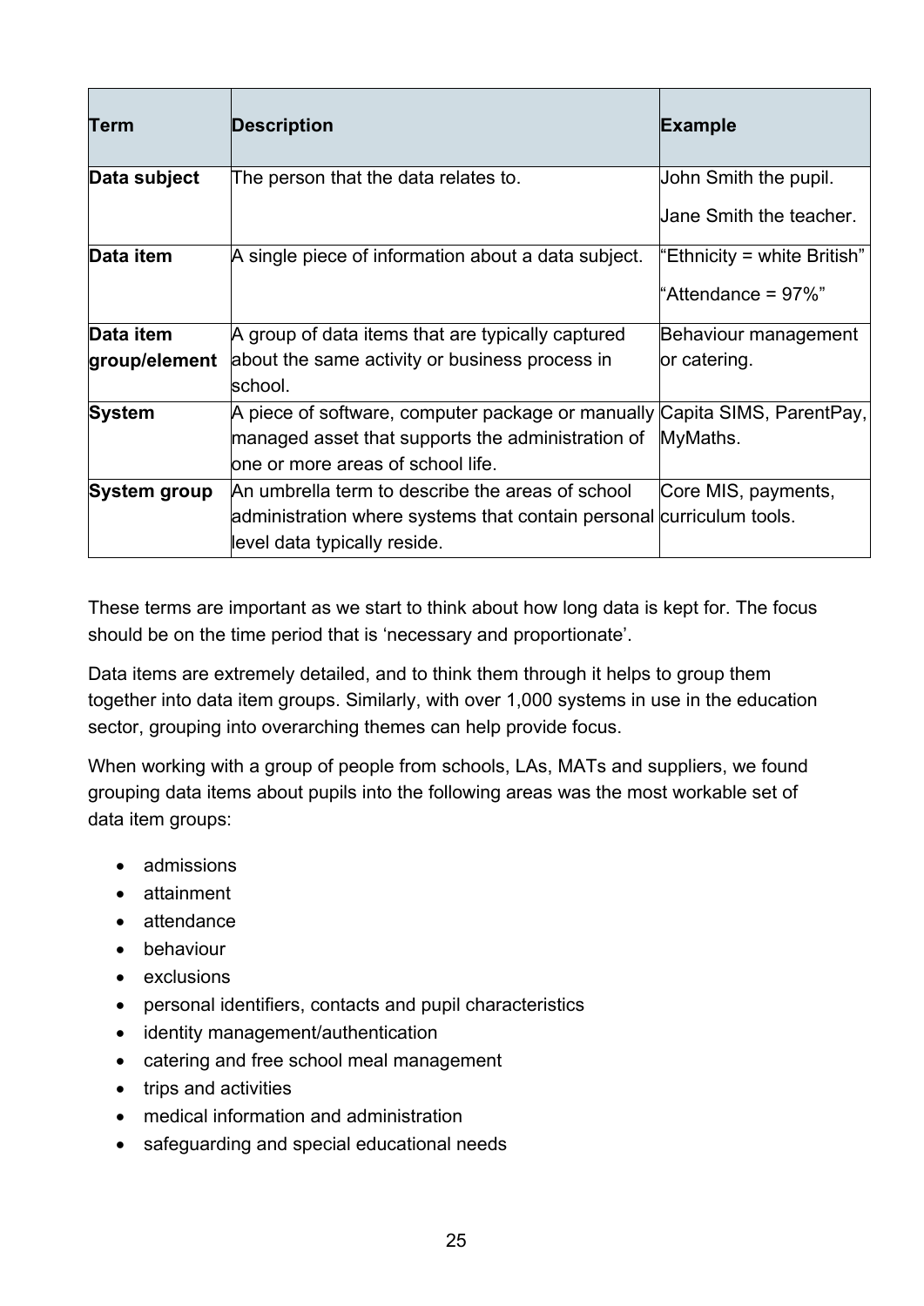| Term | Description | Example |
|---|---|---|
| **Data subject** | The person that the data relates to. | John Smith the pupil.<br>Jane Smith the teacher. |
| **Data item** | A single piece of information about a data subject. | "Ethnicity = white British"<br>"Attendance = 97%" |
| **Data item group/element** | A group of data items that are typically captured about the same activity or business process in school. | Behaviour management or catering. |
| **System** | A piece of software, computer package or manually managed asset that supports the administration of one or more areas of school life. | Capita SIMS, ParentPay, MyMaths. |
| **System group** | An umbrella term to describe the areas of school administration where systems that contain personal level data typically reside. | Core MIS, payments, curriculum tools. |

These terms are important as we start to think about how long data is kept for. The focus should be on the time period that is 'necessary and proportionate'.

Data items are extremely detailed, and to think them through it helps to group them together into data item groups. Similarly, with over 1,000 systems in use in the education sector, grouping into overarching themes can help provide focus.

When working with a group of people from schools, LAs, MATs and suppliers, we found grouping data items about pupils into the following areas was the most workable set of data item groups:

- admissions
- attainment
- attendance
- behaviour
- exclusions
- personal identifiers, contacts and pupil characteristics
- identity management/authentication
- catering and free school meal management
- trips and activities
- medical information and administration
- safeguarding and special educational needs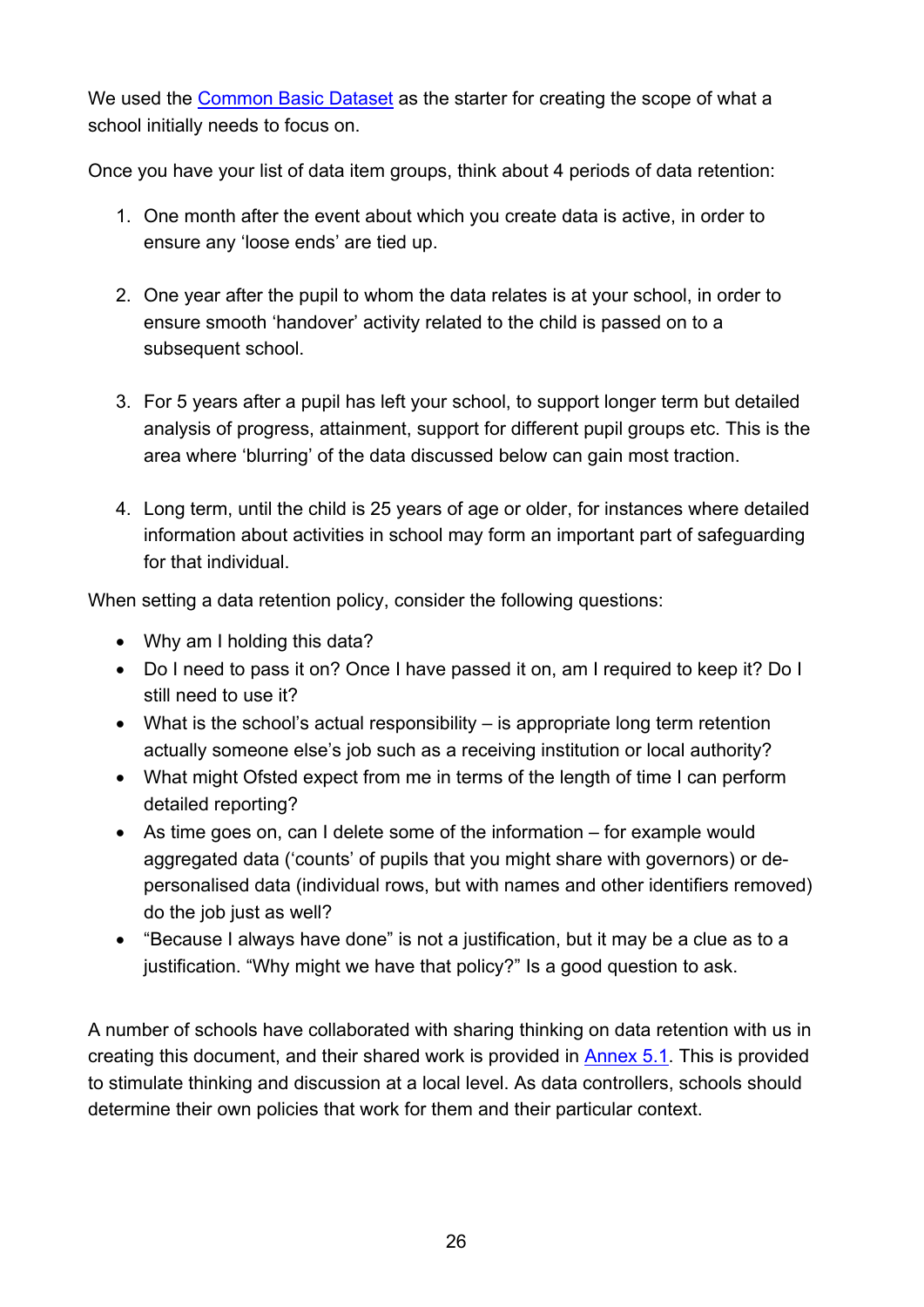We used the [Common Basic Dataset](#) as the starter for creating the scope of what a school initially needs to focus on.

Once you have your list of data item groups, think about 4 periods of data retention:

1. One month after the event about which you create data is active, in order to ensure any 'loose ends' are tied up.

2. One year after the pupil to whom the data relates is at your school, in order to ensure smooth 'handover' activity related to the child is passed on to a subsequent school.

3. For 5 years after a pupil has left your school, to support longer term but detailed analysis of progress, attainment, support for different pupil groups etc. This is the area where 'blurring' of the data discussed below can gain most traction.

4. Long term, until the child is 25 years of age or older, for instances where detailed information about activities in school may form an important part of safeguarding for that individual.

When setting a data retention policy, consider the following questions:

- Why am I holding this data?
- Do I need to pass it on? Once I have passed it on, am I required to keep it? Do I still need to use it?
- What is the school's actual responsibility – is appropriate long term retention actually someone else's job such as a receiving institution or local authority?
- What might Ofsted expect from me in terms of the length of time I can perform detailed reporting?
- As time goes on, can I delete some of the information – for example would aggregated data ('counts' of pupils that you might share with governors) or de-personalised data (individual rows, but with names and other identifiers removed) do the job just as well?
- "Because I always have done" is not a justification, but it may be a clue as to a justification. "Why might we have that policy?" Is a good question to ask.

A number of schools have collaborated with sharing thinking on data retention with us in creating this document, and their shared work is provided in [Annex 5.1](#). This is provided to stimulate thinking and discussion at a local level. As data controllers, schools should determine their own policies that work for them and their particular context.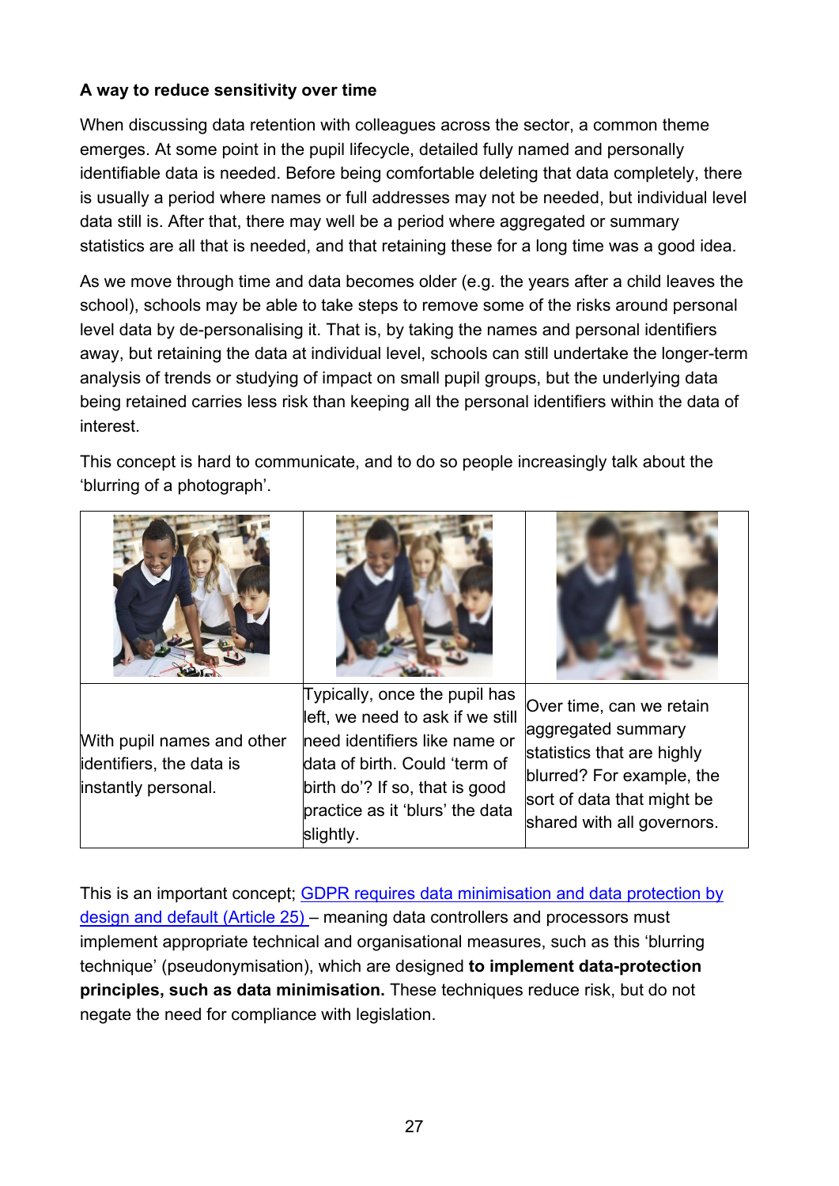**A way to reduce sensitivity over time**

When discussing data retention with colleagues across the sector, a common theme emerges. At some point in the pupil lifecycle, detailed fully named and personally identifiable data is needed. Before being comfortable deleting that data completely, there is usually a period where names or full addresses may not be needed, but individual level data still is. After that, there may well be a period where aggregated or summary statistics are all that is needed, and that retaining these for a long time was a good idea.

As we move through time and data becomes older (e.g. the years after a child leaves the school), schools may be able to take steps to remove some of the risks around personal level data by de-personalising it. That is, by taking the names and personal identifiers away, but retaining the data at individual level, schools can still undertake the longer-term analysis of trends or studying of impact on small pupil groups, but the underlying data being retained carries less risk than keeping all the personal identifiers within the data of interest.

This concept is hard to communicate, and to do so people increasingly talk about the 'blurring of a photograph'.

| | | |
|---|---|---|
| With pupil names and other identifiers, the data is instantly personal. | Typically, once the pupil has left, we need to ask if we still need identifiers like name or data of birth. Could 'term of birth do'? If so, that is good practice as it 'blurs' the data slightly. | Over time, can we retain aggregated summary statistics that are highly blurred? For example, the sort of data that might be shared with all governors. |

This is an important concept; GDPR requires data minimisation and data protection by design and default (Article 25) – meaning data controllers and processors must implement appropriate technical and organisational measures, such as this 'blurring technique' (pseudonymisation), which are designed **to implement data-protection principles, such as data minimisation.** These techniques reduce risk, but do not negate the need for compliance with legislation.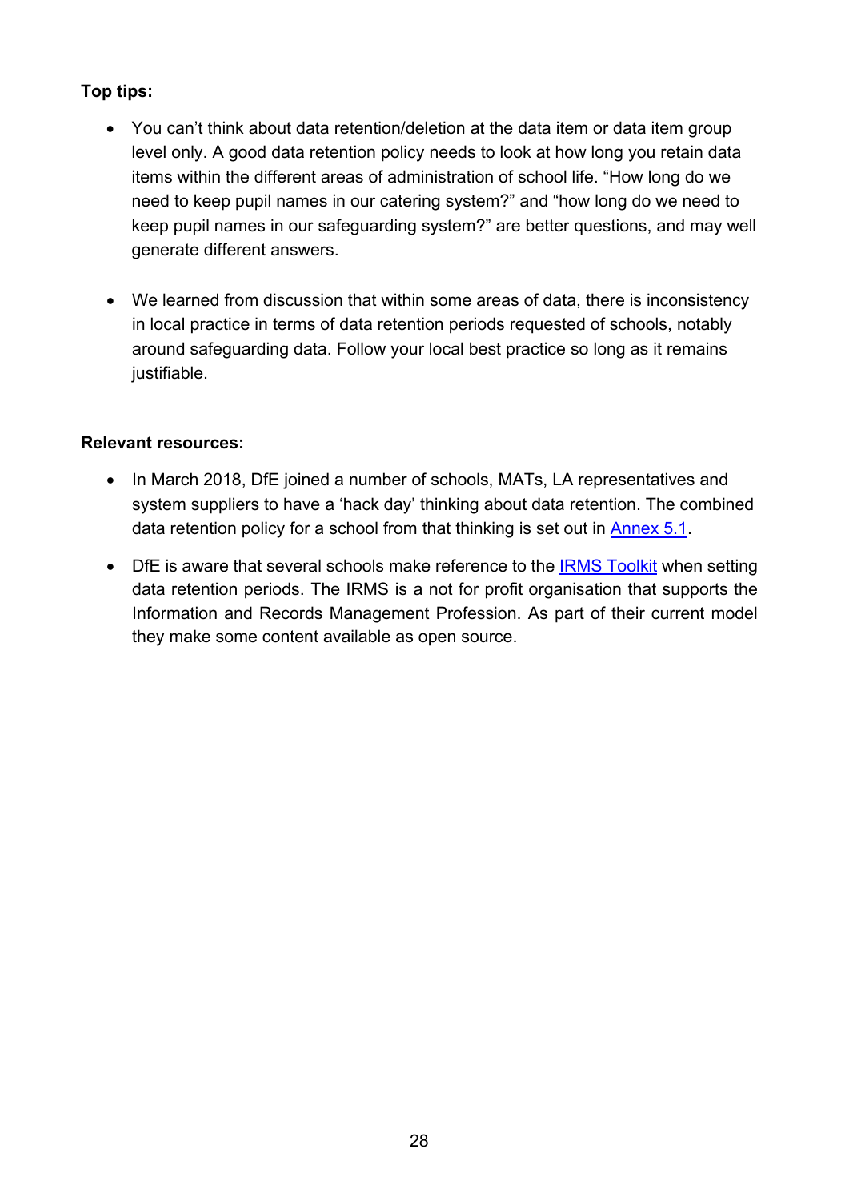**Top tips:**

- You can't think about data retention/deletion at the data item or data item group level only. A good data retention policy needs to look at how long you retain data items within the different areas of administration of school life. "How long do we need to keep pupil names in our catering system?" and "how long do we need to keep pupil names in our safeguarding system?" are better questions, and may well generate different answers.

- We learned from discussion that within some areas of data, there is inconsistency in local practice in terms of data retention periods requested of schools, notably around safeguarding data. Follow your local best practice so long as it remains justifiable.

**Relevant resources:**

- In March 2018, DfE joined a number of schools, MATs, LA representatives and system suppliers to have a 'hack day' thinking about data retention. The combined data retention policy for a school from that thinking is set out in Annex 5.1.

- DfE is aware that several schools make reference to the IRMS Toolkit when setting data retention periods. The IRMS is a not for profit organisation that supports the Information and Records Management Profession. As part of their current model they make some content available as open source.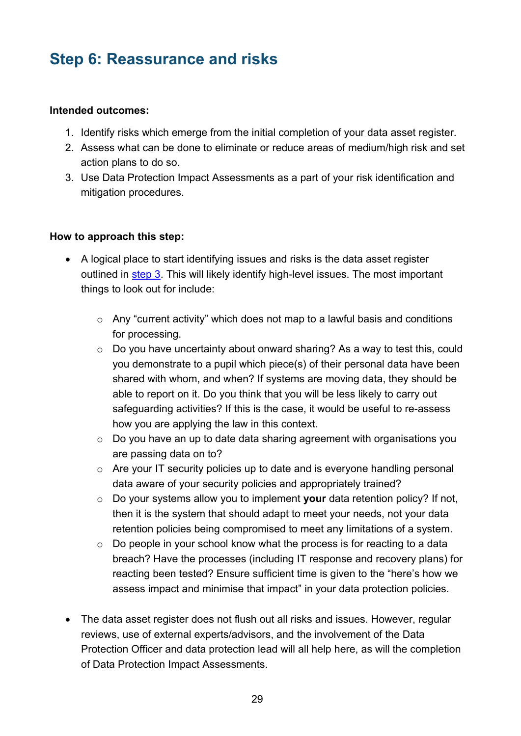## Step 6: Reassurance and risks

**Intended outcomes:**

1. Identify risks which emerge from the initial completion of your data asset register.
2. Assess what can be done to eliminate or reduce areas of medium/high risk and set action plans to do so.
3. Use Data Protection Impact Assessments as a part of your risk identification and mitigation procedures.

**How to approach this step:**

- A logical place to start identifying issues and risks is the data asset register outlined in step 3. This will likely identify high-level issues. The most important things to look out for include:
    - Any "current activity" which does not map to a lawful basis and conditions for processing.
    - Do you have uncertainty about onward sharing? As a way to test this, could you demonstrate to a pupil which piece(s) of their personal data have been shared with whom, and when? If systems are moving data, they should be able to report on it. Do you think that you will be less likely to carry out safeguarding activities? If this is the case, it would be useful to re-assess how you are applying the law in this context.
    - Do you have an up to date data sharing agreement with organisations you are passing data on to?
    - Are your IT security policies up to date and is everyone handling personal data aware of your security policies and appropriately trained?
    - Do your systems allow you to implement **your** data retention policy? If not, then it is the system that should adapt to meet your needs, not your data retention policies being compromised to meet any limitations of a system.
    - Do people in your school know what the process is for reacting to a data breach? Have the processes (including IT response and recovery plans) for reacting been tested? Ensure sufficient time is given to the "here's how we assess impact and minimise that impact" in your data protection policies.

- The data asset register does not flush out all risks and issues. However, regular reviews, use of external experts/advisors, and the involvement of the Data Protection Officer and data protection lead will all help here, as will the completion of Data Protection Impact Assessments.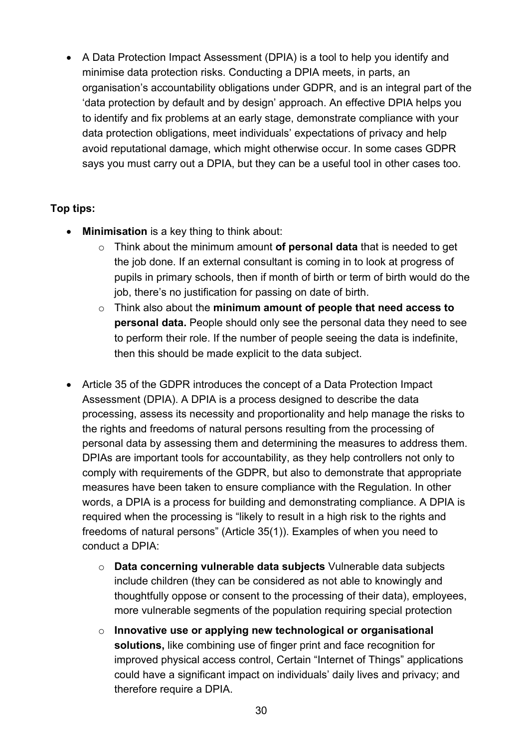- A Data Protection Impact Assessment (DPIA) is a tool to help you identify and minimise data protection risks. Conducting a DPIA meets, in parts, an organisation's accountability obligations under GDPR, and is an integral part of the 'data protection by default and by design' approach. An effective DPIA helps you to identify and fix problems at an early stage, demonstrate compliance with your data protection obligations, meet individuals' expectations of privacy and help avoid reputational damage, which might otherwise occur. In some cases GDPR says you must carry out a DPIA, but they can be a useful tool in other cases too.

**Top tips:**

- **Minimisation** is a key thing to think about:
    - Think about the minimum amount **of personal data** that is needed to get the job done. If an external consultant is coming in to look at progress of pupils in primary schools, then if month of birth or term of birth would do the job, there's no justification for passing on date of birth.
    - Think also about the **minimum amount of people that need access to personal data.** People should only see the personal data they need to see to perform their role. If the number of people seeing the data is indefinite, then this should be made explicit to the data subject.

- Article 35 of the GDPR introduces the concept of a Data Protection Impact Assessment (DPIA). A DPIA is a process designed to describe the data processing, assess its necessity and proportionality and help manage the risks to the rights and freedoms of natural persons resulting from the processing of personal data by assessing them and determining the measures to address them. DPIAs are important tools for accountability, as they help controllers not only to comply with requirements of the GDPR, but also to demonstrate that appropriate measures have been taken to ensure compliance with the Regulation. In other words, a DPIA is a process for building and demonstrating compliance. A DPIA is required when the processing is "likely to result in a high risk to the rights and freedoms of natural persons" (Article 35(1)). Examples of when you need to conduct a DPIA:
    - **Data concerning vulnerable data subjects** Vulnerable data subjects include children (they can be considered as not able to knowingly and thoughtfully oppose or consent to the processing of their data), employees, more vulnerable segments of the population requiring special protection
    - **Innovative use or applying new technological or organisational solutions,** like combining use of finger print and face recognition for improved physical access control, Certain "Internet of Things" applications could have a significant impact on individuals' daily lives and privacy; and therefore require a DPIA.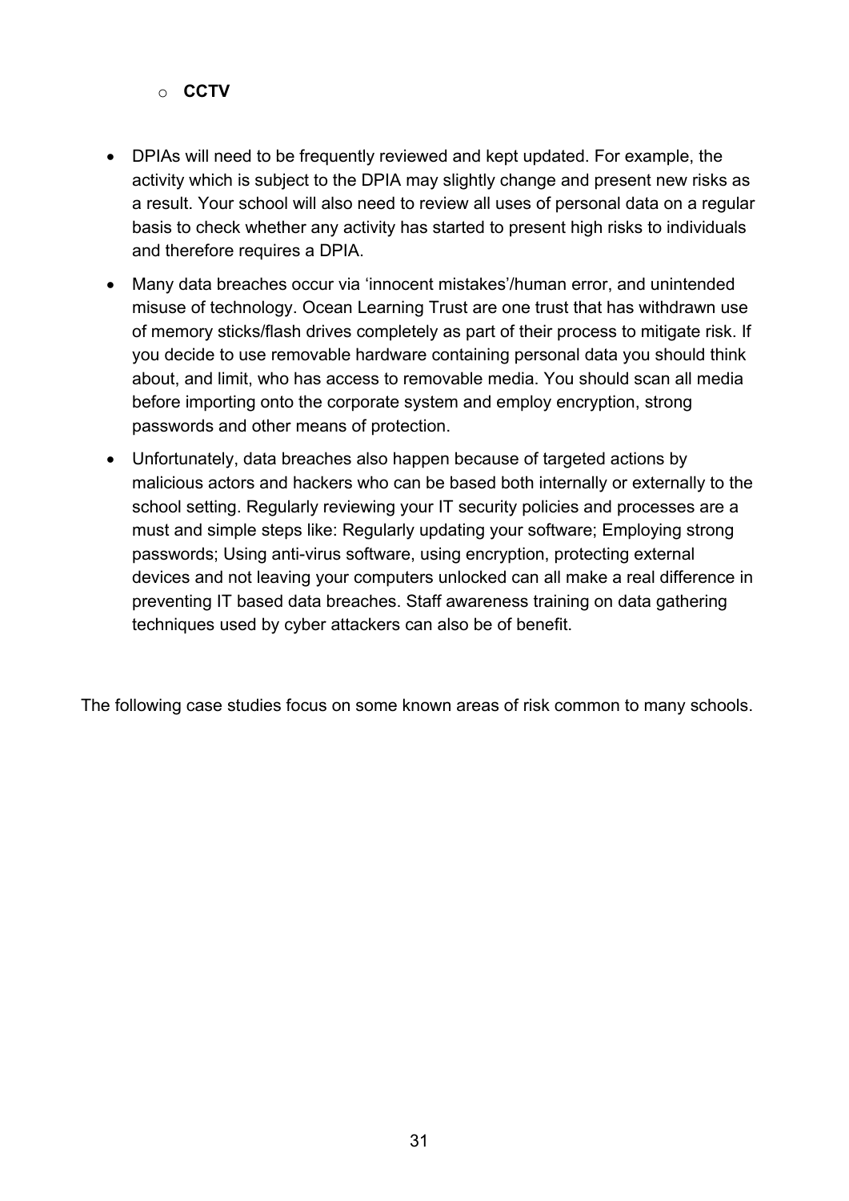- **CCTV**

- DPIAs will need to be frequently reviewed and kept updated. For example, the activity which is subject to the DPIA may slightly change and present new risks as a result. Your school will also need to review all uses of personal data on a regular basis to check whether any activity has started to present high risks to individuals and therefore requires a DPIA.
- Many data breaches occur via 'innocent mistakes'/human error, and unintended misuse of technology. Ocean Learning Trust are one trust that has withdrawn use of memory sticks/flash drives completely as part of their process to mitigate risk. If you decide to use removable hardware containing personal data you should think about, and limit, who has access to removable media. You should scan all media before importing onto the corporate system and employ encryption, strong passwords and other means of protection.
- Unfortunately, data breaches also happen because of targeted actions by malicious actors and hackers who can be based both internally or externally to the school setting. Regularly reviewing your IT security policies and processes are a must and simple steps like: Regularly updating your software; Employing strong passwords; Using anti-virus software, using encryption, protecting external devices and not leaving your computers unlocked can all make a real difference in preventing IT based data breaches. Staff awareness training on data gathering techniques used by cyber attackers can also be of benefit.

The following case studies focus on some known areas of risk common to many schools.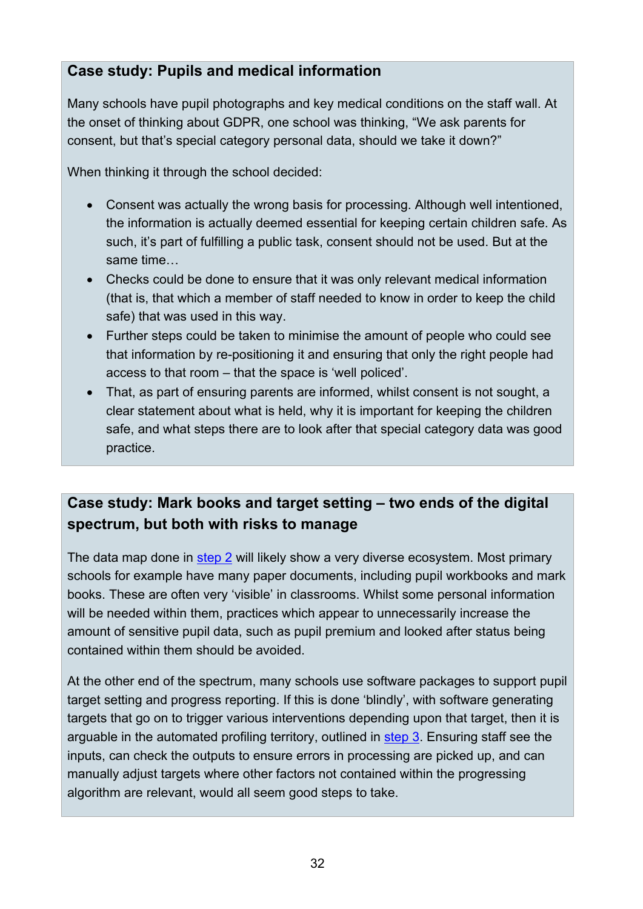### Case study: Pupils and medical information

Many schools have pupil photographs and key medical conditions on the staff wall. At the onset of thinking about GDPR, one school was thinking, "We ask parents for consent, but that's special category personal data, should we take it down?"

When thinking it through the school decided:

- Consent was actually the wrong basis for processing. Although well intentioned, the information is actually deemed essential for keeping certain children safe. As such, it's part of fulfilling a public task, consent should not be used. But at the same time…
- Checks could be done to ensure that it was only relevant medical information (that is, that which a member of staff needed to know in order to keep the child safe) that was used in this way.
- Further steps could be taken to minimise the amount of people who could see that information by re-positioning it and ensuring that only the right people had access to that room – that the space is 'well policed'.
- That, as part of ensuring parents are informed, whilst consent is not sought, a clear statement about what is held, why it is important for keeping the children safe, and what steps there are to look after that special category data was good practice.

### Case study: Mark books and target setting – two ends of the digital spectrum, but both with risks to manage

The data map done in [step 2](#) will likely show a very diverse ecosystem. Most primary schools for example have many paper documents, including pupil workbooks and mark books. These are often very 'visible' in classrooms. Whilst some personal information will be needed within them, practices which appear to unnecessarily increase the amount of sensitive pupil data, such as pupil premium and looked after status being contained within them should be avoided.

At the other end of the spectrum, many schools use software packages to support pupil target setting and progress reporting. If this is done 'blindly', with software generating targets that go on to trigger various interventions depending upon that target, then it is arguable in the automated profiling territory, outlined in [step 3](#). Ensuring staff see the inputs, can check the outputs to ensure errors in processing are picked up, and can manually adjust targets where other factors not contained within the progressing algorithm are relevant, would all seem good steps to take.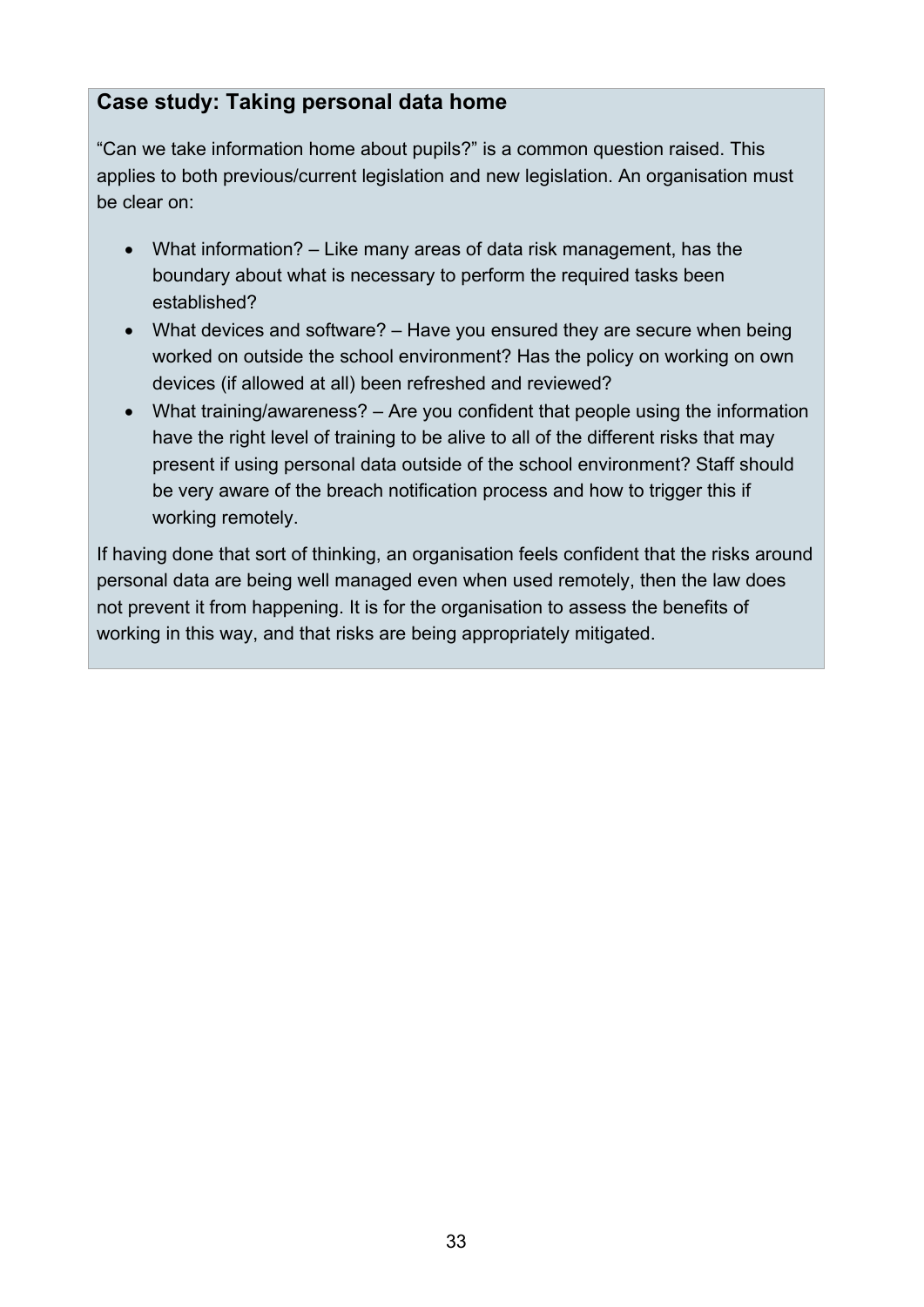### Case study: Taking personal data home

"Can we take information home about pupils?" is a common question raised. This applies to both previous/current legislation and new legislation. An organisation must be clear on:

- What information? – Like many areas of data risk management, has the boundary about what is necessary to perform the required tasks been established?
- What devices and software? – Have you ensured they are secure when being worked on outside the school environment? Has the policy on working on own devices (if allowed at all) been refreshed and reviewed?
- What training/awareness? – Are you confident that people using the information have the right level of training to be alive to all of the different risks that may present if using personal data outside of the school environment? Staff should be very aware of the breach notification process and how to trigger this if working remotely.

If having done that sort of thinking, an organisation feels confident that the risks around personal data are being well managed even when used remotely, then the law does not prevent it from happening. It is for the organisation to assess the benefits of working in this way, and that risks are being appropriately mitigated.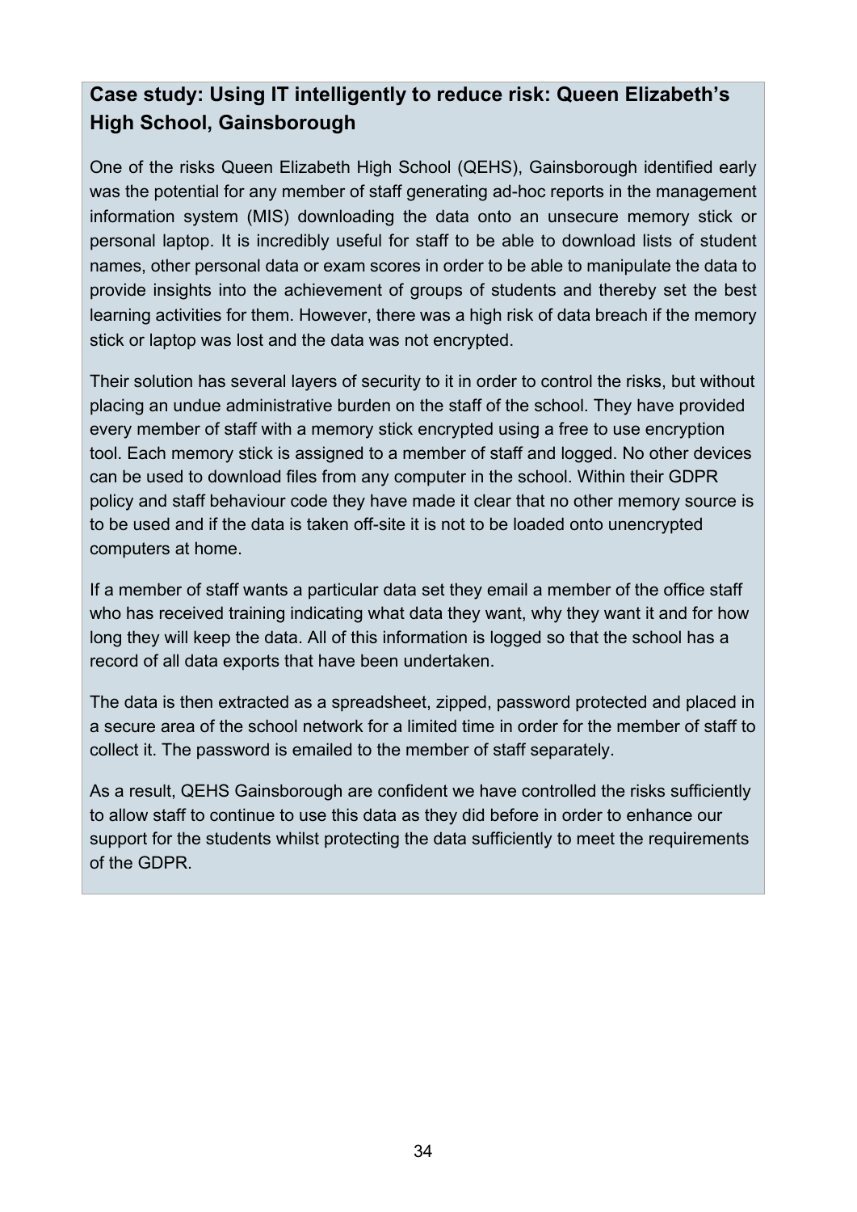### Case study: Using IT intelligently to reduce risk: Queen Elizabeth's High School, Gainsborough

One of the risks Queen Elizabeth High School (QEHS), Gainsborough identified early was the potential for any member of staff generating ad-hoc reports in the management information system (MIS) downloading the data onto an unsecure memory stick or personal laptop. It is incredibly useful for staff to be able to download lists of student names, other personal data or exam scores in order to be able to manipulate the data to provide insights into the achievement of groups of students and thereby set the best learning activities for them. However, there was a high risk of data breach if the memory stick or laptop was lost and the data was not encrypted.

Their solution has several layers of security to it in order to control the risks, but without placing an undue administrative burden on the staff of the school. They have provided every member of staff with a memory stick encrypted using a free to use encryption tool. Each memory stick is assigned to a member of staff and logged. No other devices can be used to download files from any computer in the school. Within their GDPR policy and staff behaviour code they have made it clear that no other memory source is to be used and if the data is taken off-site it is not to be loaded onto unencrypted computers at home.

If a member of staff wants a particular data set they email a member of the office staff who has received training indicating what data they want, why they want it and for how long they will keep the data. All of this information is logged so that the school has a record of all data exports that have been undertaken.

The data is then extracted as a spreadsheet, zipped, password protected and placed in a secure area of the school network for a limited time in order for the member of staff to collect it. The password is emailed to the member of staff separately.

As a result, QEHS Gainsborough are confident we have controlled the risks sufficiently to allow staff to continue to use this data as they did before in order to enhance our support for the students whilst protecting the data sufficiently to meet the requirements of the GDPR.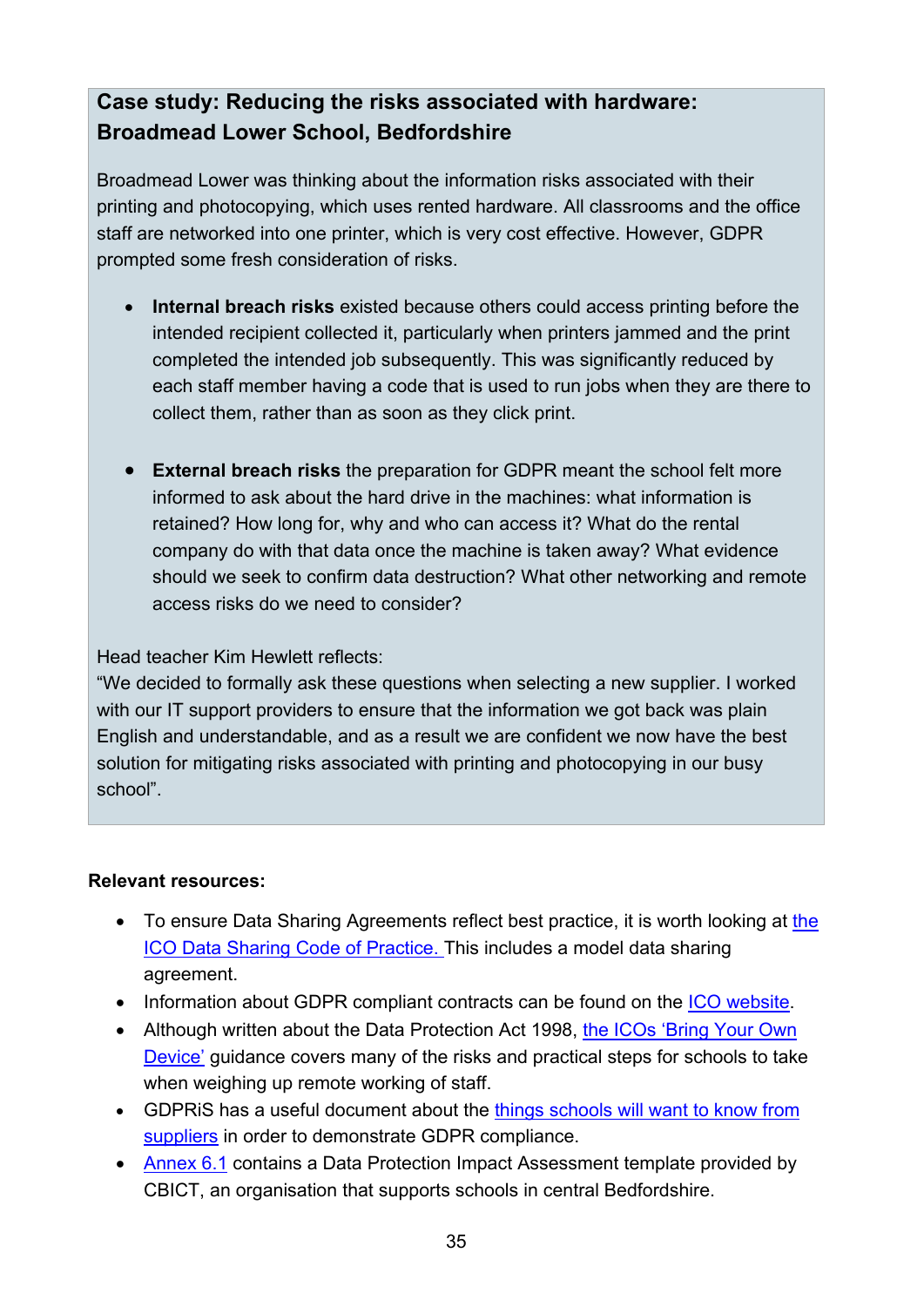## Case study: Reducing the risks associated with hardware: Broadmead Lower School, Bedfordshire

Broadmead Lower was thinking about the information risks associated with their printing and photocopying, which uses rented hardware. All classrooms and the office staff are networked into one printer, which is very cost effective. However, GDPR prompted some fresh consideration of risks.

- **Internal breach risks** existed because others could access printing before the intended recipient collected it, particularly when printers jammed and the print completed the intended job subsequently. This was significantly reduced by each staff member having a code that is used to run jobs when they are there to collect them, rather than as soon as they click print.

- **External breach risks** the preparation for GDPR meant the school felt more informed to ask about the hard drive in the machines: what information is retained? How long for, why and who can access it? What do the rental company do with that data once the machine is taken away? What evidence should we seek to confirm data destruction? What other networking and remote access risks do we need to consider?

Head teacher Kim Hewlett reflects:
"We decided to formally ask these questions when selecting a new supplier. I worked with our IT support providers to ensure that the information we got back was plain English and understandable, and as a result we are confident we now have the best solution for mitigating risks associated with printing and photocopying in our busy school".

**Relevant resources:**

- To ensure Data Sharing Agreements reflect best practice, it is worth looking at the ICO Data Sharing Code of Practice. This includes a model data sharing agreement.
- Information about GDPR compliant contracts can be found on the ICO website.
- Although written about the Data Protection Act 1998, the ICOs 'Bring Your Own Device' guidance covers many of the risks and practical steps for schools to take when weighing up remote working of staff.
- GDPRiS has a useful document about the things schools will want to know from suppliers in order to demonstrate GDPR compliance.
- Annex 6.1 contains a Data Protection Impact Assessment template provided by CBICT, an organisation that supports schools in central Bedfordshire.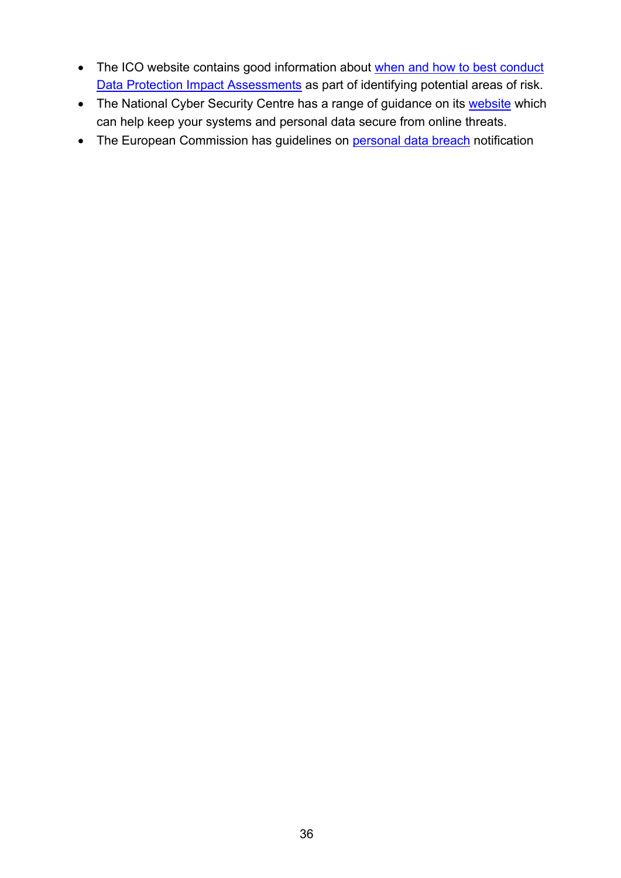- The ICO website contains good information about when and how to best conduct Data Protection Impact Assessments as part of identifying potential areas of risk.
- The National Cyber Security Centre has a range of guidance on its website which can help keep your systems and personal data secure from online threats.
- The European Commission has guidelines on personal data breach notification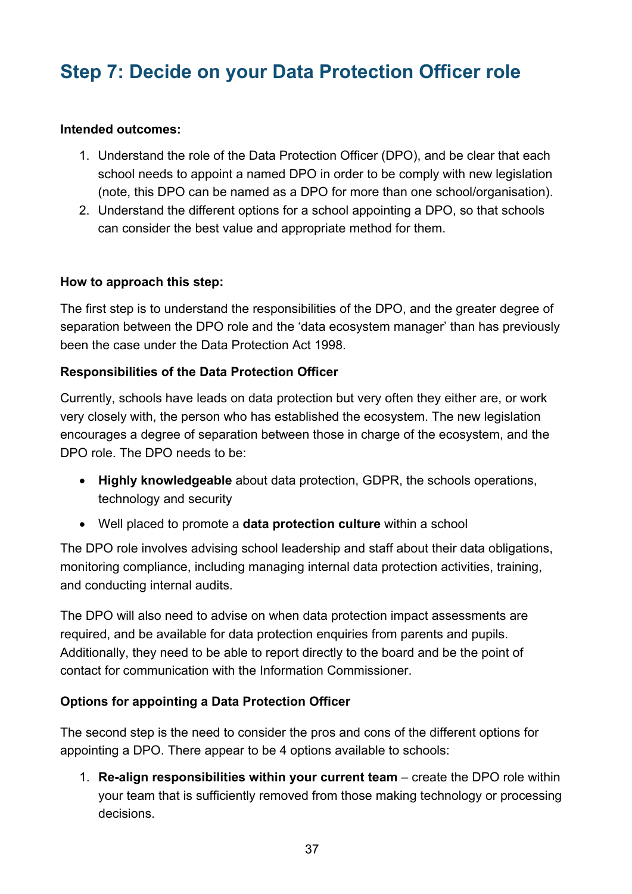## Step 7: Decide on your Data Protection Officer role

**Intended outcomes:**

1. Understand the role of the Data Protection Officer (DPO), and be clear that each school needs to appoint a named DPO in order to be comply with new legislation (note, this DPO can be named as a DPO for more than one school/organisation).
2. Understand the different options for a school appointing a DPO, so that schools can consider the best value and appropriate method for them.

**How to approach this step:**

The first step is to understand the responsibilities of the DPO, and the greater degree of separation between the DPO role and the 'data ecosystem manager' than has previously been the case under the Data Protection Act 1998.

**Responsibilities of the Data Protection Officer**

Currently, schools have leads on data protection but very often they either are, or work very closely with, the person who has established the ecosystem. The new legislation encourages a degree of separation between those in charge of the ecosystem, and the DPO role. The DPO needs to be:

- **Highly knowledgeable** about data protection, GDPR, the schools operations, technology and security
- Well placed to promote a **data protection culture** within a school

The DPO role involves advising school leadership and staff about their data obligations, monitoring compliance, including managing internal data protection activities, training, and conducting internal audits.

The DPO will also need to advise on when data protection impact assessments are required, and be available for data protection enquiries from parents and pupils. Additionally, they need to be able to report directly to the board and be the point of contact for communication with the Information Commissioner.

**Options for appointing a Data Protection Officer**

The second step is the need to consider the pros and cons of the different options for appointing a DPO. There appear to be 4 options available to schools:

1. **Re-align responsibilities within your current team** – create the DPO role within your team that is sufficiently removed from those making technology or processing decisions.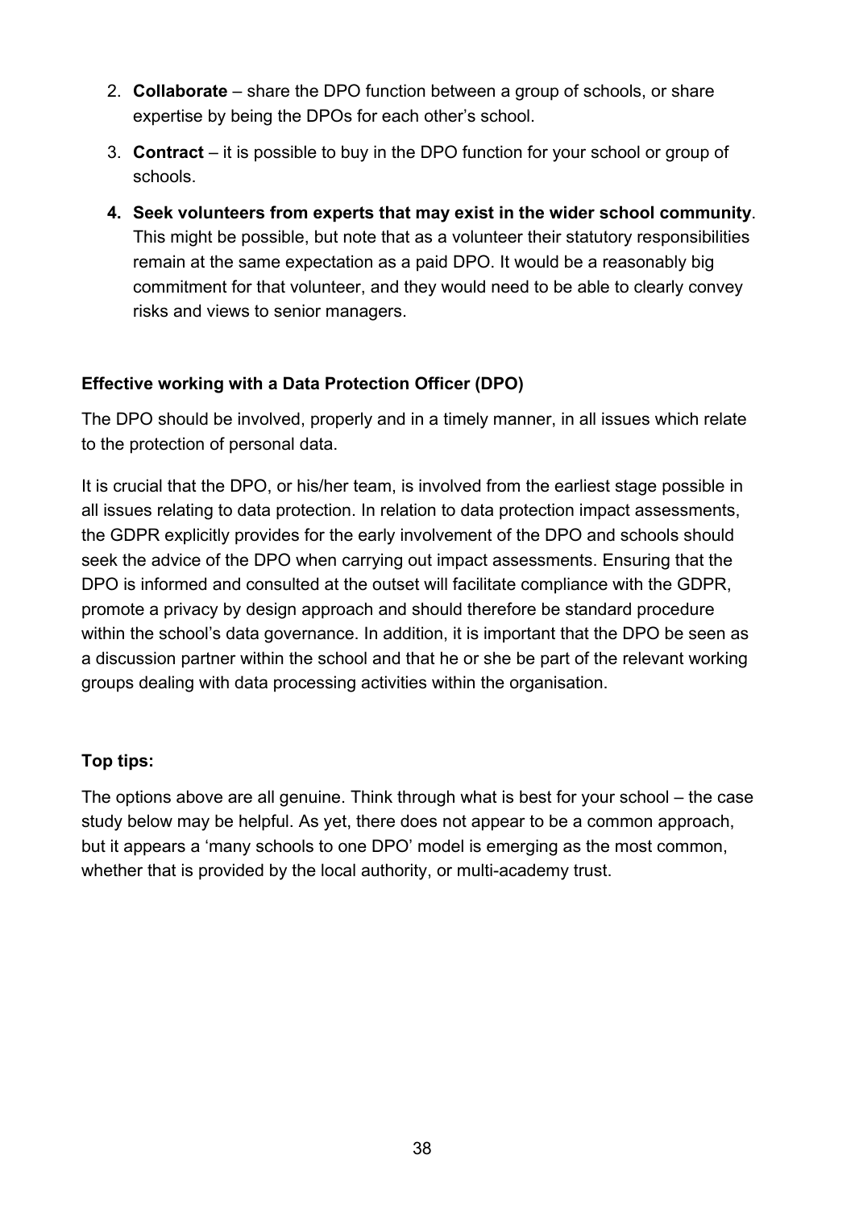2. **Collaborate** – share the DPO function between a group of schools, or share expertise by being the DPOs for each other's school.
3. **Contract** – it is possible to buy in the DPO function for your school or group of schools.
4. **Seek volunteers from experts that may exist in the wider school community**. This might be possible, but note that as a volunteer their statutory responsibilities remain at the same expectation as a paid DPO. It would be a reasonably big commitment for that volunteer, and they would need to be able to clearly convey risks and views to senior managers.

**Effective working with a Data Protection Officer (DPO)**

The DPO should be involved, properly and in a timely manner, in all issues which relate to the protection of personal data.

It is crucial that the DPO, or his/her team, is involved from the earliest stage possible in all issues relating to data protection. In relation to data protection impact assessments, the GDPR explicitly provides for the early involvement of the DPO and schools should seek the advice of the DPO when carrying out impact assessments. Ensuring that the DPO is informed and consulted at the outset will facilitate compliance with the GDPR, promote a privacy by design approach and should therefore be standard procedure within the school's data governance. In addition, it is important that the DPO be seen as a discussion partner within the school and that he or she be part of the relevant working groups dealing with data processing activities within the organisation.

**Top tips:**

The options above are all genuine. Think through what is best for your school – the case study below may be helpful. As yet, there does not appear to be a common approach, but it appears a 'many schools to one DPO' model is emerging as the most common, whether that is provided by the local authority, or multi-academy trust.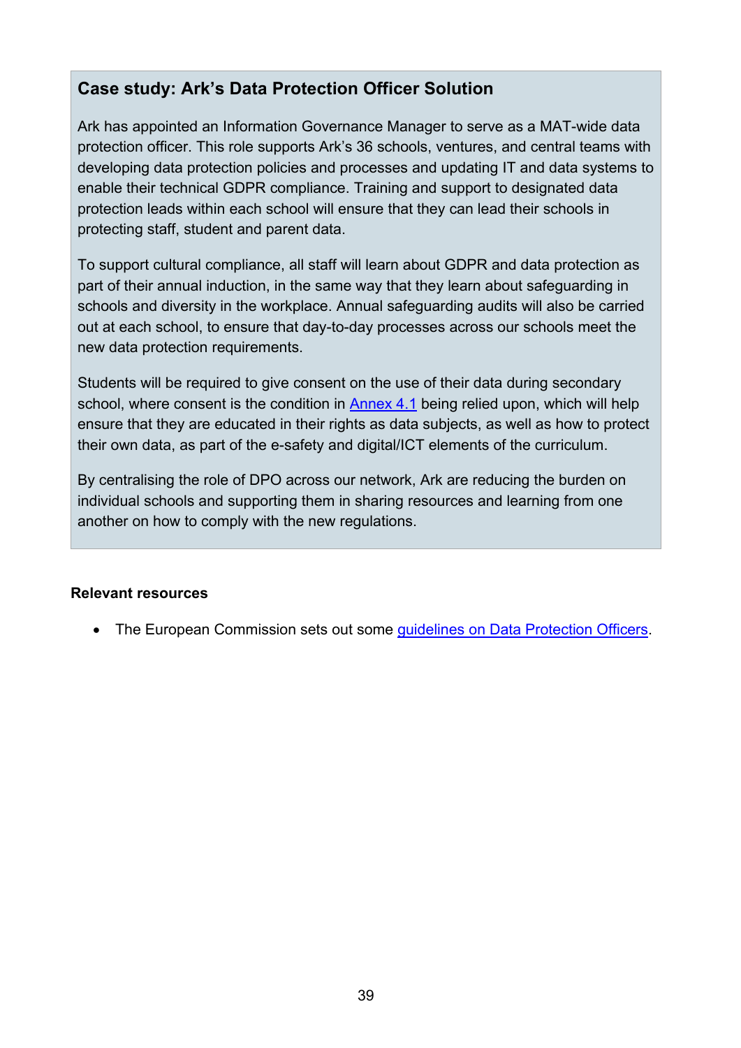### Case study: Ark's Data Protection Officer Solution

Ark has appointed an Information Governance Manager to serve as a MAT-wide data protection officer. This role supports Ark's 36 schools, ventures, and central teams with developing data protection policies and processes and updating IT and data systems to enable their technical GDPR compliance. Training and support to designated data protection leads within each school will ensure that they can lead their schools in protecting staff, student and parent data.

To support cultural compliance, all staff will learn about GDPR and data protection as part of their annual induction, in the same way that they learn about safeguarding in schools and diversity in the workplace. Annual safeguarding audits will also be carried out at each school, to ensure that day-to-day processes across our schools meet the new data protection requirements.

Students will be required to give consent on the use of their data during secondary school, where consent is the condition in Annex 4.1 being relied upon, which will help ensure that they are educated in their rights as data subjects, as well as how to protect their own data, as part of the e-safety and digital/ICT elements of the curriculum.

By centralising the role of DPO across our network, Ark are reducing the burden on individual schools and supporting them in sharing resources and learning from one another on how to comply with the new regulations.

**Relevant resources**

- The European Commission sets out some guidelines on Data Protection Officers.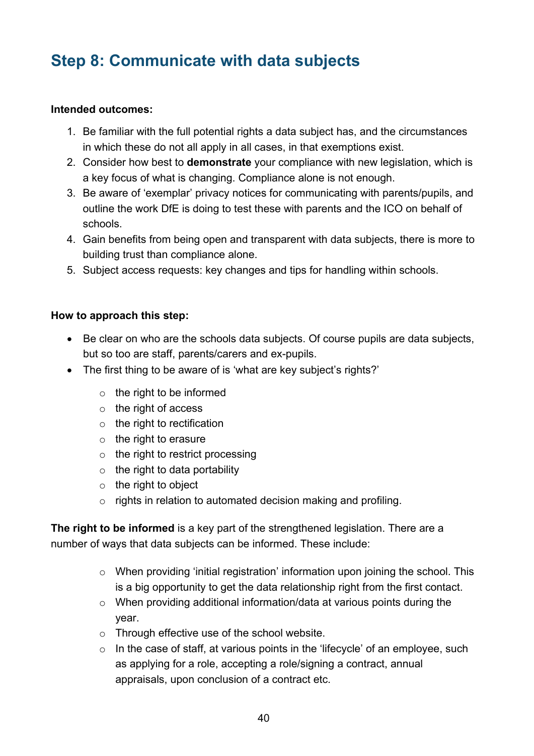## Step 8: Communicate with data subjects

**Intended outcomes:**

1. Be familiar with the full potential rights a data subject has, and the circumstances in which these do not all apply in all cases, in that exemptions exist.
2. Consider how best to **demonstrate** your compliance with new legislation, which is a key focus of what is changing. Compliance alone is not enough.
3. Be aware of 'exemplar' privacy notices for communicating with parents/pupils, and outline the work DfE is doing to test these with parents and the ICO on behalf of schools.
4. Gain benefits from being open and transparent with data subjects, there is more to building trust than compliance alone.
5. Subject access requests: key changes and tips for handling within schools.

**How to approach this step:**

- Be clear on who are the schools data subjects. Of course pupils are data subjects, but so too are staff, parents/carers and ex-pupils.
- The first thing to be aware of is 'what are key subject's rights?'
    - the right to be informed
    - the right of access
    - the right to rectification
    - the right to erasure
    - the right to restrict processing
    - the right to data portability
    - the right to object
    - rights in relation to automated decision making and profiling.

**The right to be informed** is a key part of the strengthened legislation. There are a number of ways that data subjects can be informed. These include:

- When providing 'initial registration' information upon joining the school. This is a big opportunity to get the data relationship right from the first contact.
- When providing additional information/data at various points during the year.
- Through effective use of the school website.
- In the case of staff, at various points in the 'lifecycle' of an employee, such as applying for a role, accepting a role/signing a contract, annual appraisals, upon conclusion of a contract etc.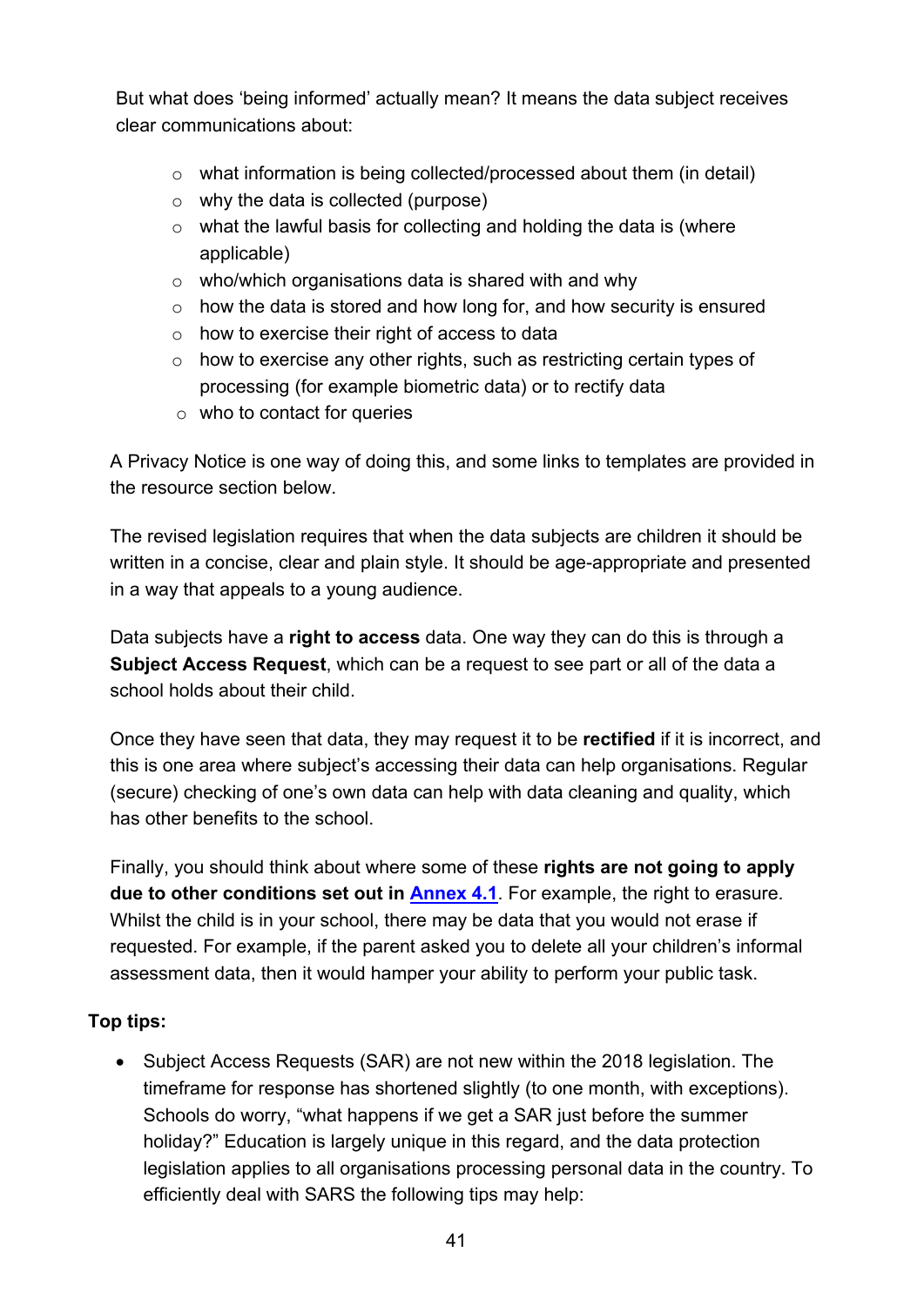But what does 'being informed' actually mean? It means the data subject receives clear communications about:

- what information is being collected/processed about them (in detail)
- why the data is collected (purpose)
- what the lawful basis for collecting and holding the data is (where applicable)
- who/which organisations data is shared with and why
- how the data is stored and how long for, and how security is ensured
- how to exercise their right of access to data
- how to exercise any other rights, such as restricting certain types of processing (for example biometric data) or to rectify data
- who to contact for queries

A Privacy Notice is one way of doing this, and some links to templates are provided in the resource section below.

The revised legislation requires that when the data subjects are children it should be written in a concise, clear and plain style. It should be age-appropriate and presented in a way that appeals to a young audience.

Data subjects have a **right to access** data. One way they can do this is through a **Subject Access Request**, which can be a request to see part or all of the data a school holds about their child.

Once they have seen that data, they may request it to be **rectified** if it is incorrect, and this is one area where subject's accessing their data can help organisations. Regular (secure) checking of one's own data can help with data cleaning and quality, which has other benefits to the school.

Finally, you should think about where some of these **rights are not going to apply due to other conditions set out in Annex 4.1**. For example, the right to erasure. Whilst the child is in your school, there may be data that you would not erase if requested. For example, if the parent asked you to delete all your children's informal assessment data, then it would hamper your ability to perform your public task.

**Top tips:**

- Subject Access Requests (SAR) are not new within the 2018 legislation. The timeframe for response has shortened slightly (to one month, with exceptions). Schools do worry, "what happens if we get a SAR just before the summer holiday?" Education is largely unique in this regard, and the data protection legislation applies to all organisations processing personal data in the country. To efficiently deal with SARS the following tips may help: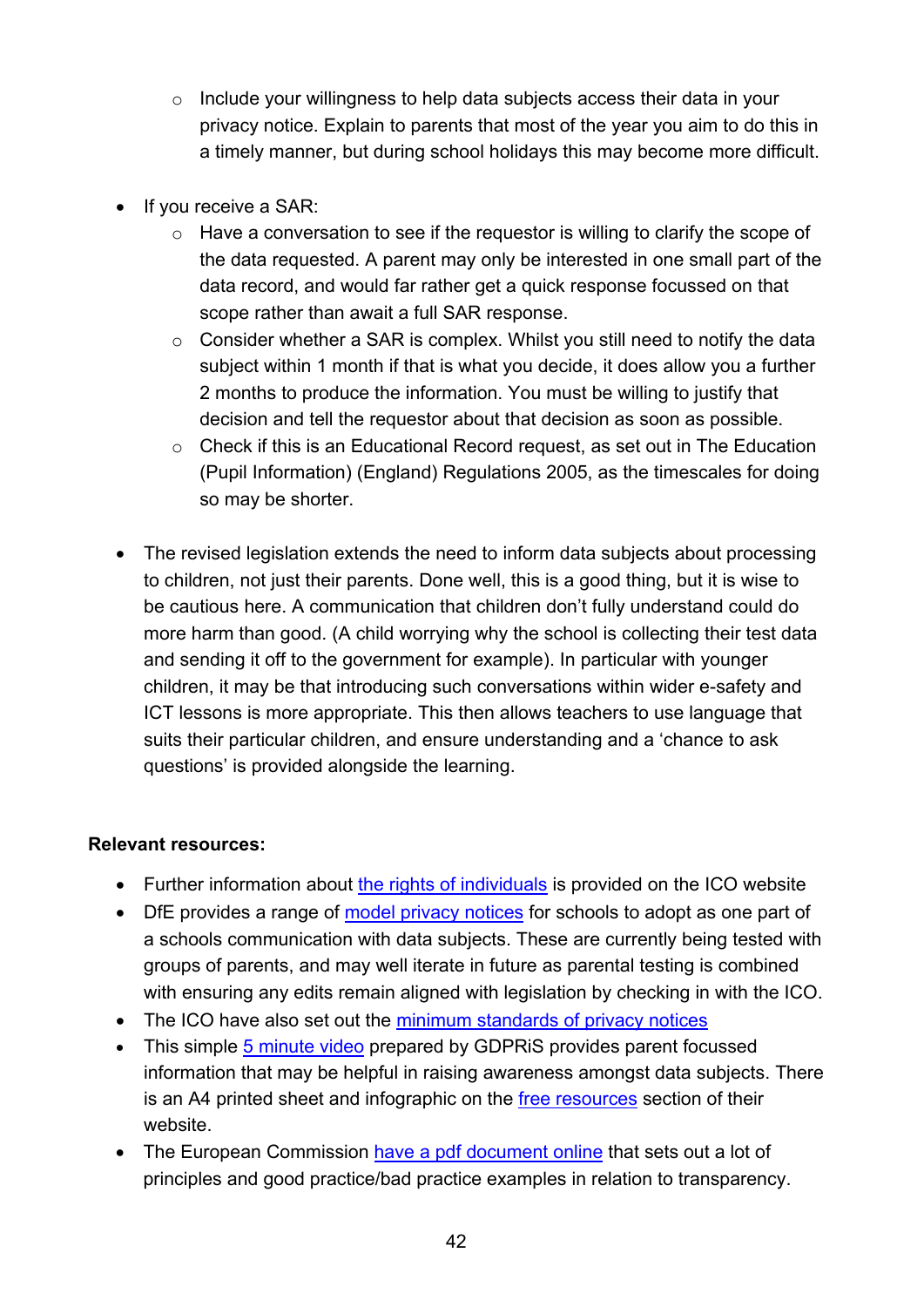- Include your willingness to help data subjects access their data in your privacy notice. Explain to parents that most of the year you aim to do this in a timely manner, but during school holidays this may become more difficult.

- If you receive a SAR:
  - Have a conversation to see if the requestor is willing to clarify the scope of the data requested. A parent may only be interested in one small part of the data record, and would far rather get a quick response focussed on that scope rather than await a full SAR response.
  - Consider whether a SAR is complex. Whilst you still need to notify the data subject within 1 month if that is what you decide, it does allow you a further 2 months to produce the information. You must be willing to justify that decision and tell the requestor about that decision as soon as possible.
  - Check if this is an Educational Record request, as set out in The Education (Pupil Information) (England) Regulations 2005, as the timescales for doing so may be shorter.

- The revised legislation extends the need to inform data subjects about processing to children, not just their parents. Done well, this is a good thing, but it is wise to be cautious here. A communication that children don't fully understand could do more harm than good. (A child worrying why the school is collecting their test data and sending it off to the government for example). In particular with younger children, it may be that introducing such conversations within wider e-safety and ICT lessons is more appropriate. This then allows teachers to use language that suits their particular children, and ensure understanding and a 'chance to ask questions' is provided alongside the learning.

**Relevant resources:**

- Further information about the rights of individuals is provided on the ICO website
- DfE provides a range of model privacy notices for schools to adopt as one part of a schools communication with data subjects. These are currently being tested with groups of parents, and may well iterate in future as parental testing is combined with ensuring any edits remain aligned with legislation by checking in with the ICO.
- The ICO have also set out the minimum standards of privacy notices
- This simple 5 minute video prepared by GDPRiS provides parent focussed information that may be helpful in raising awareness amongst data subjects. There is an A4 printed sheet and infographic on the free resources section of their website.
- The European Commission have a pdf document online that sets out a lot of principles and good practice/bad practice examples in relation to transparency.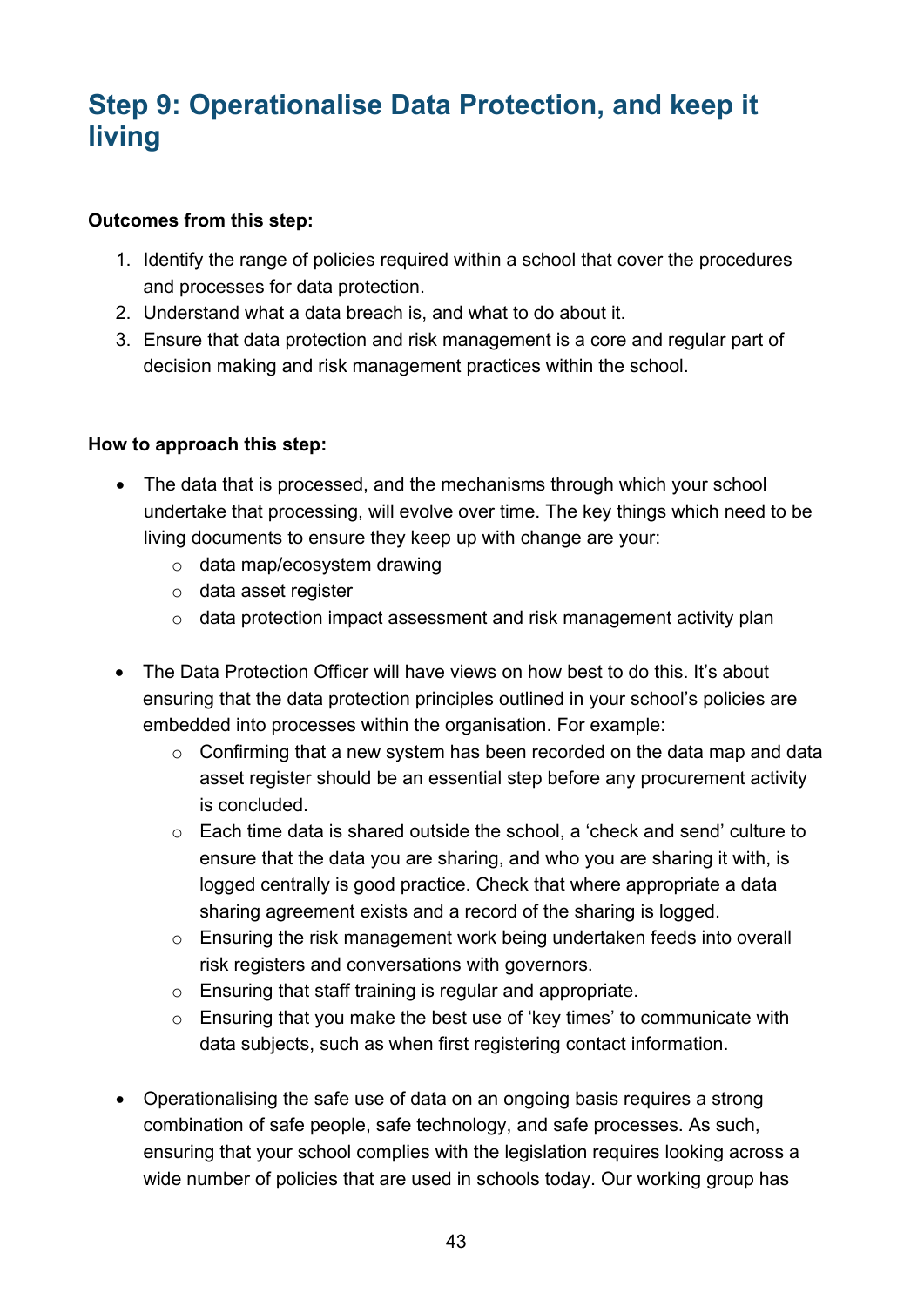## Step 9: Operationalise Data Protection, and keep it living

**Outcomes from this step:**

1. Identify the range of policies required within a school that cover the procedures and processes for data protection.
2. Understand what a data breach is, and what to do about it.
3. Ensure that data protection and risk management is a core and regular part of decision making and risk management practices within the school.

**How to approach this step:**

- The data that is processed, and the mechanisms through which your school undertake that processing, will evolve over time. The key things which need to be living documents to ensure they keep up with change are your:
    - data map/ecosystem drawing
    - data asset register
    - data protection impact assessment and risk management activity plan

- The Data Protection Officer will have views on how best to do this. It's about ensuring that the data protection principles outlined in your school's policies are embedded into processes within the organisation. For example:
    - Confirming that a new system has been recorded on the data map and data asset register should be an essential step before any procurement activity is concluded.
    - Each time data is shared outside the school, a 'check and send' culture to ensure that the data you are sharing, and who you are sharing it with, is logged centrally is good practice. Check that where appropriate a data sharing agreement exists and a record of the sharing is logged.
    - Ensuring the risk management work being undertaken feeds into overall risk registers and conversations with governors.
    - Ensuring that staff training is regular and appropriate.
    - Ensuring that you make the best use of 'key times' to communicate with data subjects, such as when first registering contact information.

- Operationalising the safe use of data on an ongoing basis requires a strong combination of safe people, safe technology, and safe processes. As such, ensuring that your school complies with the legislation requires looking across a wide number of policies that are used in schools today. Our working group has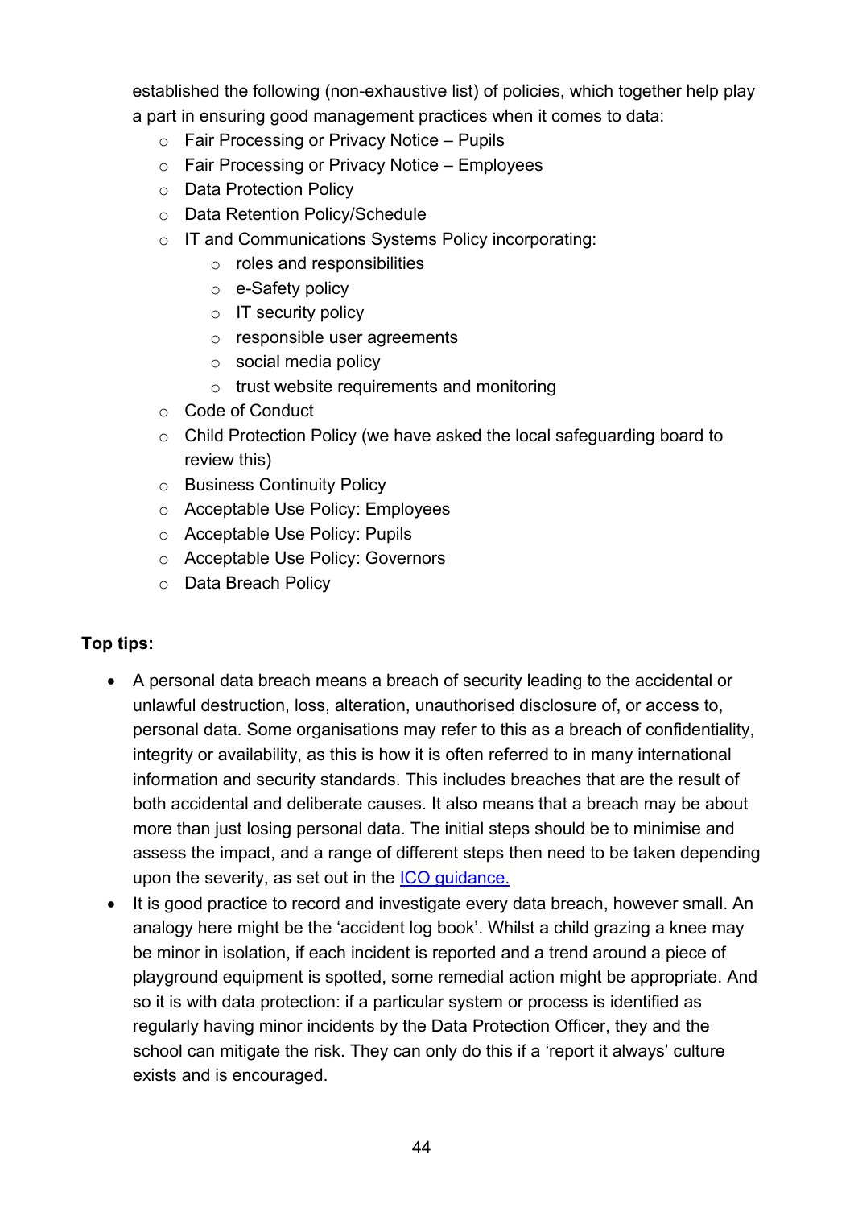established the following (non-exhaustive list) of policies, which together help play a part in ensuring good management practices when it comes to data:

- Fair Processing or Privacy Notice – Pupils
- Fair Processing or Privacy Notice – Employees
- Data Protection Policy
- Data Retention Policy/Schedule
- IT and Communications Systems Policy incorporating:
  - roles and responsibilities
  - e-Safety policy
  - IT security policy
  - responsible user agreements
  - social media policy
  - trust website requirements and monitoring
- Code of Conduct
- Child Protection Policy (we have asked the local safeguarding board to review this)
- Business Continuity Policy
- Acceptable Use Policy: Employees
- Acceptable Use Policy: Pupils
- Acceptable Use Policy: Governors
- Data Breach Policy

**Top tips:**

- A personal data breach means a breach of security leading to the accidental or unlawful destruction, loss, alteration, unauthorised disclosure of, or access to, personal data. Some organisations may refer to this as a breach of confidentiality, integrity or availability, as this is how it is often referred to in many international information and security standards. This includes breaches that are the result of both accidental and deliberate causes. It also means that a breach may be about more than just losing personal data. The initial steps should be to minimise and assess the impact, and a range of different steps then need to be taken depending upon the severity, as set out in the ICO guidance.
- It is good practice to record and investigate every data breach, however small. An analogy here might be the 'accident log book'. Whilst a child grazing a knee may be minor in isolation, if each incident is reported and a trend around a piece of playground equipment is spotted, some remedial action might be appropriate. And so it is with data protection: if a particular system or process is identified as regularly having minor incidents by the Data Protection Officer, they and the school can mitigate the risk. They can only do this if a 'report it always' culture exists and is encouraged.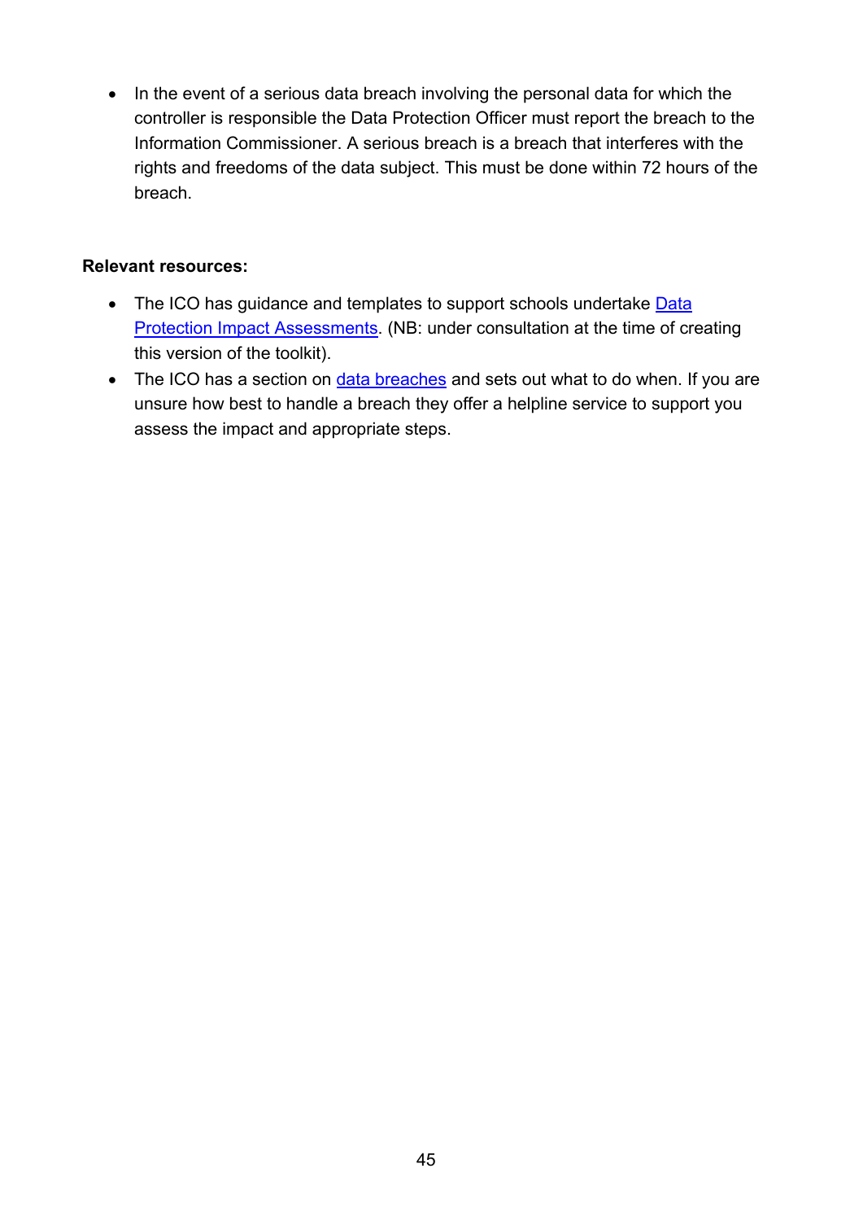- In the event of a serious data breach involving the personal data for which the controller is responsible the Data Protection Officer must report the breach to the Information Commissioner. A serious breach is a breach that interferes with the rights and freedoms of the data subject. This must be done within 72 hours of the breach.

**Relevant resources:**

- The ICO has guidance and templates to support schools undertake Data Protection Impact Assessments. (NB: under consultation at the time of creating this version of the toolkit).
- The ICO has a section on data breaches and sets out what to do when. If you are unsure how best to handle a breach they offer a helpline service to support you assess the impact and appropriate steps.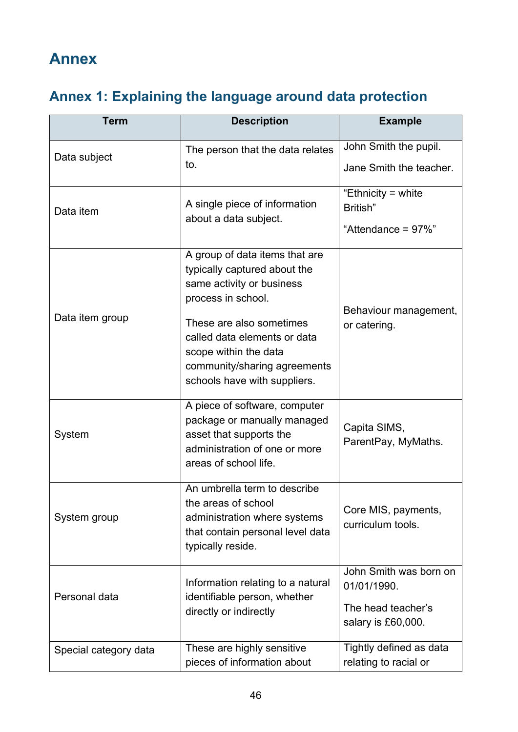# Annex

## Annex 1: Explaining the language around data protection

| Term | Description | Example |
|---|---|---|
| Data subject | The person that the data relates to. | John Smith the pupil.<br><br>Jane Smith the teacher. |
| Data item | A single piece of information about a data subject. | "Ethnicity = white British"<br><br>"Attendance = 97%" |
| Data item group | A group of data items that are typically captured about the same activity or business process in school.<br><br>These are also sometimes called data elements or data scope within the data community/sharing agreements schools have with suppliers. | Behaviour management, or catering. |
| System | A piece of software, computer package or manually managed asset that supports the administration of one or more areas of school life. | Capita SIMS, ParentPay, MyMaths. |
| System group | An umbrella term to describe the areas of school administration where systems that contain personal level data typically reside. | Core MIS, payments, curriculum tools. |
| Personal data | Information relating to a natural identifiable person, whether directly or indirectly | John Smith was born on 01/01/1990.<br><br>The head teacher's salary is £60,000. |
| Special category data | These are highly sensitive pieces of information about | Tightly defined as data relating to racial or |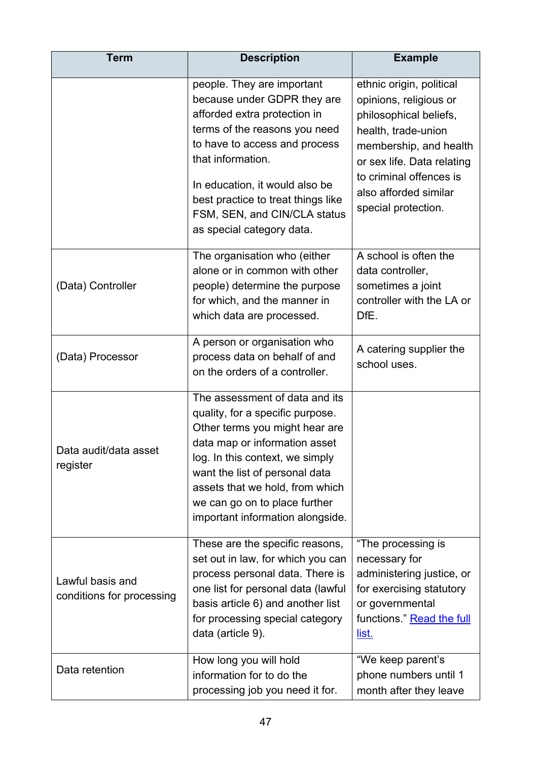| Term | Description | Example |
|---|---|---|
| | people. They are important because under GDPR they are afforded extra protection in terms of the reasons you need to have to access and process that information.<br><br>In education, it would also be best practice to treat things like FSM, SEN, and CIN/CLA status as special category data. | ethnic origin, political opinions, religious or philosophical beliefs, health, trade-union membership, and health or sex life. Data relating to criminal offences is also afforded similar special protection. |
| (Data) Controller | The organisation who (either alone or in common with other people) determine the purpose for which, and the manner in which data are processed. | A school is often the data controller, sometimes a joint controller with the LA or DfE. |
| (Data) Processor | A person or organisation who process data on behalf of and on the orders of a controller. | A catering supplier the school uses. |
| Data audit/data asset register | The assessment of data and its quality, for a specific purpose. Other terms you might hear are data map or information asset log. In this context, we simply want the list of personal data assets that we hold, from which we can go on to place further important information alongside. | |
| Lawful basis and conditions for processing | These are the specific reasons, set out in law, for which you can process personal data. There is one list for personal data (lawful basis article 6) and another list for processing special category data (article 9). | "The processing is necessary for administering justice, or for exercising statutory or governmental functions." [Read the full list.]() |
| Data retention | How long you will hold information for to do the processing job you need it for. | "We keep parent's phone numbers until 1 month after they leave |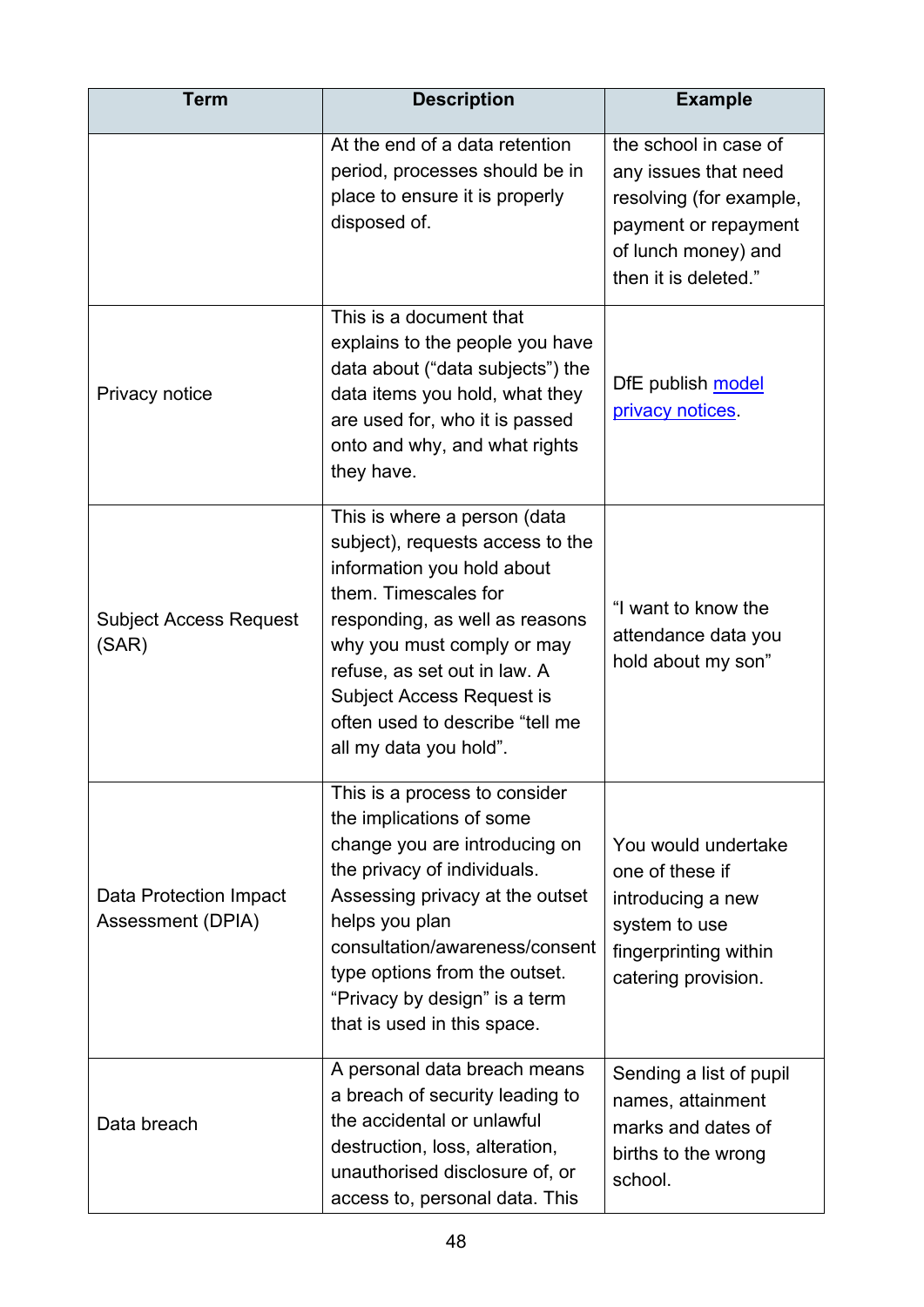| Term | Description | Example |
| --- | --- | --- |
| | At the end of a data retention period, processes should be in place to ensure it is properly disposed of. | the school in case of any issues that need resolving (for example, payment or repayment of lunch money) and then it is deleted." |
| Privacy notice | This is a document that explains to the people you have data about ("data subjects") the data items you hold, what they are used for, who it is passed onto and why, and what rights they have. | DfE publish [model privacy notices]. |
| Subject Access Request (SAR) | This is where a person (data subject), requests access to the information you hold about them. Timescales for responding, as well as reasons why you must comply or may refuse, as set out in law. A Subject Access Request is often used to describe "tell me all my data you hold". | "I want to know the attendance data you hold about my son" |
| Data Protection Impact Assessment (DPIA) | This is a process to consider the implications of some change you are introducing on the privacy of individuals. Assessing privacy at the outset helps you plan consultation/awareness/consent type options from the outset. "Privacy by design" is a term that is used in this space. | You would undertake one of these if introducing a new system to use fingerprinting within catering provision. |
| Data breach | A personal data breach means a breach of security leading to the accidental or unlawful destruction, loss, alteration, unauthorised disclosure of, or access to, personal data. This | Sending a list of pupil names, attainment marks and dates of births to the wrong school. |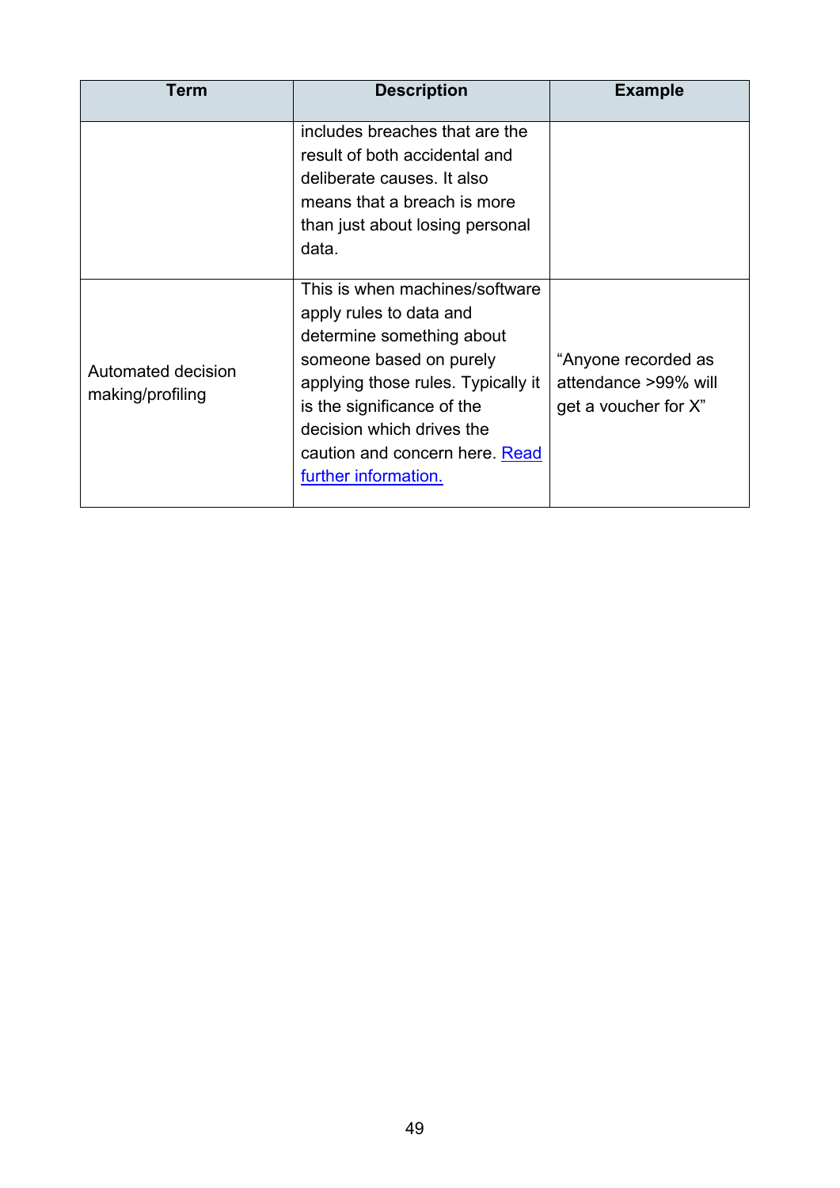| Term | Description | Example |
| --- | --- | --- |
| | includes breaches that are the result of both accidental and deliberate causes. It also means that a breach is more than just about losing personal data. | |
| Automated decision making/profiling | This is when machines/software apply rules to data and determine something about someone based on purely applying those rules. Typically it is the significance of the decision which drives the caution and concern here. Read further information. | "Anyone recorded as attendance >99% will get a voucher for X" |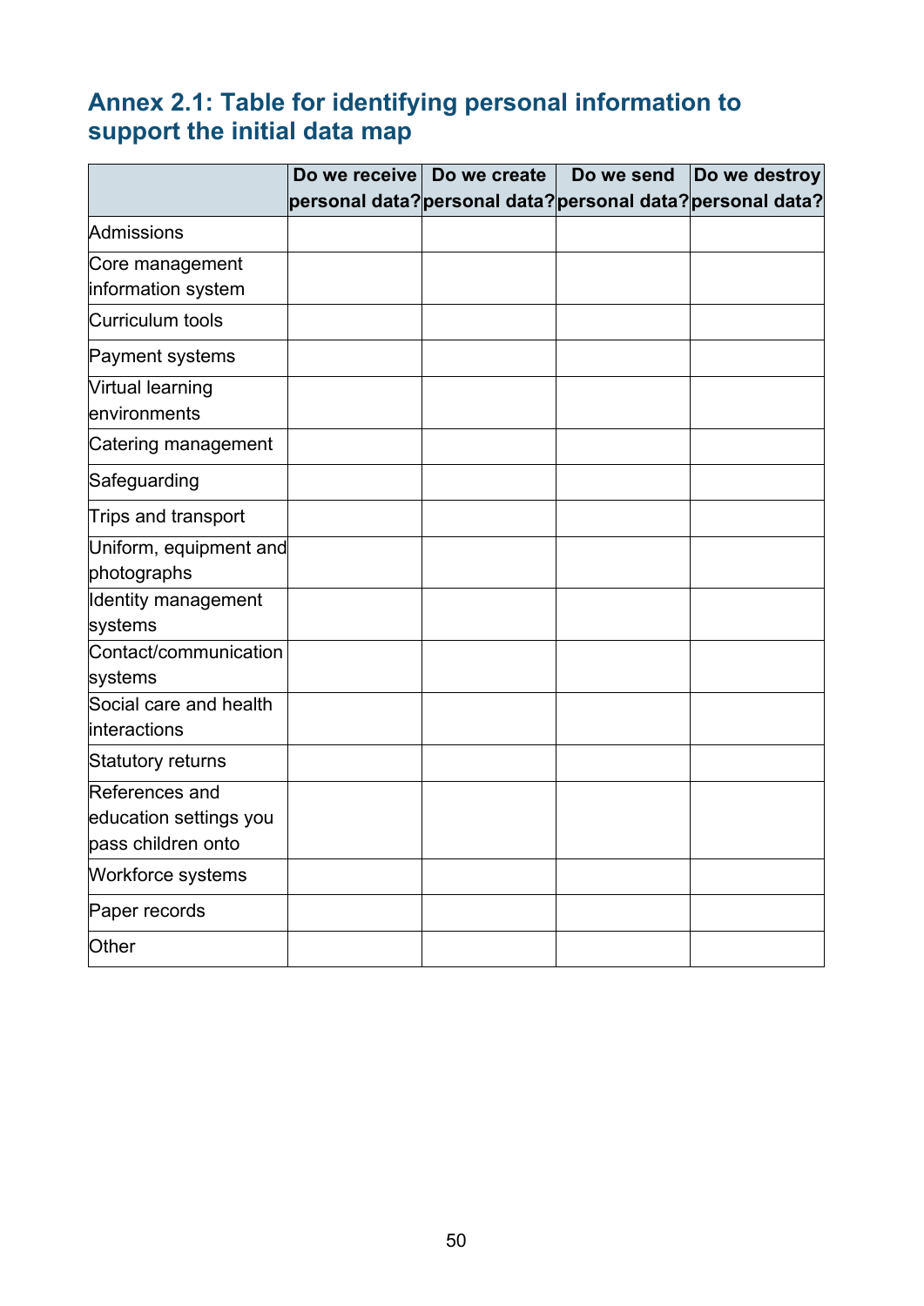## Annex 2.1: Table for identifying personal information to support the initial data map

| | Do we receive personal data? | Do we create personal data? | Do we send personal data? | Do we destroy personal data? |
|---|---|---|---|---|
| Admissions | | | | |
| Core management information system | | | | |
| Curriculum tools | | | | |
| Payment systems | | | | |
| Virtual learning environments | | | | |
| Catering management | | | | |
| Safeguarding | | | | |
| Trips and transport | | | | |
| Uniform, equipment and photographs | | | | |
| Identity management systems | | | | |
| Contact/communication systems | | | | |
| Social care and health interactions | | | | |
| Statutory returns | | | | |
| References and education settings you pass children onto | | | | |
| Workforce systems | | | | |
| Paper records | | | | |
| Other | | | | |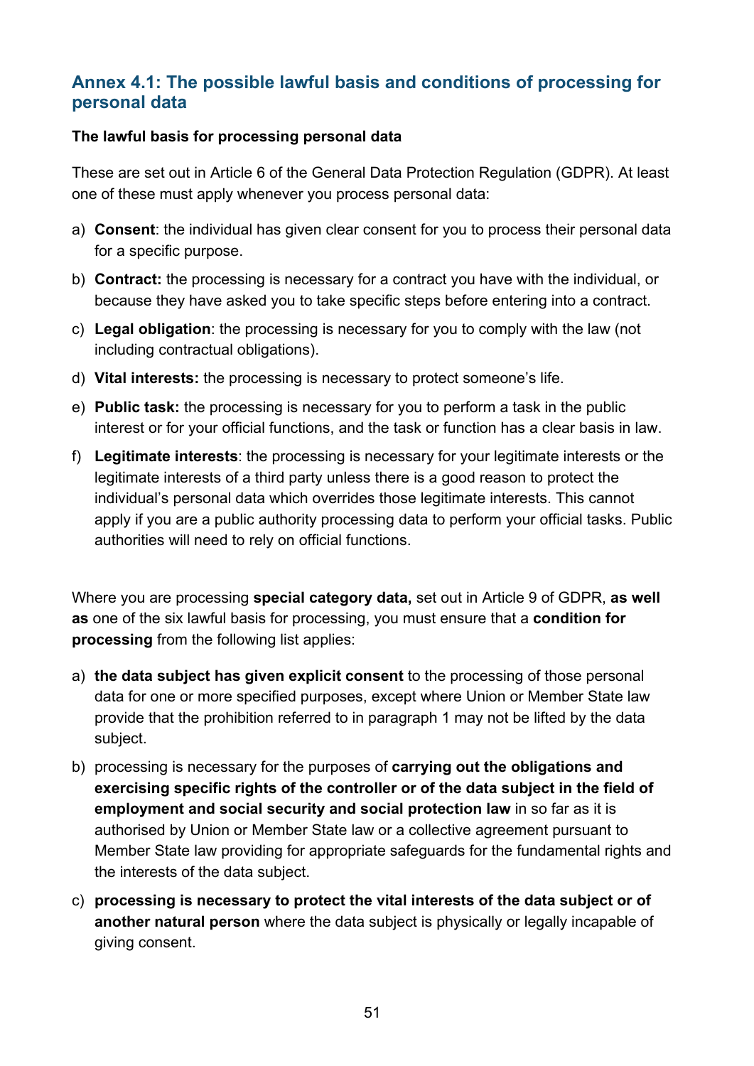## Annex 4.1: The possible lawful basis and conditions of processing for personal data

**The lawful basis for processing personal data**

These are set out in Article 6 of the General Data Protection Regulation (GDPR). At least one of these must apply whenever you process personal data:

a) **Consent**: the individual has given clear consent for you to process their personal data for a specific purpose.

b) **Contract:** the processing is necessary for a contract you have with the individual, or because they have asked you to take specific steps before entering into a contract.

c) **Legal obligation**: the processing is necessary for you to comply with the law (not including contractual obligations).

d) **Vital interests:** the processing is necessary to protect someone's life.

e) **Public task:** the processing is necessary for you to perform a task in the public interest or for your official functions, and the task or function has a clear basis in law.

f) **Legitimate interests**: the processing is necessary for your legitimate interests or the legitimate interests of a third party unless there is a good reason to protect the individual's personal data which overrides those legitimate interests. This cannot apply if you are a public authority processing data to perform your official tasks. Public authorities will need to rely on official functions.

Where you are processing **special category data,** set out in Article 9 of GDPR, **as well as** one of the six lawful basis for processing, you must ensure that a **condition for processing** from the following list applies:

a) **the data subject has given explicit consent** to the processing of those personal data for one or more specified purposes, except where Union or Member State law provide that the prohibition referred to in paragraph 1 may not be lifted by the data subject.

b) processing is necessary for the purposes of **carrying out the obligations and exercising specific rights of the controller or of the data subject in the field of employment and social security and social protection law** in so far as it is authorised by Union or Member State law or a collective agreement pursuant to Member State law providing for appropriate safeguards for the fundamental rights and the interests of the data subject.

c) **processing is necessary to protect the vital interests of the data subject or of another natural person** where the data subject is physically or legally incapable of giving consent.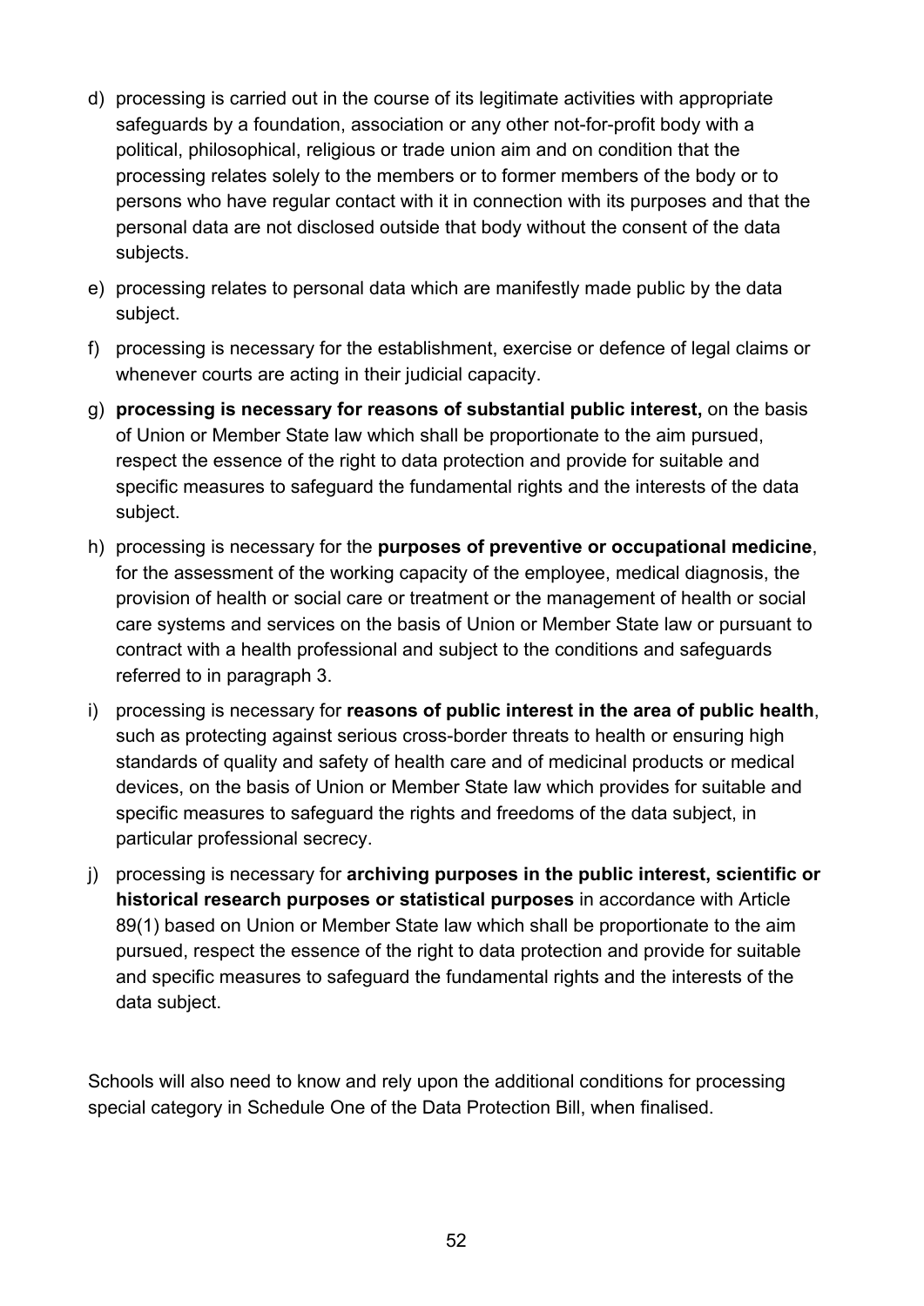d) processing is carried out in the course of its legitimate activities with appropriate safeguards by a foundation, association or any other not-for-profit body with a political, philosophical, religious or trade union aim and on condition that the processing relates solely to the members or to former members of the body or to persons who have regular contact with it in connection with its purposes and that the personal data are not disclosed outside that body without the consent of the data subjects.

e) processing relates to personal data which are manifestly made public by the data subject.

f) processing is necessary for the establishment, exercise or defence of legal claims or whenever courts are acting in their judicial capacity.

g) **processing is necessary for reasons of substantial public interest,** on the basis of Union or Member State law which shall be proportionate to the aim pursued, respect the essence of the right to data protection and provide for suitable and specific measures to safeguard the fundamental rights and the interests of the data subject.

h) processing is necessary for the **purposes of preventive or occupational medicine**, for the assessment of the working capacity of the employee, medical diagnosis, the provision of health or social care or treatment or the management of health or social care systems and services on the basis of Union or Member State law or pursuant to contract with a health professional and subject to the conditions and safeguards referred to in paragraph 3.

i) processing is necessary for **reasons of public interest in the area of public health**, such as protecting against serious cross-border threats to health or ensuring high standards of quality and safety of health care and of medicinal products or medical devices, on the basis of Union or Member State law which provides for suitable and specific measures to safeguard the rights and freedoms of the data subject, in particular professional secrecy.

j) processing is necessary for **archiving purposes in the public interest, scientific or historical research purposes or statistical purposes** in accordance with Article 89(1) based on Union or Member State law which shall be proportionate to the aim pursued, respect the essence of the right to data protection and provide for suitable and specific measures to safeguard the fundamental rights and the interests of the data subject.

Schools will also need to know and rely upon the additional conditions for processing special category in Schedule One of the Data Protection Bill, when finalised.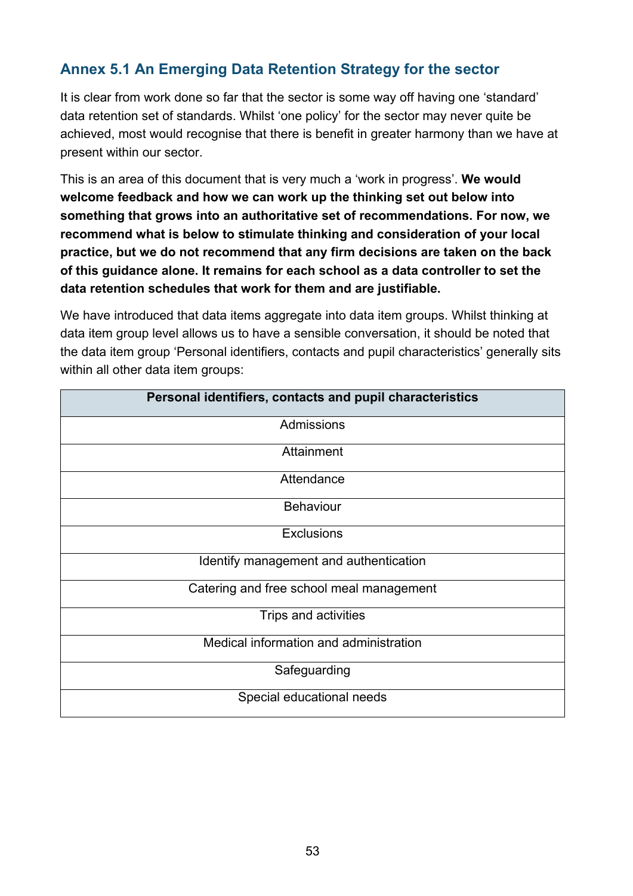## Annex 5.1 An Emerging Data Retention Strategy for the sector

It is clear from work done so far that the sector is some way off having one 'standard' data retention set of standards. Whilst 'one policy' for the sector may never quite be achieved, most would recognise that there is benefit in greater harmony than we have at present within our sector.

This is an area of this document that is very much a 'work in progress'. **We would welcome feedback and how we can work up the thinking set out below into something that grows into an authoritative set of recommendations. For now, we recommend what is below to stimulate thinking and consideration of your local practice, but we do not recommend that any firm decisions are taken on the back of this guidance alone. It remains for each school as a data controller to set the data retention schedules that work for them and are justifiable.**

We have introduced that data items aggregate into data item groups. Whilst thinking at data item group level allows us to have a sensible conversation, it should be noted that the data item group 'Personal identifiers, contacts and pupil characteristics' generally sits within all other data item groups:

| Personal identifiers, contacts and pupil characteristics |
|---|
| Admissions |
| Attainment |
| Attendance |
| Behaviour |
| Exclusions |
| Identify management and authentication |
| Catering and free school meal management |
| Trips and activities |
| Medical information and administration |
| Safeguarding |
| Special educational needs |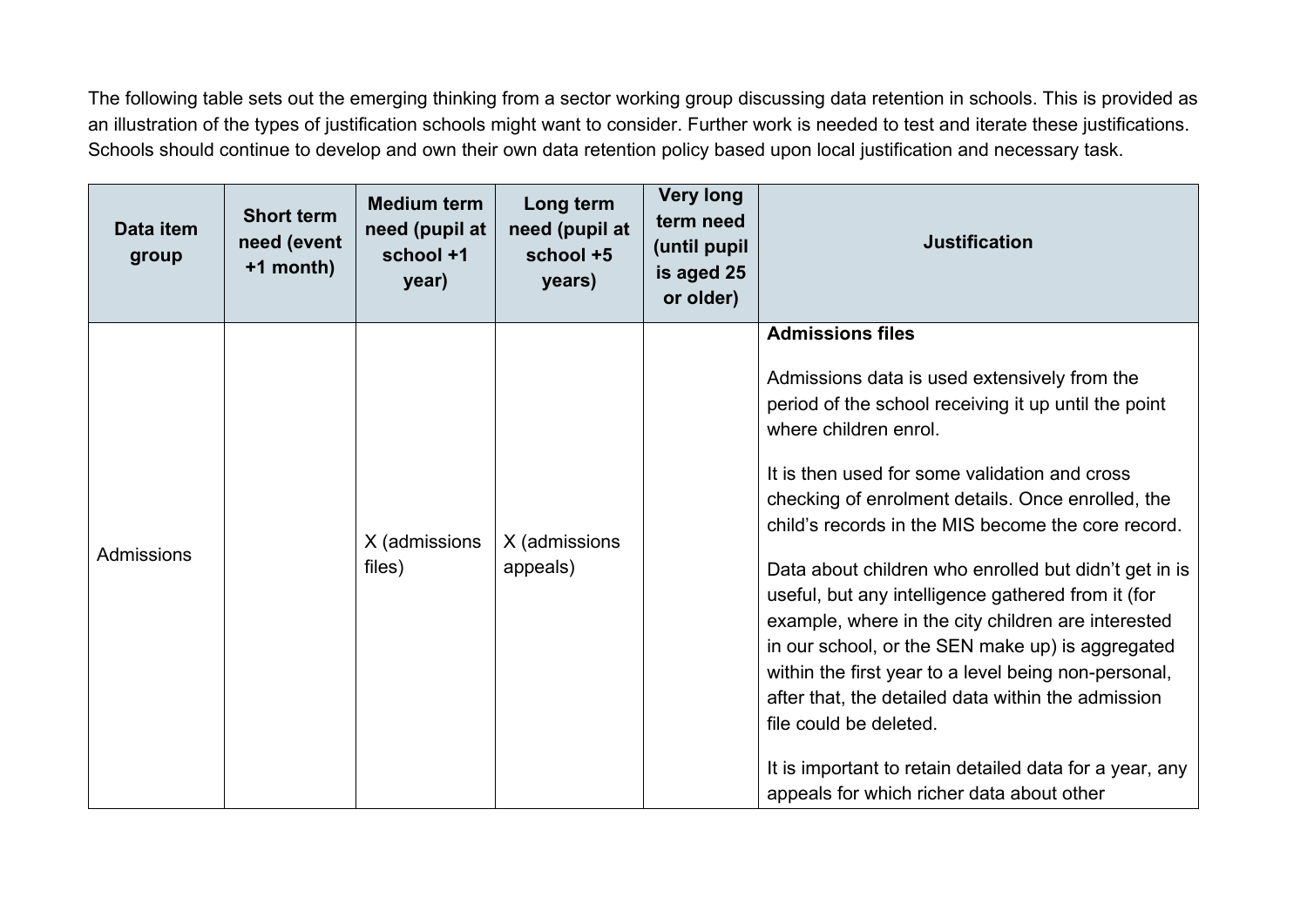The following table sets out the emerging thinking from a sector working group discussing data retention in schools. This is provided as an illustration of the types of justification schools might want to consider. Further work is needed to test and iterate these justifications. Schools should continue to develop and own their own data retention policy based upon local justification and necessary task.

| Data item group | Short term need (event +1 month) | Medium term need (pupil at school +1 year) | Long term need (pupil at school +5 years) | Very long term need (until pupil is aged 25 or older) | Justification |
|---|---|---|---|---|---|
| Admissions | | X (admissions files) | X (admissions appeals) | | **Admissions files**<br><br>Admissions data is used extensively from the period of the school receiving it up until the point where children enrol.<br><br>It is then used for some validation and cross checking of enrolment details. Once enrolled, the child's records in the MIS become the core record.<br><br>Data about children who enrolled but didn't get in is useful, but any intelligence gathered from it (for example, where in the city children are interested in our school, or the SEN make up) is aggregated within the first year to a level being non-personal, after that, the detailed data within the admission file could be deleted.<br><br>It is important to retain detailed data for a year, any appeals for which richer data about other |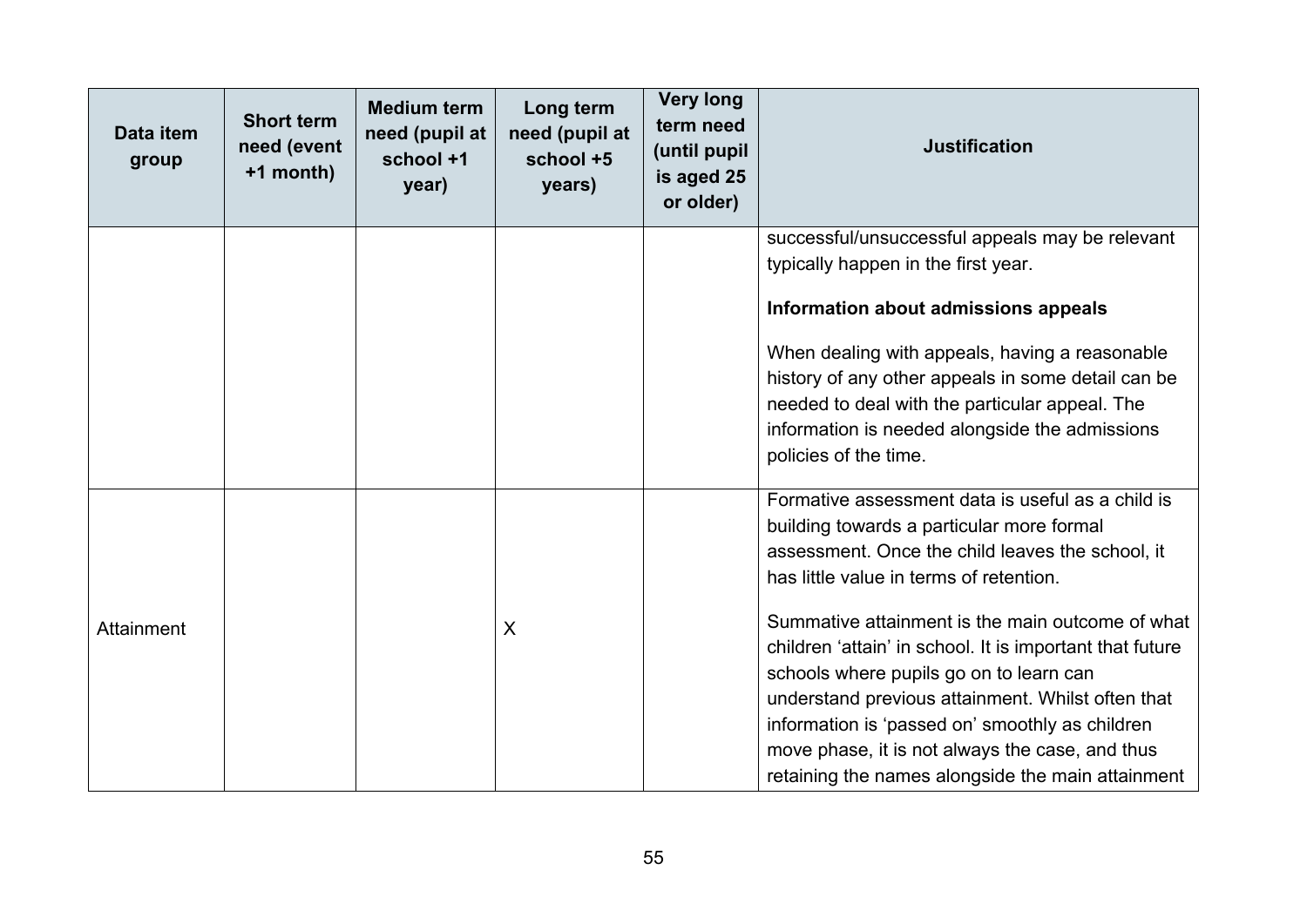| Data item group | Short term need (event +1 month) | Medium term need (pupil at school +1 year) | Long term need (pupil at school +5 years) | Very long term need (until pupil is aged 25 or older) | Justification |
|---|---|---|---|---|---|
| | | | | | successful/unsuccessful appeals may be relevant typically happen in the first year.<br><br>**Information about admissions appeals**<br><br>When dealing with appeals, having a reasonable history of any other appeals in some detail can be needed to deal with the particular appeal. The information is needed alongside the admissions policies of the time. |
| Attainment | | | X | | Formative assessment data is useful as a child is building towards a particular more formal assessment. Once the child leaves the school, it has little value in terms of retention.<br><br>Summative attainment is the main outcome of what children 'attain' in school. It is important that future schools where pupils go on to learn can understand previous attainment. Whilst often that information is 'passed on' smoothly as children move phase, it is not always the case, and thus retaining the names alongside the main attainment |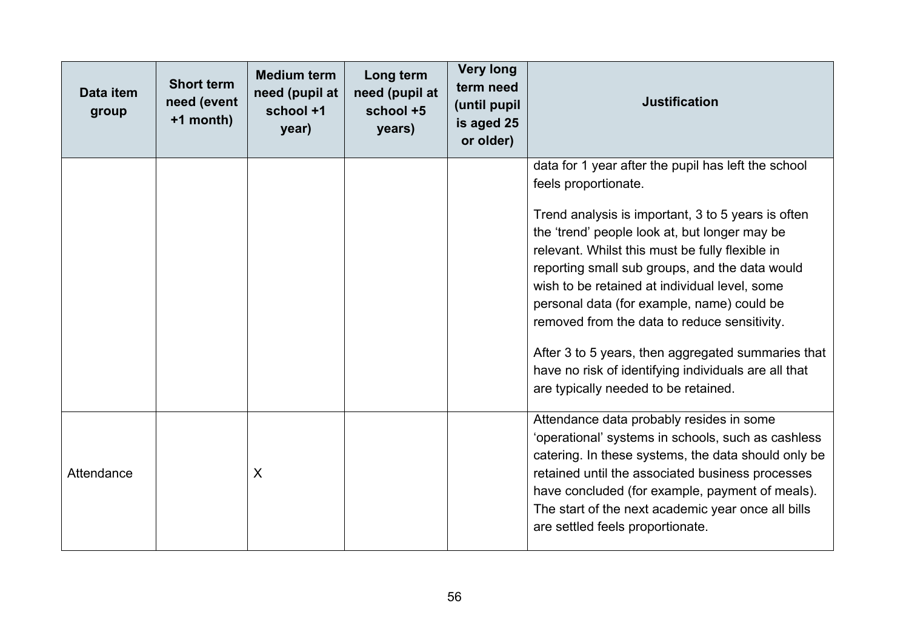| Data item group | Short term need (event +1 month) | Medium term need (pupil at school +1 year) | Long term need (pupil at school +5 years) | Very long term need (until pupil is aged 25 or older) | Justification |
|---|---|---|---|---|---|
| | | | | | data for 1 year after the pupil has left the school feels proportionate.<br><br>Trend analysis is important, 3 to 5 years is often the 'trend' people look at, but longer may be relevant. Whilst this must be fully flexible in reporting small sub groups, and the data would wish to be retained at individual level, some personal data (for example, name) could be removed from the data to reduce sensitivity.<br><br>After 3 to 5 years, then aggregated summaries that have no risk of identifying individuals are all that are typically needed to be retained. |
| Attendance | | X | | | Attendance data probably resides in some 'operational' systems in schools, such as cashless catering. In these systems, the data should only be retained until the associated business processes have concluded (for example, payment of meals). The start of the next academic year once all bills are settled feels proportionate. |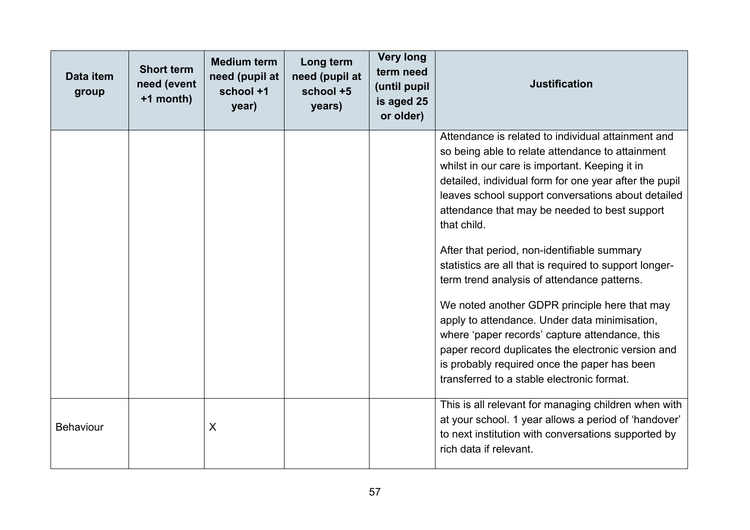| Data item group | Short term need (event +1 month) | Medium term need (pupil at school +1 year) | Long term need (pupil at school +5 years) | Very long term need (until pupil is aged 25 or older) | Justification |
|---|---|---|---|---|---|
| | | | | | Attendance is related to individual attainment and so being able to relate attendance to attainment whilst in our care is important. Keeping it in detailed, individual form for one year after the pupil leaves school support conversations about detailed attendance that may be needed to best support that child.<br><br>After that period, non-identifiable summary statistics are all that is required to support longer-term trend analysis of attendance patterns.<br><br>We noted another GDPR principle here that may apply to attendance. Under data minimisation, where ‘paper records’ capture attendance, this paper record duplicates the electronic version and is probably required once the paper has been transferred to a stable electronic format. |
| Behaviour | | X | | | This is all relevant for managing children when with at your school. 1 year allows a period of ‘handover’ to next institution with conversations supported by rich data if relevant. |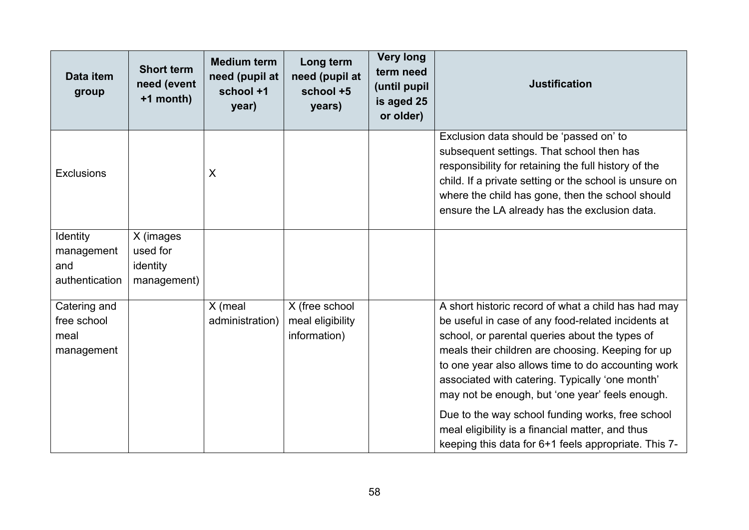| Data item group | Short term need (event +1 month) | Medium term need (pupil at school +1 year) | Long term need (pupil at school +5 years) | Very long term need (until pupil is aged 25 or older) | Justification |
|---|---|---|---|---|---|
| Exclusions | | X | | | Exclusion data should be 'passed on' to subsequent settings. That school then has responsibility for retaining the full history of the child. If a private setting or the school is unsure on where the child has gone, then the school should ensure the LA already has the exclusion data. |
| Identity management and authentication | X (images used for identity management) | | | | |
| Catering and free school meal management | | X (meal administration) | X (free school meal eligibility information) | | A short historic record of what a child has had may be useful in case of any food-related incidents at school, or parental queries about the types of meals their children are choosing. Keeping for up to one year also allows time to do accounting work associated with catering. Typically 'one month' may not be enough, but 'one year' feels enough.<br><br>Due to the way school funding works, free school meal eligibility is a financial matter, and thus keeping this data for 6+1 feels appropriate. This 7- |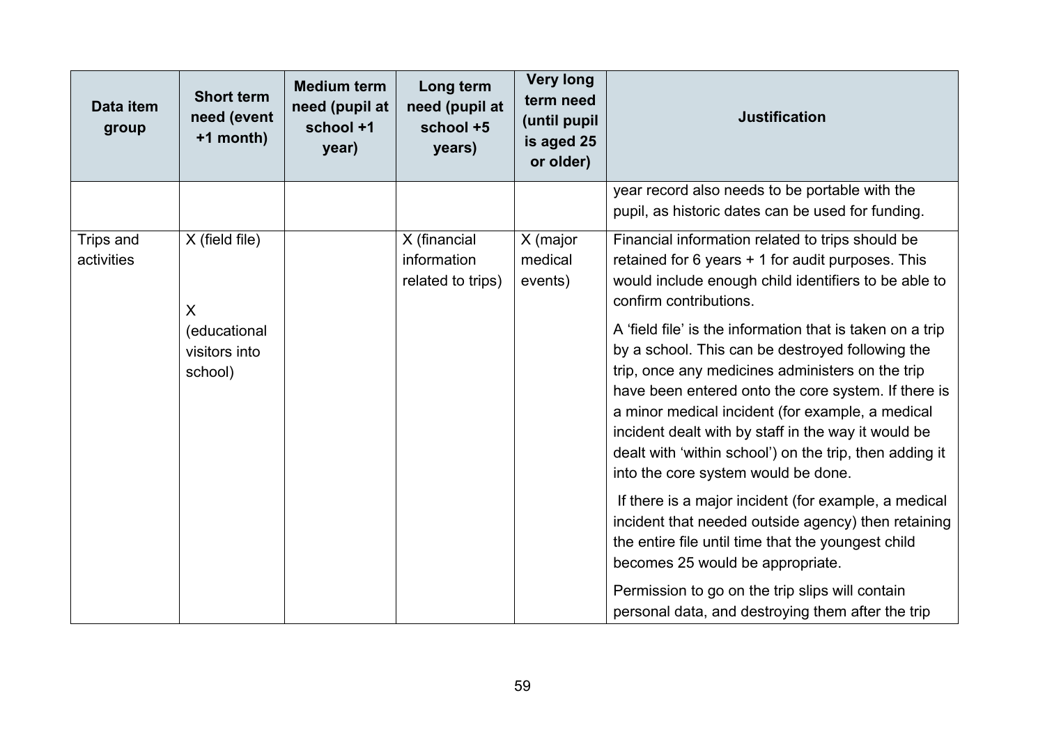| Data item group | Short term need (event +1 month) | Medium term need (pupil at school +1 year) | Long term need (pupil at school +5 years) | Very long term need (until pupil is aged 25 or older) | Justification |
| --- | --- | --- | --- | --- | --- |
| | | | | | year record also needs to be portable with the pupil, as historic dates can be used for funding. |
| Trips and activities | X (field file)<br><br>X (educational visitors into school) | | X (financial information related to trips) | X (major medical events) | Financial information related to trips should be retained for 6 years + 1 for audit purposes. This would include enough child identifiers to be able to confirm contributions.<br><br>A 'field file' is the information that is taken on a trip by a school. This can be destroyed following the trip, once any medicines administers on the trip have been entered onto the core system. If there is a minor medical incident (for example, a medical incident dealt with by staff in the way it would be dealt with 'within school') on the trip, then adding it into the core system would be done.<br><br>If there is a major incident (for example, a medical incident that needed outside agency) then retaining the entire file until time that the youngest child becomes 25 would be appropriate.<br><br>Permission to go on the trip slips will contain personal data, and destroying them after the trip |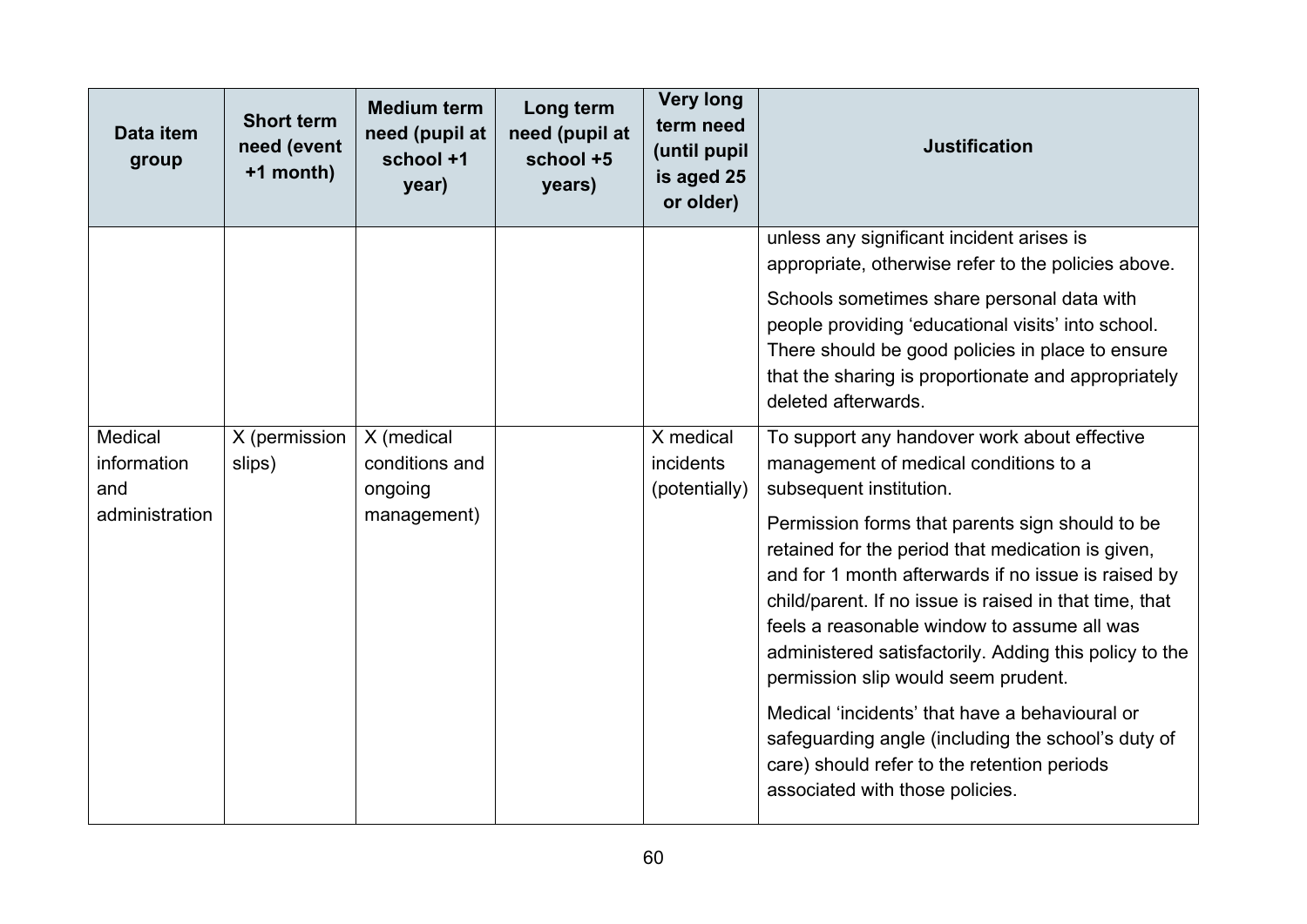| Data item group | Short term need (event +1 month) | Medium term need (pupil at school +1 year) | Long term need (pupil at school +5 years) | Very long term need (until pupil is aged 25 or older) | Justification |
|---|---|---|---|---|---|
| | | | | | unless any significant incident arises is appropriate, otherwise refer to the policies above.<br><br>Schools sometimes share personal data with people providing 'educational visits' into school. There should be good policies in place to ensure that the sharing is proportionate and appropriately deleted afterwards. |
| Medical information and administration | X (permission slips) | X (medical conditions and ongoing management) | | X medical incidents (potentially) | To support any handover work about effective management of medical conditions to a subsequent institution.<br><br>Permission forms that parents sign should to be retained for the period that medication is given, and for 1 month afterwards if no issue is raised by child/parent. If no issue is raised in that time, that feels a reasonable window to assume all was administered satisfactorily. Adding this policy to the permission slip would seem prudent.<br><br>Medical 'incidents' that have a behavioural or safeguarding angle (including the school's duty of care) should refer to the retention periods associated with those policies. |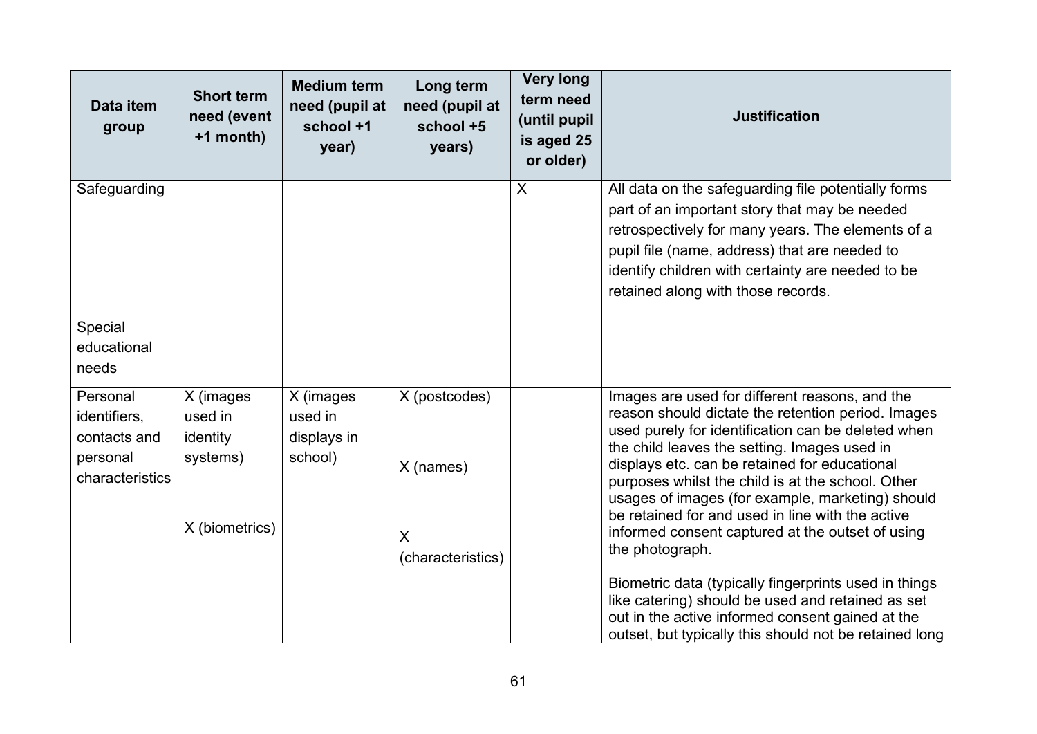| Data item group | Short term need (event +1 month) | Medium term need (pupil at school +1 year) | Long term need (pupil at school +5 years) | Very long term need (until pupil is aged 25 or older) | Justification |
|---|---|---|---|---|---|
| Safeguarding | | | | X | All data on the safeguarding file potentially forms part of an important story that may be needed retrospectively for many years. The elements of a pupil file (name, address) that are needed to identify children with certainty are needed to be retained along with those records. |
| Special educational needs | | | | | |
| Personal identifiers, contacts and personal characteristics | X (images used in identity systems)<br><br>X (biometrics) | X (images used in displays in school) | X (postcodes)<br><br>X (names)<br><br>X (characteristics) | | Images are used for different reasons, and the reason should dictate the retention period. Images used purely for identification can be deleted when the child leaves the setting. Images used in displays etc. can be retained for educational purposes whilst the child is at the school. Other usages of images (for example, marketing) should be retained for and used in line with the active informed consent captured at the outset of using the photograph.<br><br>Biometric data (typically fingerprints used in things like catering) should be used and retained as set out in the active informed consent gained at the outset, but typically this should not be retained long |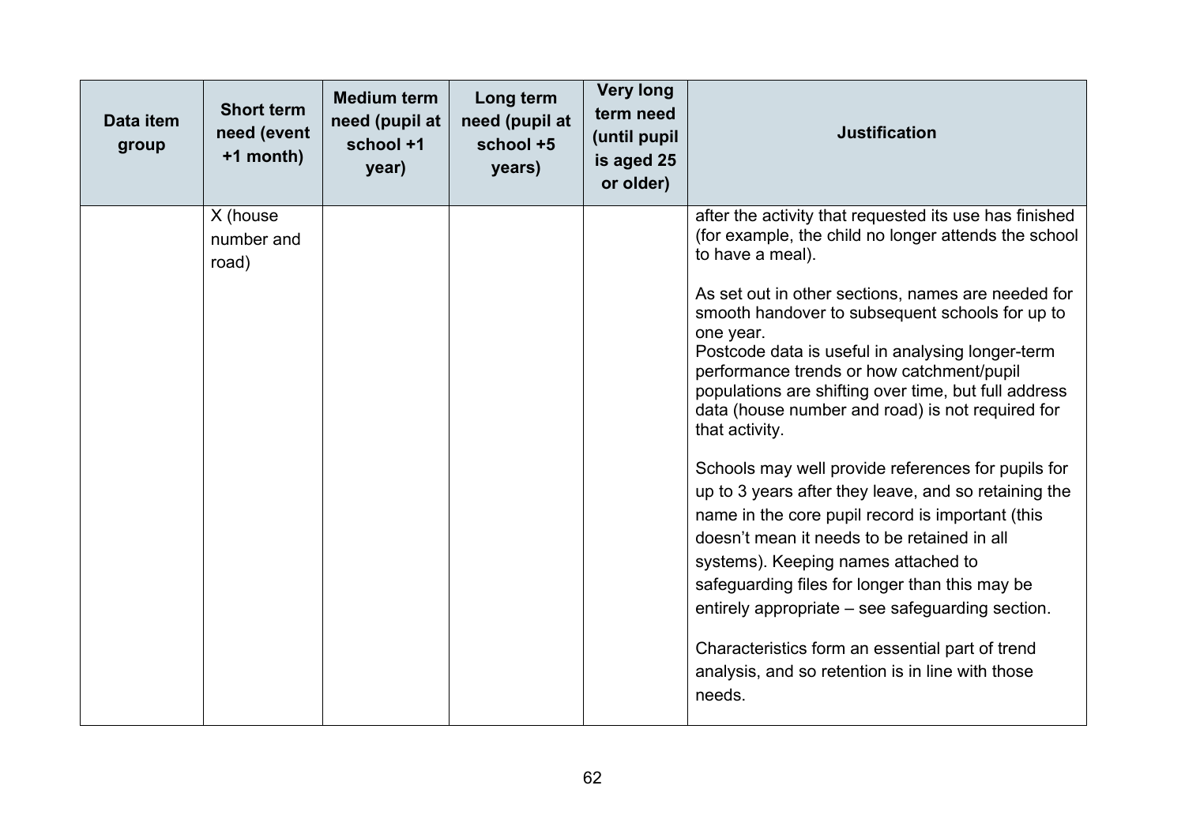| Data item group | Short term need (event +1 month) | Medium term need (pupil at school +1 year) | Long term need (pupil at school +5 years) | Very long term need (until pupil is aged 25 or older) | Justification |
|---|---|---|---|---|---|
| | X (house number and road) | | | | after the activity that requested its use has finished (for example, the child no longer attends the school to have a meal).<br><br>As set out in other sections, names are needed for smooth handover to subsequent schools for up to one year.<br>Postcode data is useful in analysing longer-term performance trends or how catchment/pupil populations are shifting over time, but full address data (house number and road) is not required for that activity.<br><br>Schools may well provide references for pupils for up to 3 years after they leave, and so retaining the name in the core pupil record is important (this doesn't mean it needs to be retained in all systems). Keeping names attached to safeguarding files for longer than this may be entirely appropriate – see safeguarding section.<br><br>Characteristics form an essential part of trend analysis, and so retention is in line with those needs. |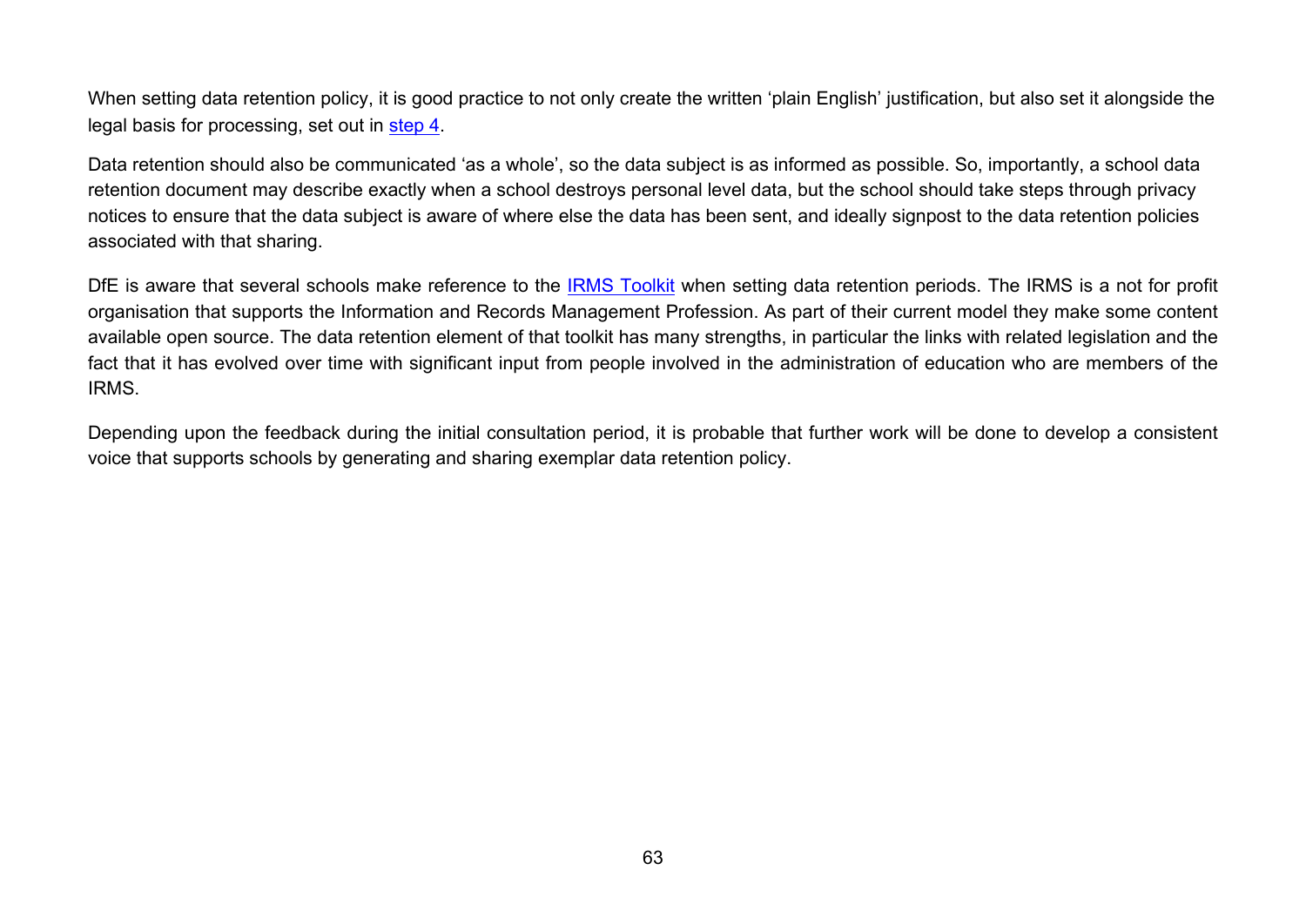When setting data retention policy, it is good practice to not only create the written 'plain English' justification, but also set it alongside the legal basis for processing, set out in step 4.

Data retention should also be communicated 'as a whole', so the data subject is as informed as possible. So, importantly, a school data retention document may describe exactly when a school destroys personal level data, but the school should take steps through privacy notices to ensure that the data subject is aware of where else the data has been sent, and ideally signpost to the data retention policies associated with that sharing.

DfE is aware that several schools make reference to the IRMS Toolkit when setting data retention periods. The IRMS is a not for profit organisation that supports the Information and Records Management Profession. As part of their current model they make some content available open source. The data retention element of that toolkit has many strengths, in particular the links with related legislation and the fact that it has evolved over time with significant input from people involved in the administration of education who are members of the IRMS.

Depending upon the feedback during the initial consultation period, it is probable that further work will be done to develop a consistent voice that supports schools by generating and sharing exemplar data retention policy.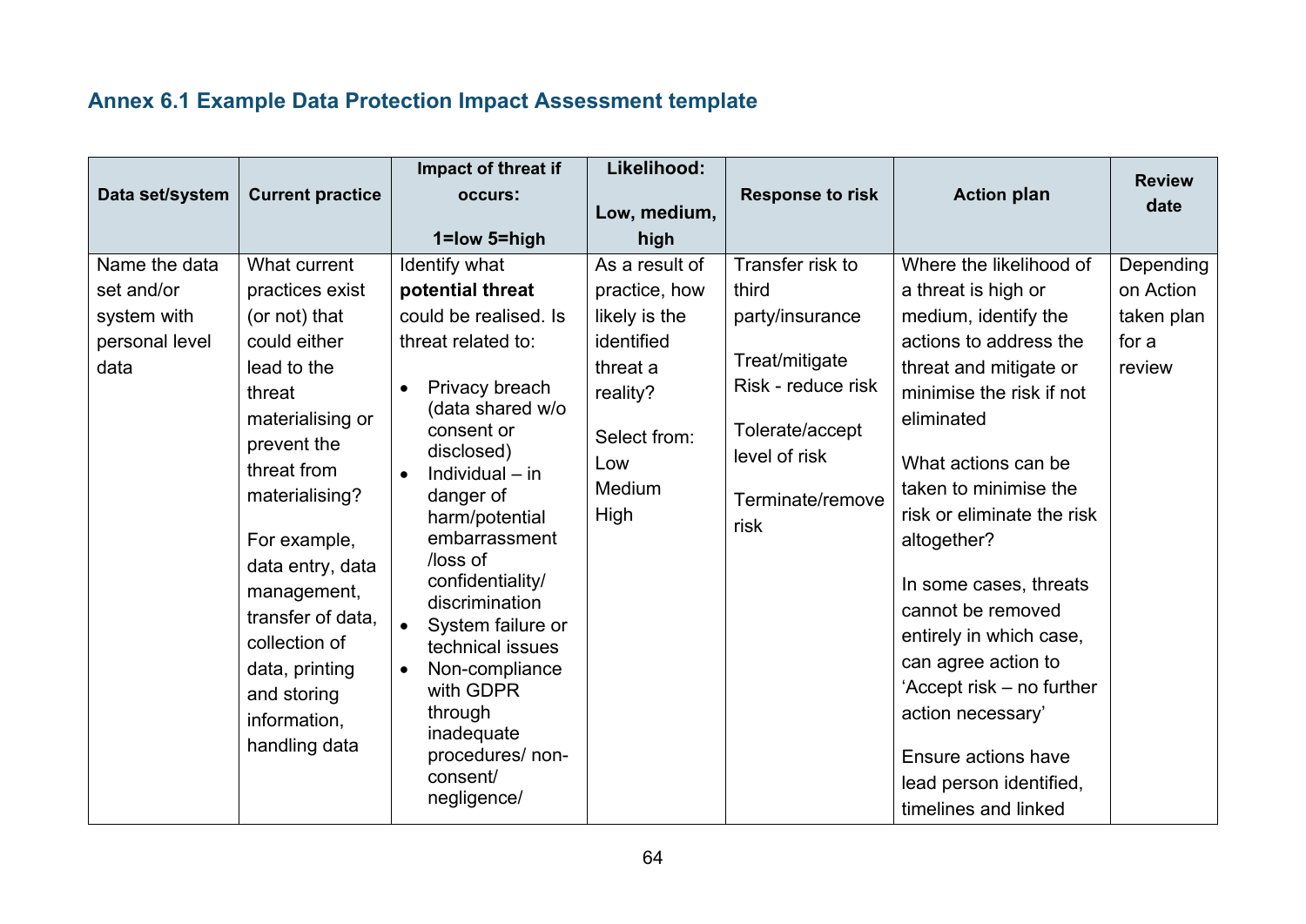## Annex 6.1 Example Data Protection Impact Assessment template

| Data set/system | Current practice | Impact of threat if occurs: 1=low 5=high | Likelihood: Low, medium, high | Response to risk | Action plan | Review date |
|---|---|---|---|---|---|---|
| Name the data set and/or system with personal level data | What current practices exist (or not) that could either lead to the threat materialising or prevent the threat from materialising?<br><br>For example, data entry, data management, transfer of data, collection of data, printing and storing information, handling data | Identify what **potential threat** could be realised. Is threat related to:<br><br>• Privacy breach (data shared w/o consent or disclosed)<br>• Individual – in danger of harm/potential embarrassment /loss of confidentiality/ discrimination<br>• System failure or technical issues<br>• Non-compliance with GDPR through inadequate procedures/ non-consent/ negligence/ | As a result of practice, how likely is the identified threat a reality?<br><br>Select from:<br>Low<br>Medium<br>High | Transfer risk to third party/insurance<br><br>Treat/mitigate Risk - reduce risk<br><br>Tolerate/accept level of risk<br><br>Terminate/remove risk | Where the likelihood of a threat is high or medium, identify the actions to address the threat and mitigate or minimise the risk if not eliminated<br><br>What actions can be taken to minimise the risk or eliminate the risk altogether?<br><br>In some cases, threats cannot be removed entirely in which case, can agree action to 'Accept risk – no further action necessary'<br><br>Ensure actions have lead person identified, timelines and linked | Depending on Action taken plan for a review |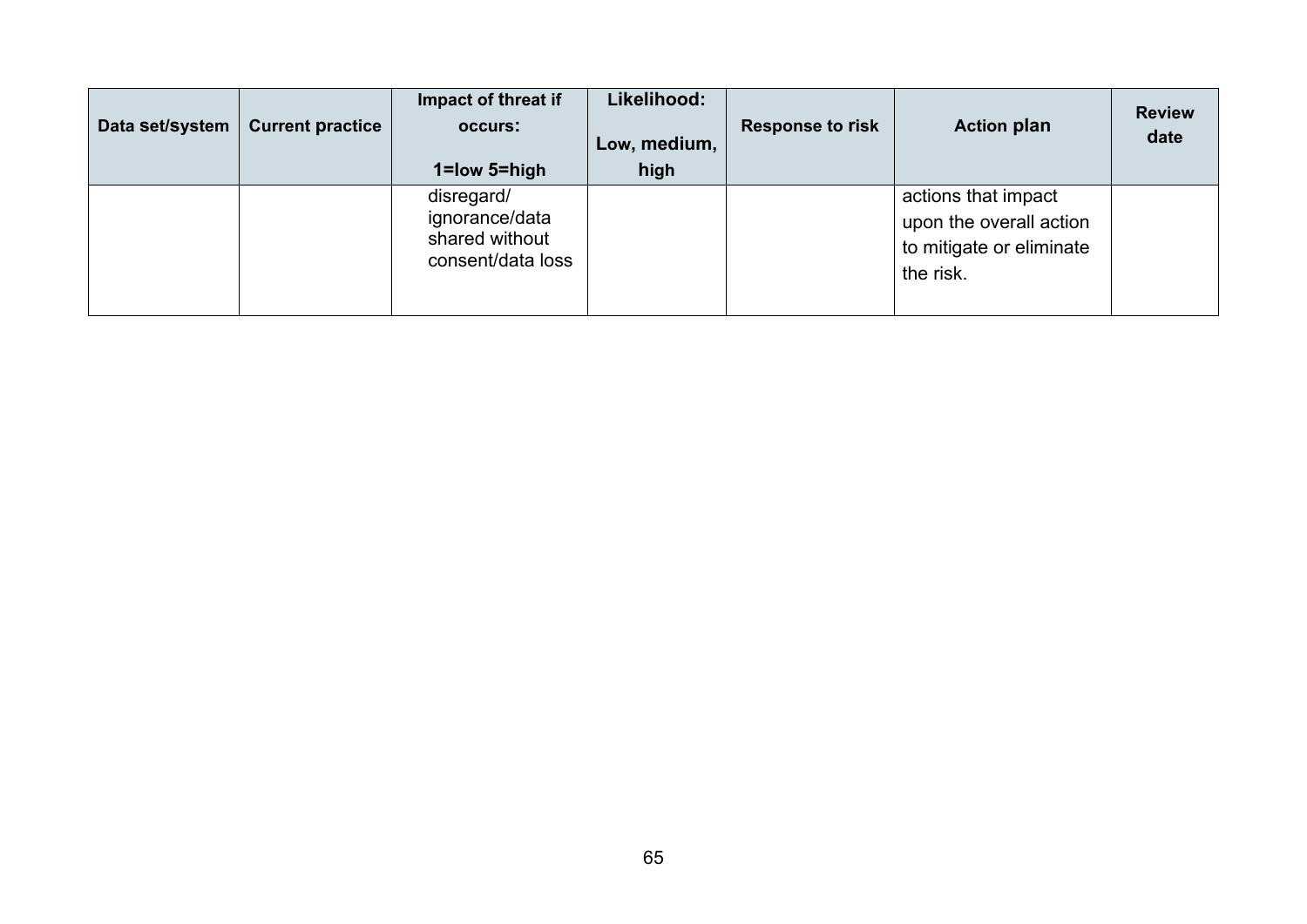| Data set/system | Current practice | Impact of threat if occurs: 1=low 5=high | Likelihood: Low, medium, high | Response to risk | Action plan | Review date |
|---|---|---|---|---|---|---|
| | | disregard/ ignorance/data shared without consent/data loss | | | actions that impact upon the overall action to mitigate or eliminate the risk. | |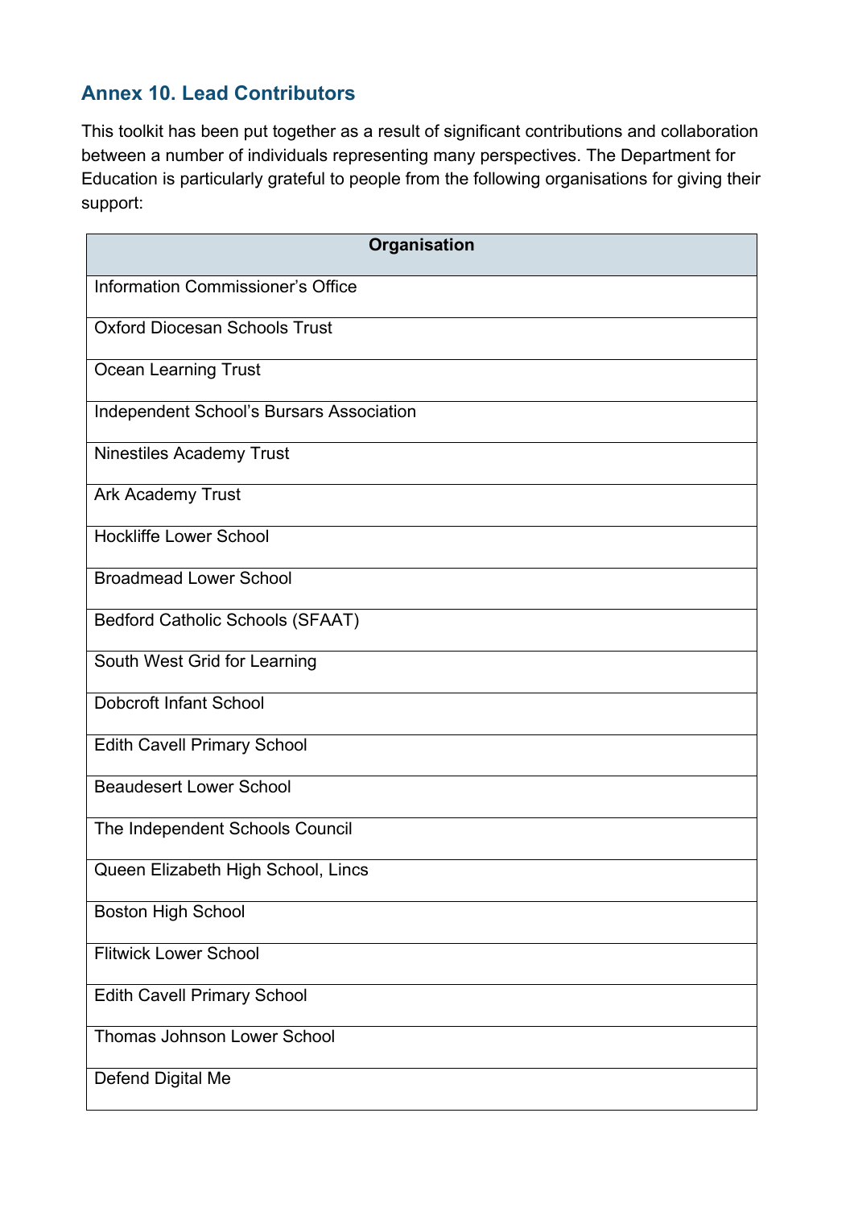## Annex 10. Lead Contributors

This toolkit has been put together as a result of significant contributions and collaboration between a number of individuals representing many perspectives. The Department for Education is particularly grateful to people from the following organisations for giving their support:

| Organisation |
|---|
| Information Commissioner's Office |
| Oxford Diocesan Schools Trust |
| Ocean Learning Trust |
| Independent School's Bursars Association |
| Ninestiles Academy Trust |
| Ark Academy Trust |
| Hockliffe Lower School |
| Broadmead Lower School |
| Bedford Catholic Schools (SFAAT) |
| South West Grid for Learning |
| Dobcroft Infant School |
| Edith Cavell Primary School |
| Beaudesert Lower School |
| The Independent Schools Council |
| Queen Elizabeth High School, Lincs |
| Boston High School |
| Flitwick Lower School |
| Edith Cavell Primary School |
| Thomas Johnson Lower School |
| Defend Digital Me |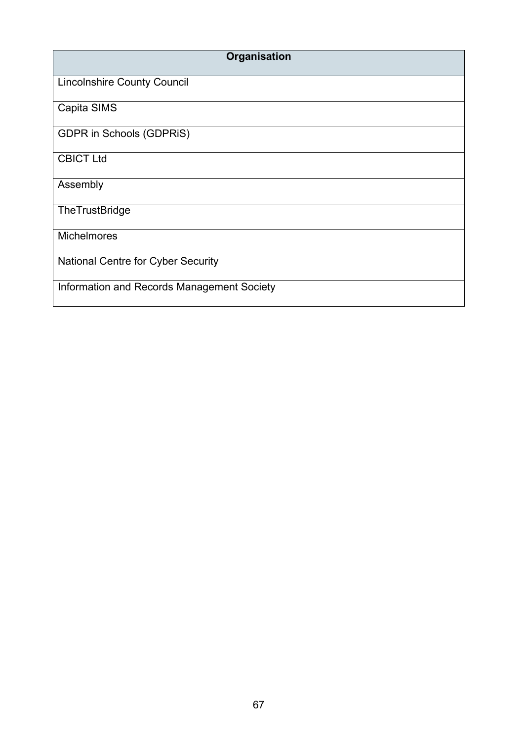| Organisation |
| --- |
| Lincolnshire County Council |
| Capita SIMS |
| GDPR in Schools (GDPRiS) |
| CBICT Ltd |
| Assembly |
| TheTrustBridge |
| Michelmores |
| National Centre for Cyber Security |
| Information and Records Management Society |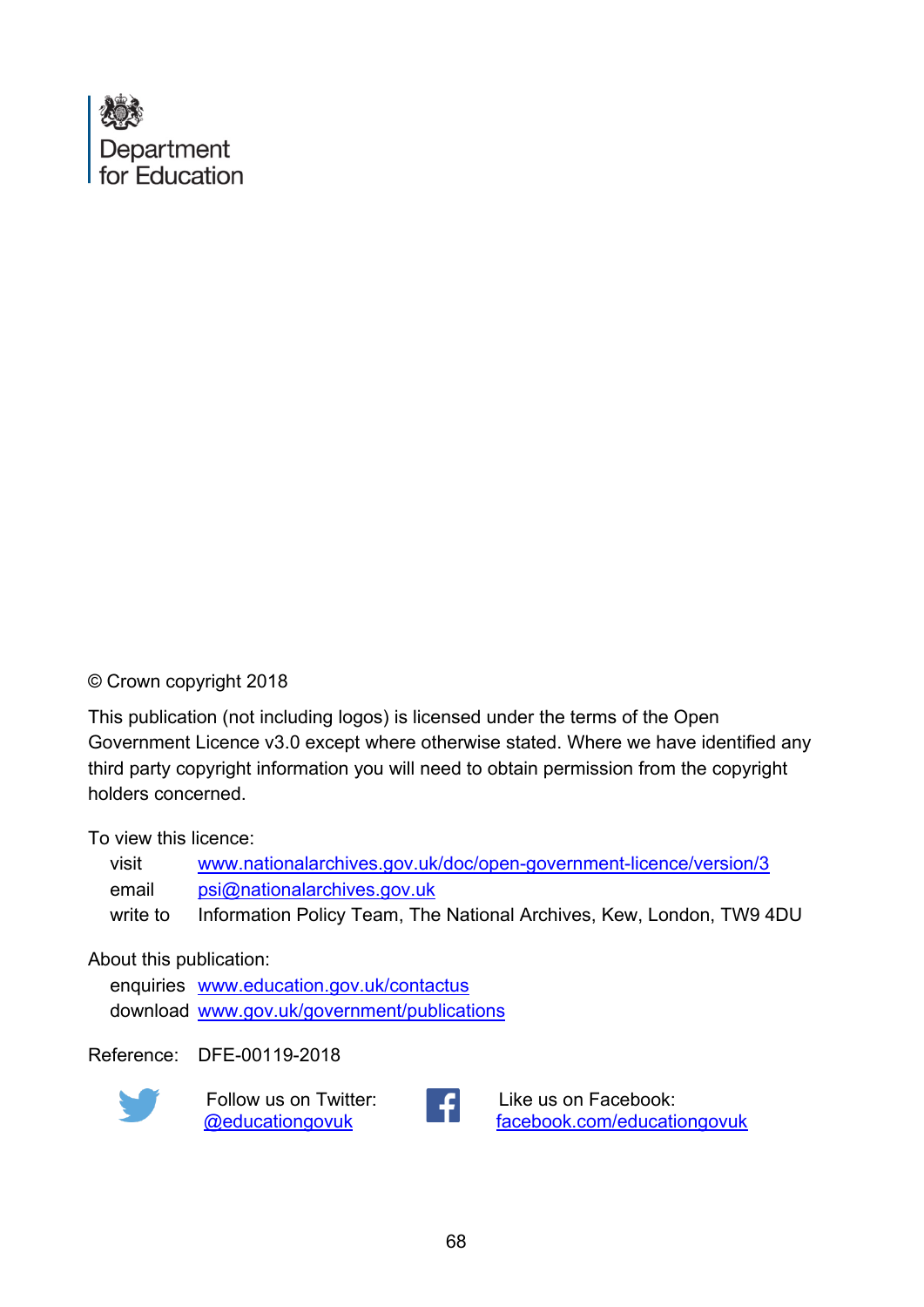Department for Education

© Crown copyright 2018

This publication (not including logos) is licensed under the terms of the Open Government Licence v3.0 except where otherwise stated. Where we have identified any third party copyright information you will need to obtain permission from the copyright holders concerned.

To view this licence:

visit www.nationalarchives.gov.uk/doc/open-government-licence/version/3
email psi@nationalarchives.gov.uk
write to Information Policy Team, The National Archives, Kew, London, TW9 4DU

About this publication:

enquiries www.education.gov.uk/contactus
download www.gov.uk/government/publications

Reference: DFE-00119-2018

Follow us on Twitter: @educationgovuk

Like us on Facebook: facebook.com/educationgovuk